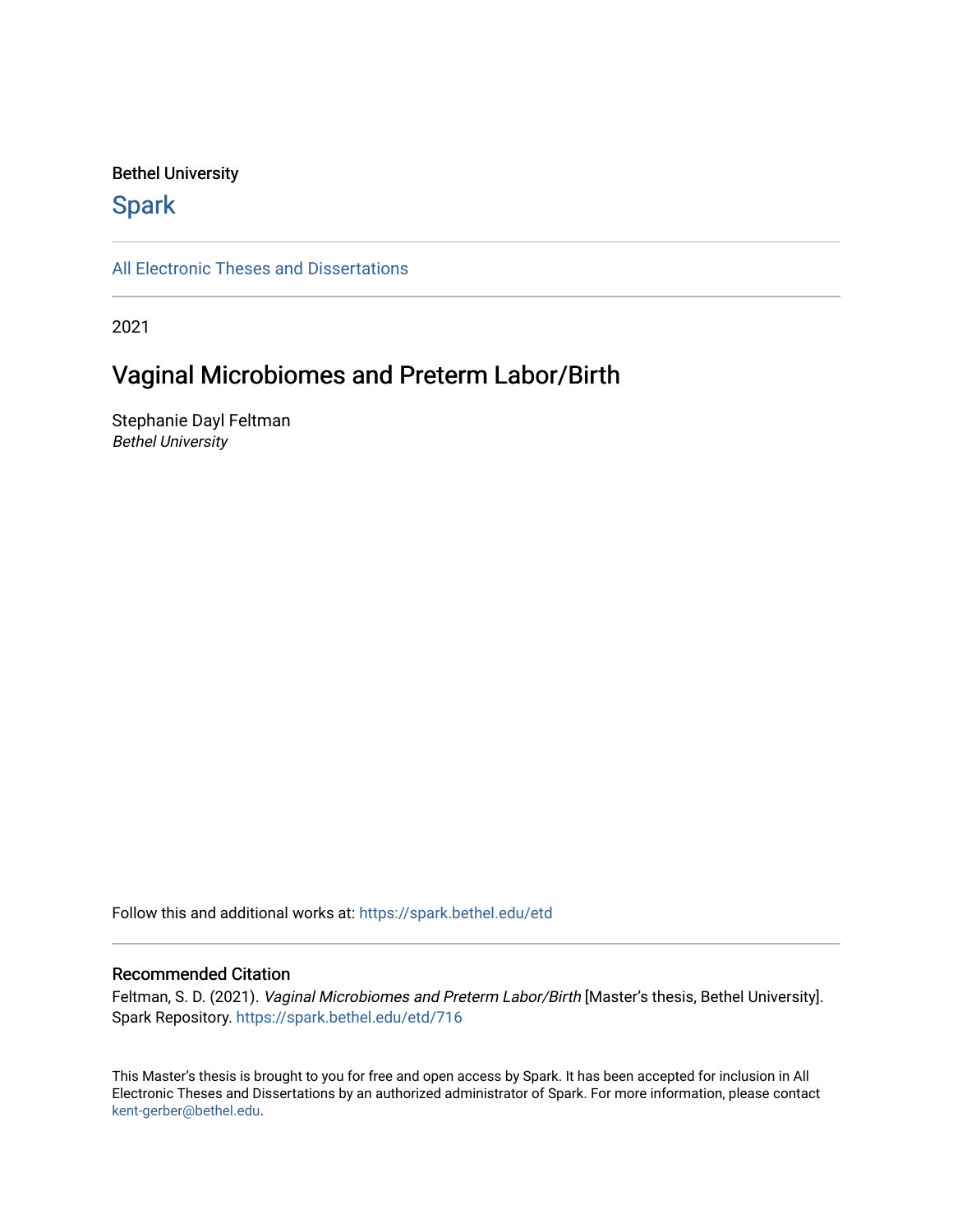Bethel University

Spark

All Electronic Theses and Dissertations

2021

# Vaginal Microbiomes and Preterm Labor/Birth

Stephanie Dayl Feltman
*Bethel University*

Follow this and additional works at: https://spark.bethel.edu/etd

## Recommended Citation

Feltman, S. D. (2021). *Vaginal Microbiomes and Preterm Labor/Birth* [Master's thesis, Bethel University]. Spark Repository. https://spark.bethel.edu/etd/716

This Master's thesis is brought to you for free and open access by Spark. It has been accepted for inclusion in All Electronic Theses and Dissertations by an authorized administrator of Spark. For more information, please contact kent-gerber@bethel.edu.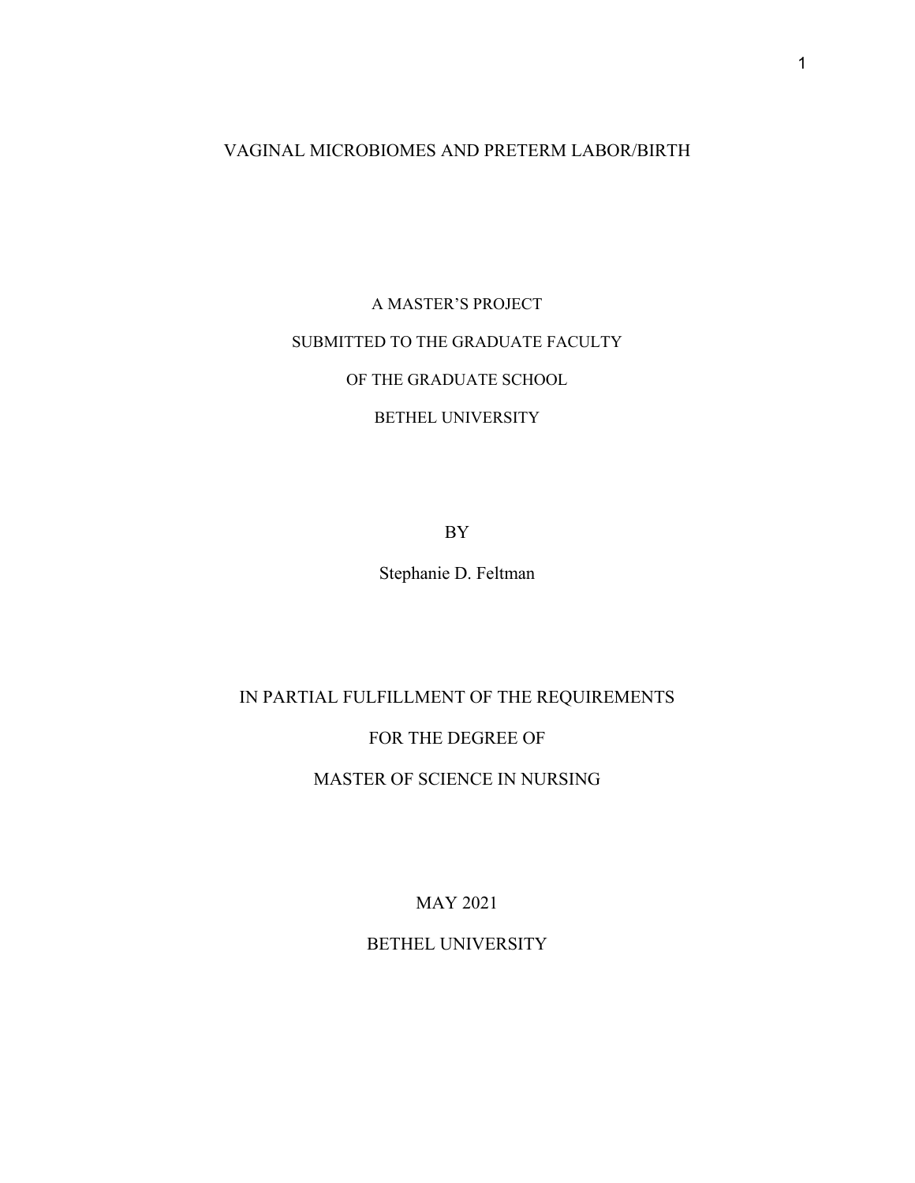# VAGINAL MICROBIOMES AND PRETERM LABOR/BIRTH

A MASTER'S PROJECT

SUBMITTED TO THE GRADUATE FACULTY

OF THE GRADUATE SCHOOL

BETHEL UNIVERSITY

BY

Stephanie D. Feltman

IN PARTIAL FULFILLMENT OF THE REQUIREMENTS

FOR THE DEGREE OF

MASTER OF SCIENCE IN NURSING

MAY 2021

BETHEL UNIVERSITY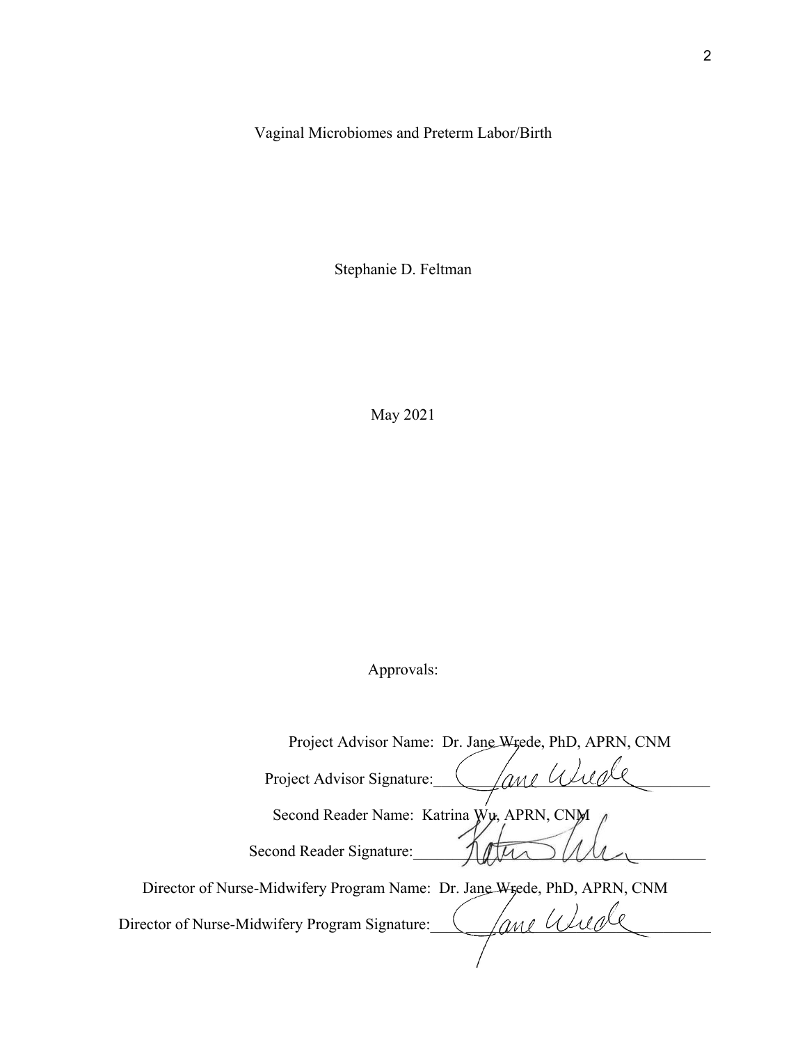Vaginal Microbiomes and Preterm Labor/Birth

Stephanie D. Feltman

May 2021

Approvals:

Project Advisor Name: Dr. Jane Wrede, PhD, APRN, CNM

Project Advisor Signature: ____________________

Second Reader Name: Katrina Wu, APRN, CNM

Second Reader Signature: ____________________

Director of Nurse-Midwifery Program Name: Dr. Jane Wrede, PhD, APRN, CNM

Director of Nurse-Midwifery Program Signature: ____________________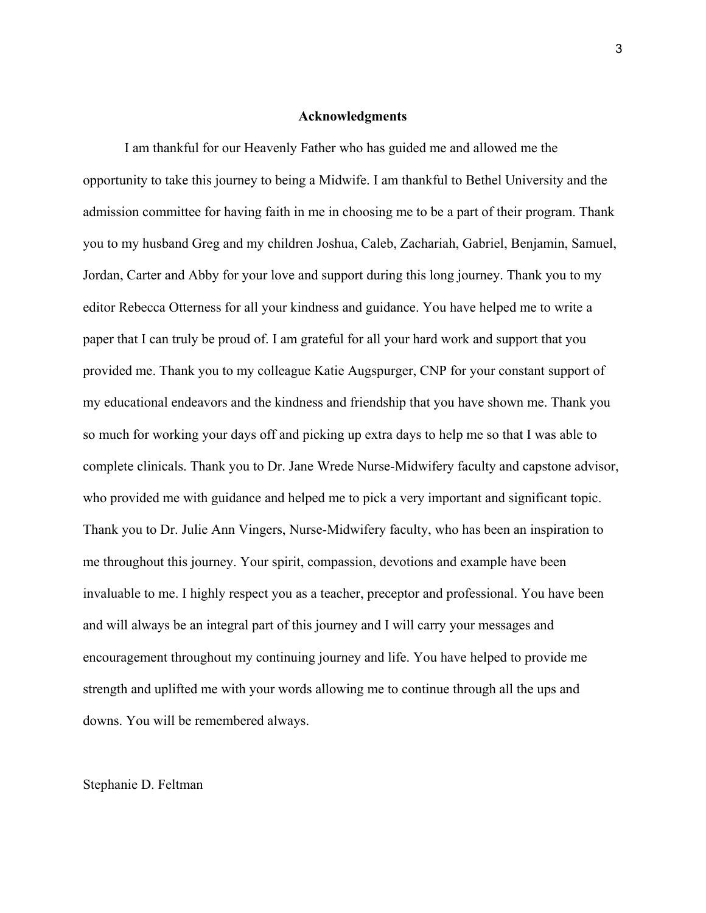# Acknowledgments

I am thankful for our Heavenly Father who has guided me and allowed me the opportunity to take this journey to being a Midwife. I am thankful to Bethel University and the admission committee for having faith in me in choosing me to be a part of their program. Thank you to my husband Greg and my children Joshua, Caleb, Zachariah, Gabriel, Benjamin, Samuel, Jordan, Carter and Abby for your love and support during this long journey. Thank you to my editor Rebecca Otterness for all your kindness and guidance. You have helped me to write a paper that I can truly be proud of. I am grateful for all your hard work and support that you provided me. Thank you to my colleague Katie Augspurger, CNP for your constant support of my educational endeavors and the kindness and friendship that you have shown me. Thank you so much for working your days off and picking up extra days to help me so that I was able to complete clinicals. Thank you to Dr. Jane Wrede Nurse-Midwifery faculty and capstone advisor, who provided me with guidance and helped me to pick a very important and significant topic. Thank you to Dr. Julie Ann Vingers, Nurse-Midwifery faculty, who has been an inspiration to me throughout this journey. Your spirit, compassion, devotions and example have been invaluable to me. I highly respect you as a teacher, preceptor and professional. You have been and will always be an integral part of this journey and I will carry your messages and encouragement throughout my continuing journey and life. You have helped to provide me strength and uplifted me with your words allowing me to continue through all the ups and downs. You will be remembered always.

Stephanie D. Feltman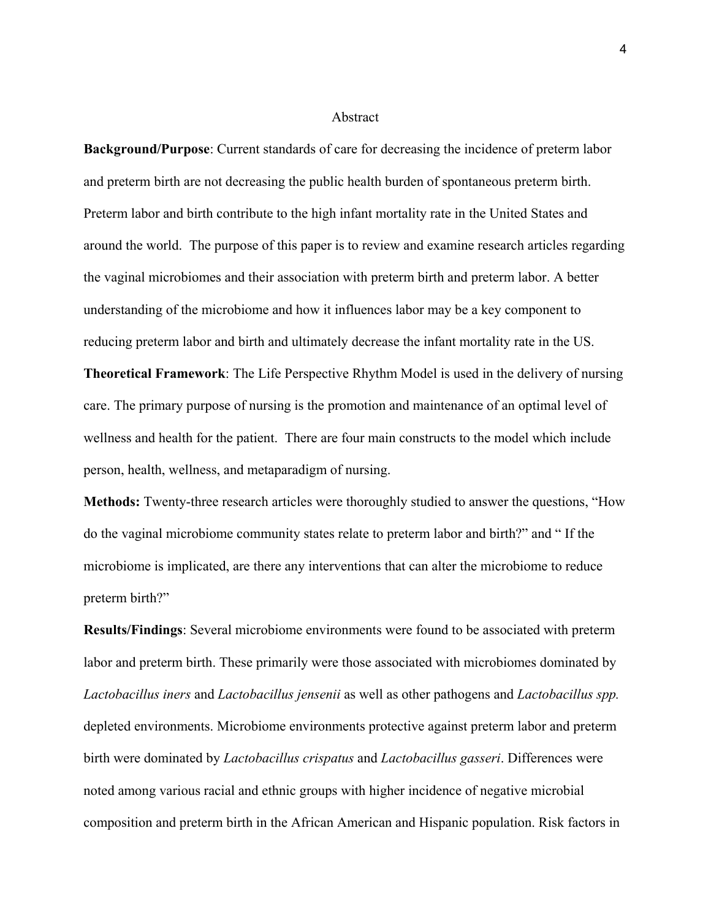# Abstract

**Background/Purpose**: Current standards of care for decreasing the incidence of preterm labor and preterm birth are not decreasing the public health burden of spontaneous preterm birth. Preterm labor and birth contribute to the high infant mortality rate in the United States and around the world. The purpose of this paper is to review and examine research articles regarding the vaginal microbiomes and their association with preterm birth and preterm labor. A better understanding of the microbiome and how it influences labor may be a key component to reducing preterm labor and birth and ultimately decrease the infant mortality rate in the US.

**Theoretical Framework**: The Life Perspective Rhythm Model is used in the delivery of nursing care. The primary purpose of nursing is the promotion and maintenance of an optimal level of wellness and health for the patient. There are four main constructs to the model which include person, health, wellness, and metaparadigm of nursing.

**Methods:** Twenty-three research articles were thoroughly studied to answer the questions, "How do the vaginal microbiome community states relate to preterm labor and birth?" and " If the microbiome is implicated, are there any interventions that can alter the microbiome to reduce preterm birth?"

**Results/Findings**: Several microbiome environments were found to be associated with preterm labor and preterm birth. These primarily were those associated with microbiomes dominated by *Lactobacillus iners* and *Lactobacillus jensenii* as well as other pathogens and *Lactobacillus spp.* depleted environments. Microbiome environments protective against preterm labor and preterm birth were dominated by *Lactobacillus crispatus* and *Lactobacillus gasseri*. Differences were noted among various racial and ethnic groups with higher incidence of negative microbial composition and preterm birth in the African American and Hispanic population. Risk factors in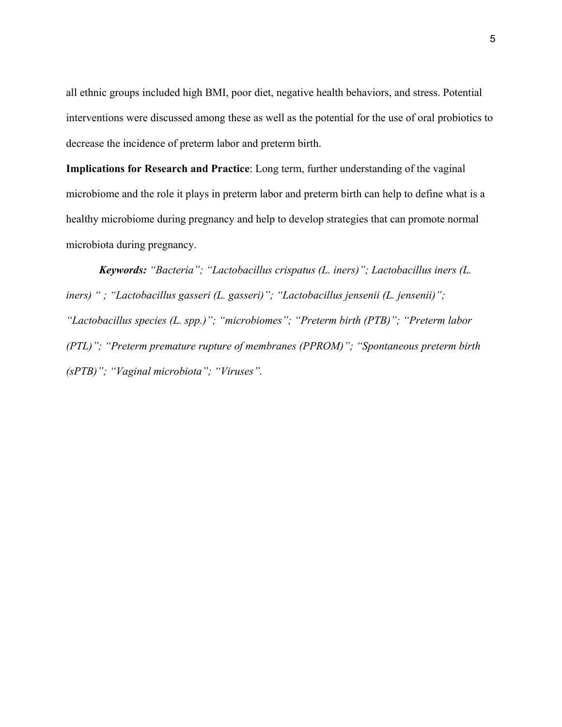all ethnic groups included high BMI, poor diet, negative health behaviors, and stress. Potential interventions were discussed among these as well as the potential for the use of oral probiotics to decrease the incidence of preterm labor and preterm birth.

**Implications for Research and Practice**: Long term, further understanding of the vaginal microbiome and the role it plays in preterm labor and preterm birth can help to define what is a healthy microbiome during pregnancy and help to develop strategies that can promote normal microbiota during pregnancy.

***Keywords:*** *"Bacteria"; "Lactobacillus crispatus (L. iners)"; Lactobacillus iners (L. iners) " ; "Lactobacillus gasseri (L. gasseri)"; "Lactobacillus jensenii (L. jensenii)"; "Lactobacillus species (L. spp.)"; "microbiomes"; "Preterm birth (PTB)"; "Preterm labor (PTL)"; "Preterm premature rupture of membranes (PPROM)"; "Spontaneous preterm birth (sPTB)"; "Vaginal microbiota"; "Viruses".*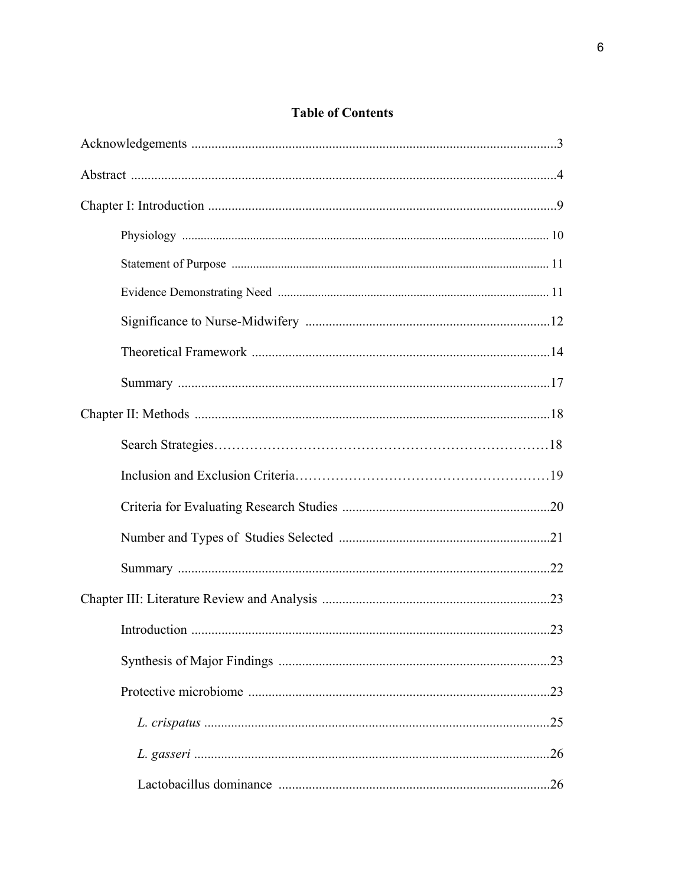## Table of Contents

Acknowledgements ....................................................................................................3

Abstract .....................................................................................................................4

Chapter I: Introduction ...............................................................................................9

- Physiology .............................................................................................................10
- Statement of Purpose ............................................................................................11
- Evidence Demonstrating Need .............................................................................11
- Significance to Nurse-Midwifery .........................................................................12
- Theoretical Framework ........................................................................................14
- Summary ..............................................................................................................17

Chapter II: Methods ..................................................................................................18

- Search Strategies....................................................................................................18
- Inclusion and Exclusion Criteria...........................................................................19
- Criteria for Evaluating Research Studies .............................................................20
- Number and Types of Studies Selected ...............................................................21
- Summary ..............................................................................................................22

Chapter III: Literature Review and Analysis ...........................................................23

- Introduction ..........................................................................................................23
- Synthesis of Major Findings ................................................................................23
- Protective microbiome .........................................................................................23
  - *L. crispatus* ...................................................................................................25
  - *L. gasseri* ......................................................................................................26
  - Lactobacillus dominance ...............................................................................26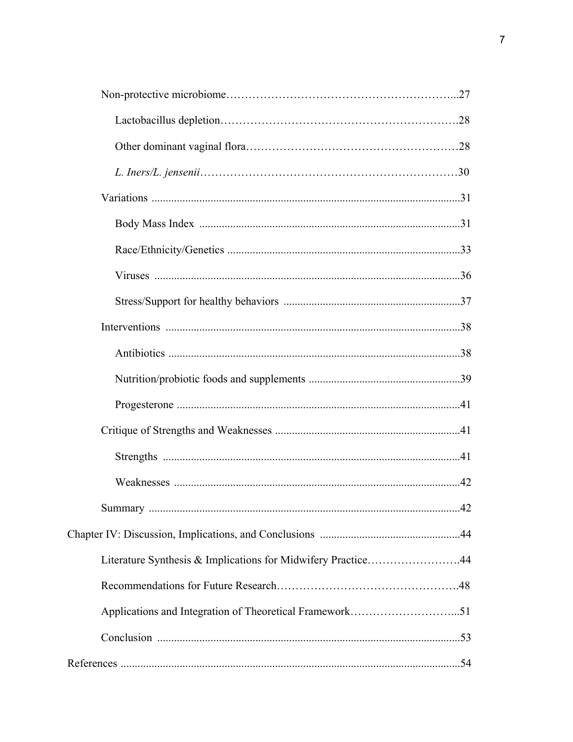Non-protective microbiome……………………………………………………...27

Lactobacillus depletion……………………………………………………….28

Other dominant vaginal flora…………………………………………………28

*L. Iners/L. jensenii*……………………………………………………………30

Variations ..............................................................................................................31

Body Mass Index ...........................................................................................31

Race/Ethnicity/Genetics .................................................................................33

Viruses ...........................................................................................................36

Stress/Support for healthy behaviors ..............................................................37

Interventions .........................................................................................................38

Antibiotics ......................................................................................................38

Nutrition/probiotic foods and supplements .....................................................39

Progesterone ...................................................................................................41

Critique of Strengths and Weaknesses .................................................................41

Strengths ........................................................................................................41

Weaknesses ....................................................................................................42

Summary ...............................................................................................................42

Chapter IV: Discussion, Implications, and Conclusions ..................................................44

Literature Synthesis & Implications for Midwifery Practice…………………….44

Recommendations for Future Research………………………………………….48

Applications and Integration of Theoretical Framework………………………...51

Conclusion ...........................................................................................................53

References .......................................................................................................................54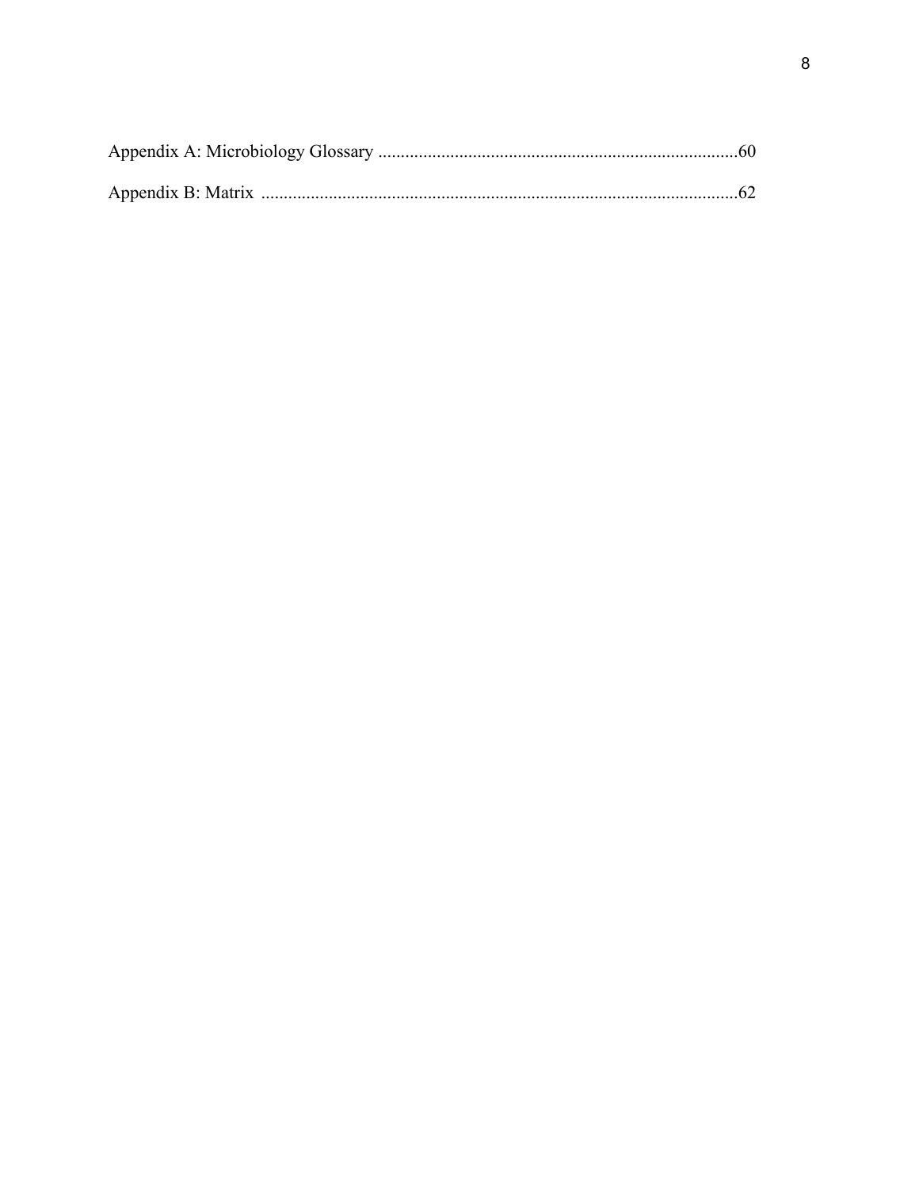Appendix A: Microbiology Glossary ................................................................................60

Appendix B: Matrix ..........................................................................................................62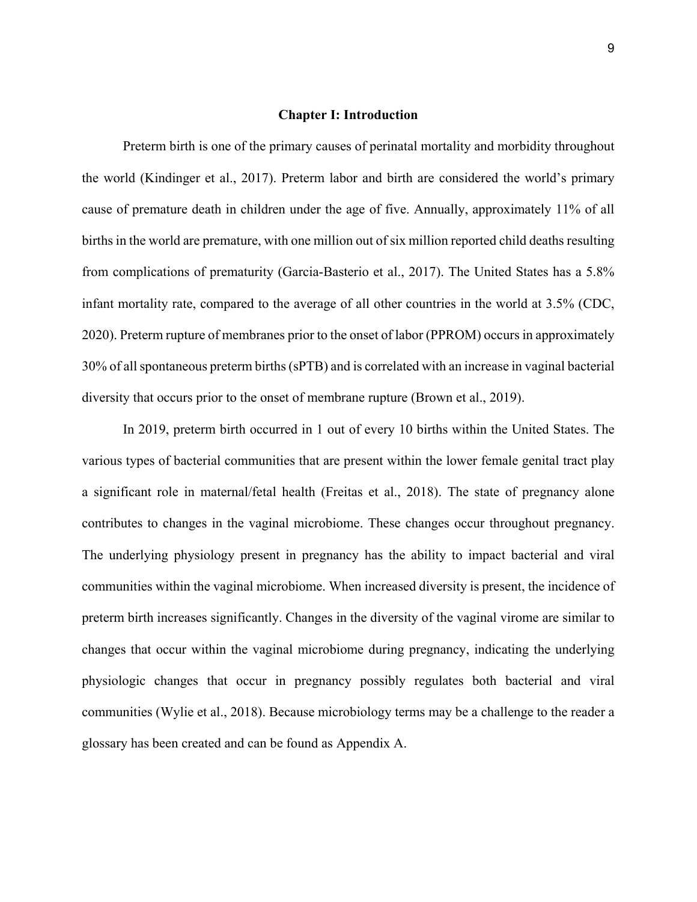# Chapter I: Introduction

Preterm birth is one of the primary causes of perinatal mortality and morbidity throughout the world (Kindinger et al., 2017). Preterm labor and birth are considered the world's primary cause of premature death in children under the age of five. Annually, approximately 11% of all births in the world are premature, with one million out of six million reported child deaths resulting from complications of prematurity (Garcia-Basterio et al., 2017). The United States has a 5.8% infant mortality rate, compared to the average of all other countries in the world at 3.5% (CDC, 2020). Preterm rupture of membranes prior to the onset of labor (PPROM) occurs in approximately 30% of all spontaneous preterm births (sPTB) and is correlated with an increase in vaginal bacterial diversity that occurs prior to the onset of membrane rupture (Brown et al., 2019).

In 2019, preterm birth occurred in 1 out of every 10 births within the United States. The various types of bacterial communities that are present within the lower female genital tract play a significant role in maternal/fetal health (Freitas et al., 2018). The state of pregnancy alone contributes to changes in the vaginal microbiome. These changes occur throughout pregnancy. The underlying physiology present in pregnancy has the ability to impact bacterial and viral communities within the vaginal microbiome. When increased diversity is present, the incidence of preterm birth increases significantly. Changes in the diversity of the vaginal virome are similar to changes that occur within the vaginal microbiome during pregnancy, indicating the underlying physiologic changes that occur in pregnancy possibly regulates both bacterial and viral communities (Wylie et al., 2018). Because microbiology terms may be a challenge to the reader a glossary has been created and can be found as Appendix A.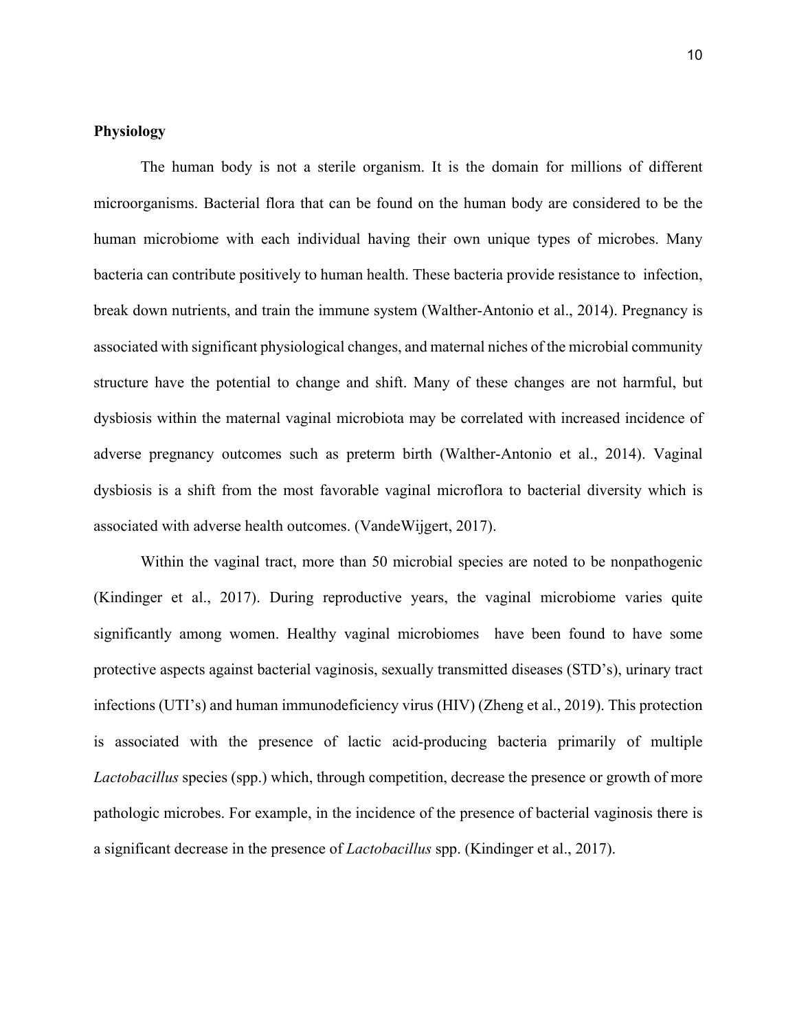**Physiology**

The human body is not a sterile organism. It is the domain for millions of different microorganisms. Bacterial flora that can be found on the human body are considered to be the human microbiome with each individual having their own unique types of microbes. Many bacteria can contribute positively to human health. These bacteria provide resistance to infection, break down nutrients, and train the immune system (Walther-Antonio et al., 2014). Pregnancy is associated with significant physiological changes, and maternal niches of the microbial community structure have the potential to change and shift. Many of these changes are not harmful, but dysbiosis within the maternal vaginal microbiota may be correlated with increased incidence of adverse pregnancy outcomes such as preterm birth (Walther-Antonio et al., 2014). Vaginal dysbiosis is a shift from the most favorable vaginal microflora to bacterial diversity which is associated with adverse health outcomes. (VandeWijgert, 2017).

Within the vaginal tract, more than 50 microbial species are noted to be nonpathogenic (Kindinger et al., 2017). During reproductive years, the vaginal microbiome varies quite significantly among women. Healthy vaginal microbiomes have been found to have some protective aspects against bacterial vaginosis, sexually transmitted diseases (STD's), urinary tract infections (UTI's) and human immunodeficiency virus (HIV) (Zheng et al., 2019). This protection is associated with the presence of lactic acid-producing bacteria primarily of multiple *Lactobacillus* species (spp.) which, through competition, decrease the presence or growth of more pathologic microbes. For example, in the incidence of the presence of bacterial vaginosis there is a significant decrease in the presence of *Lactobacillus* spp. (Kindinger et al., 2017).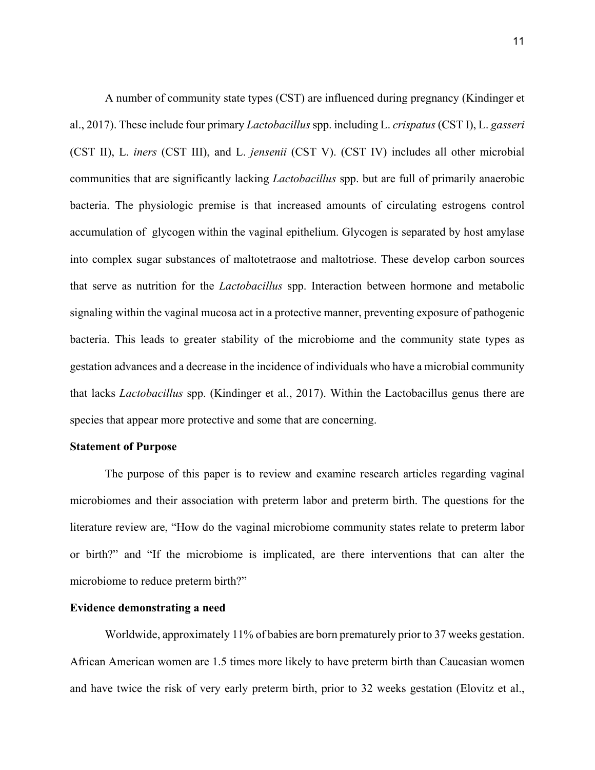A number of community state types (CST) are influenced during pregnancy (Kindinger et al., 2017). These include four primary *Lactobacillus* spp. including L. *crispatus* (CST I), L. *gasseri* (CST II), L. *iners* (CST III), and L. *jensenii* (CST V). (CST IV) includes all other microbial communities that are significantly lacking *Lactobacillus* spp. but are full of primarily anaerobic bacteria. The physiologic premise is that increased amounts of circulating estrogens control accumulation of glycogen within the vaginal epithelium. Glycogen is separated by host amylase into complex sugar substances of maltotetraose and maltotriose. These develop carbon sources that serve as nutrition for the *Lactobacillus* spp. Interaction between hormone and metabolic signaling within the vaginal mucosa act in a protective manner, preventing exposure of pathogenic bacteria. This leads to greater stability of the microbiome and the community state types as gestation advances and a decrease in the incidence of individuals who have a microbial community that lacks *Lactobacillus* spp. (Kindinger et al., 2017). Within the Lactobacillus genus there are species that appear more protective and some that are concerning.

**Statement of Purpose**

The purpose of this paper is to review and examine research articles regarding vaginal microbiomes and their association with preterm labor and preterm birth. The questions for the literature review are, "How do the vaginal microbiome community states relate to preterm labor or birth?" and "If the microbiome is implicated, are there interventions that can alter the microbiome to reduce preterm birth?"

**Evidence demonstrating a need**

Worldwide, approximately 11% of babies are born prematurely prior to 37 weeks gestation. African American women are 1.5 times more likely to have preterm birth than Caucasian women and have twice the risk of very early preterm birth, prior to 32 weeks gestation (Elovitz et al.,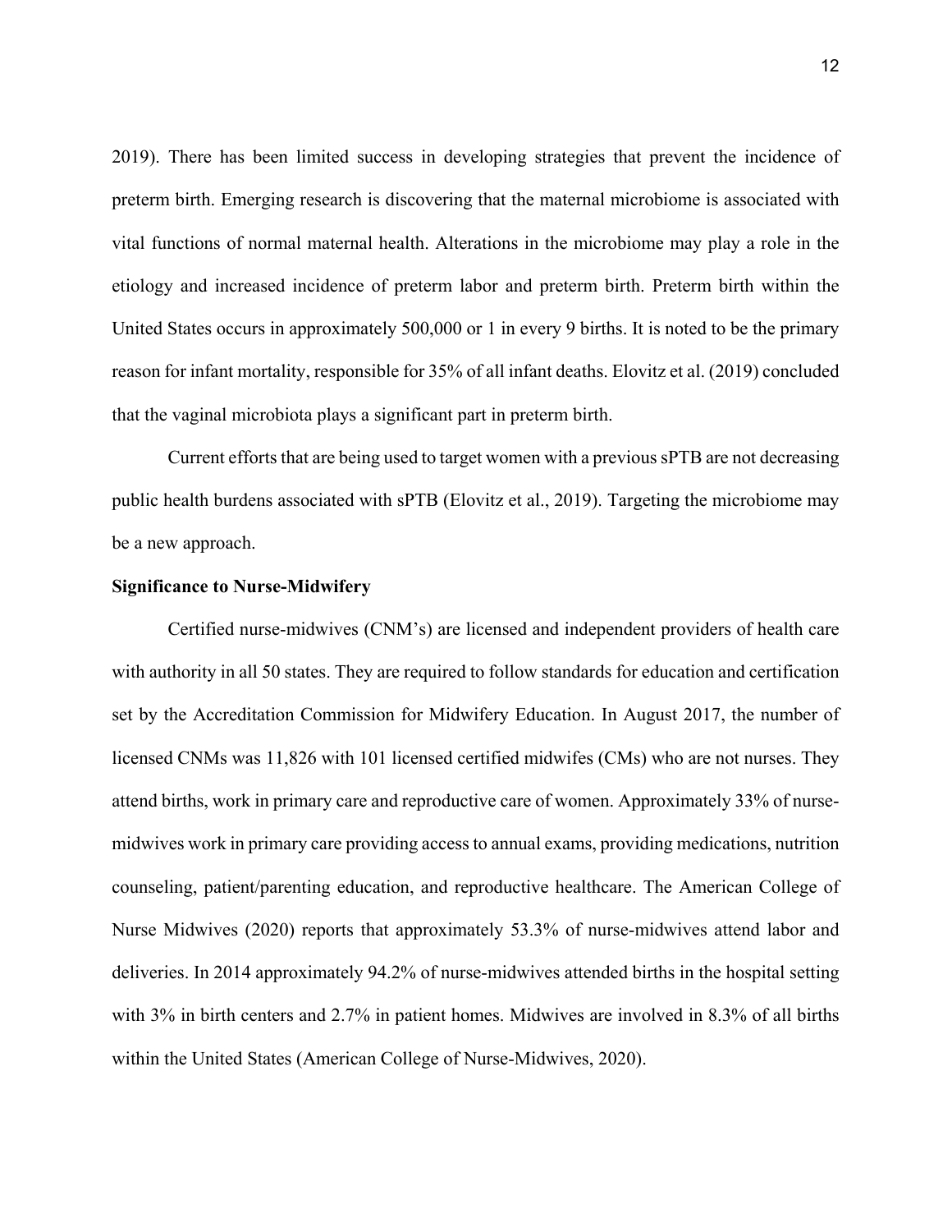2019). There has been limited success in developing strategies that prevent the incidence of preterm birth. Emerging research is discovering that the maternal microbiome is associated with vital functions of normal maternal health. Alterations in the microbiome may play a role in the etiology and increased incidence of preterm labor and preterm birth. Preterm birth within the United States occurs in approximately 500,000 or 1 in every 9 births. It is noted to be the primary reason for infant mortality, responsible for 35% of all infant deaths. Elovitz et al. (2019) concluded that the vaginal microbiota plays a significant part in preterm birth.

Current efforts that are being used to target women with a previous sPTB are not decreasing public health burdens associated with sPTB (Elovitz et al., 2019). Targeting the microbiome may be a new approach.

**Significance to Nurse-Midwifery**

Certified nurse-midwives (CNM's) are licensed and independent providers of health care with authority in all 50 states. They are required to follow standards for education and certification set by the Accreditation Commission for Midwifery Education. In August 2017, the number of licensed CNMs was 11,826 with 101 licensed certified midwifes (CMs) who are not nurses. They attend births, work in primary care and reproductive care of women. Approximately 33% of nurse-midwives work in primary care providing access to annual exams, providing medications, nutrition counseling, patient/parenting education, and reproductive healthcare. The American College of Nurse Midwives (2020) reports that approximately 53.3% of nurse-midwives attend labor and deliveries. In 2014 approximately 94.2% of nurse-midwives attended births in the hospital setting with 3% in birth centers and 2.7% in patient homes. Midwives are involved in 8.3% of all births within the United States (American College of Nurse-Midwives, 2020).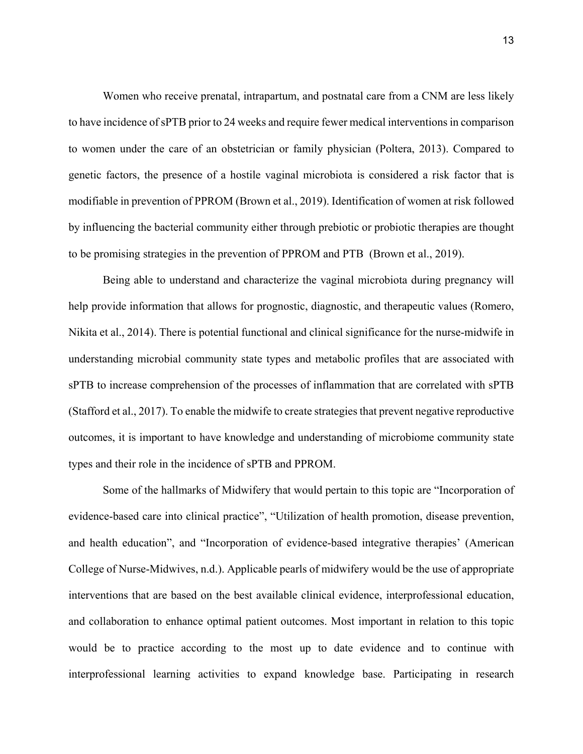Women who receive prenatal, intrapartum, and postnatal care from a CNM are less likely to have incidence of sPTB prior to 24 weeks and require fewer medical interventions in comparison to women under the care of an obstetrician or family physician (Poltera, 2013). Compared to genetic factors, the presence of a hostile vaginal microbiota is considered a risk factor that is modifiable in prevention of PPROM (Brown et al., 2019). Identification of women at risk followed by influencing the bacterial community either through prebiotic or probiotic therapies are thought to be promising strategies in the prevention of PPROM and PTB (Brown et al., 2019).

Being able to understand and characterize the vaginal microbiota during pregnancy will help provide information that allows for prognostic, diagnostic, and therapeutic values (Romero, Nikita et al., 2014). There is potential functional and clinical significance for the nurse-midwife in understanding microbial community state types and metabolic profiles that are associated with sPTB to increase comprehension of the processes of inflammation that are correlated with sPTB (Stafford et al., 2017). To enable the midwife to create strategies that prevent negative reproductive outcomes, it is important to have knowledge and understanding of microbiome community state types and their role in the incidence of sPTB and PPROM.

Some of the hallmarks of Midwifery that would pertain to this topic are "Incorporation of evidence-based care into clinical practice", "Utilization of health promotion, disease prevention, and health education", and "Incorporation of evidence-based integrative therapies' (American College of Nurse-Midwives, n.d.). Applicable pearls of midwifery would be the use of appropriate interventions that are based on the best available clinical evidence, interprofessional education, and collaboration to enhance optimal patient outcomes. Most important in relation to this topic would be to practice according to the most up to date evidence and to continue with interprofessional learning activities to expand knowledge base. Participating in research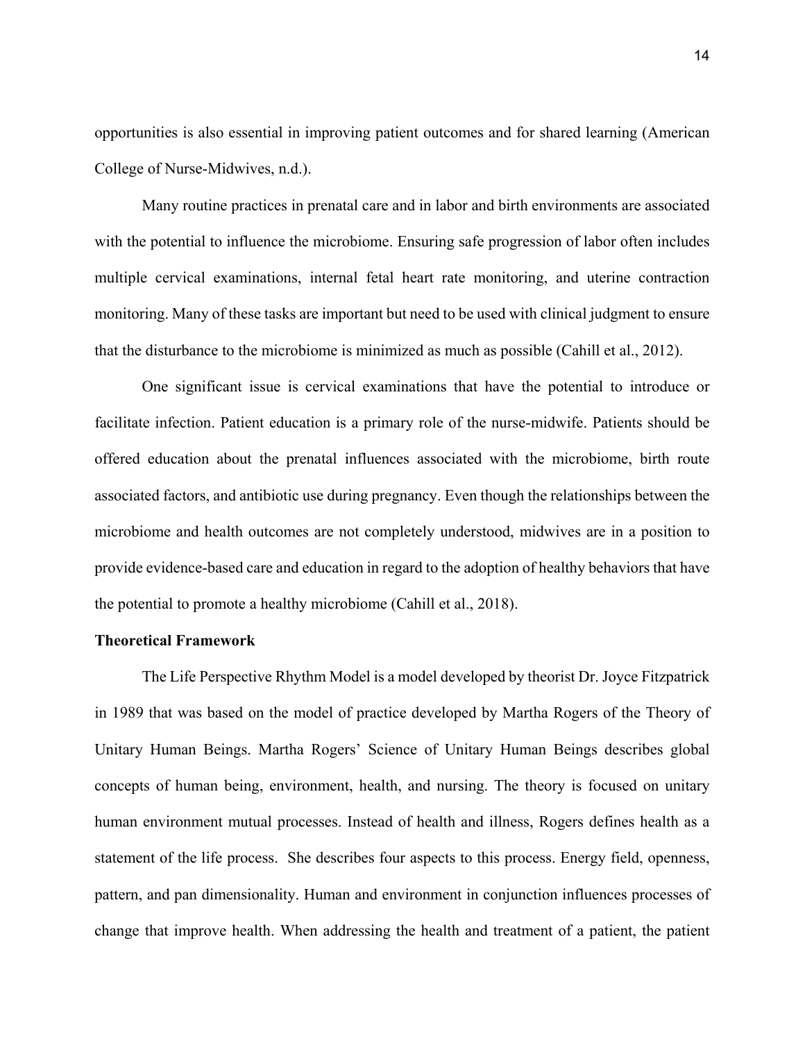opportunities is also essential in improving patient outcomes and for shared learning (American College of Nurse-Midwives, n.d.).

Many routine practices in prenatal care and in labor and birth environments are associated with the potential to influence the microbiome. Ensuring safe progression of labor often includes multiple cervical examinations, internal fetal heart rate monitoring, and uterine contraction monitoring. Many of these tasks are important but need to be used with clinical judgment to ensure that the disturbance to the microbiome is minimized as much as possible (Cahill et al., 2012).

One significant issue is cervical examinations that have the potential to introduce or facilitate infection. Patient education is a primary role of the nurse-midwife. Patients should be offered education about the prenatal influences associated with the microbiome, birth route associated factors, and antibiotic use during pregnancy. Even though the relationships between the microbiome and health outcomes are not completely understood, midwives are in a position to provide evidence-based care and education in regard to the adoption of healthy behaviors that have the potential to promote a healthy microbiome (Cahill et al., 2018).

**Theoretical Framework**

The Life Perspective Rhythm Model is a model developed by theorist Dr. Joyce Fitzpatrick in 1989 that was based on the model of practice developed by Martha Rogers of the Theory of Unitary Human Beings. Martha Rogers' Science of Unitary Human Beings describes global concepts of human being, environment, health, and nursing. The theory is focused on unitary human environment mutual processes. Instead of health and illness, Rogers defines health as a statement of the life process. She describes four aspects to this process. Energy field, openness, pattern, and pan dimensionality. Human and environment in conjunction influences processes of change that improve health. When addressing the health and treatment of a patient, the patient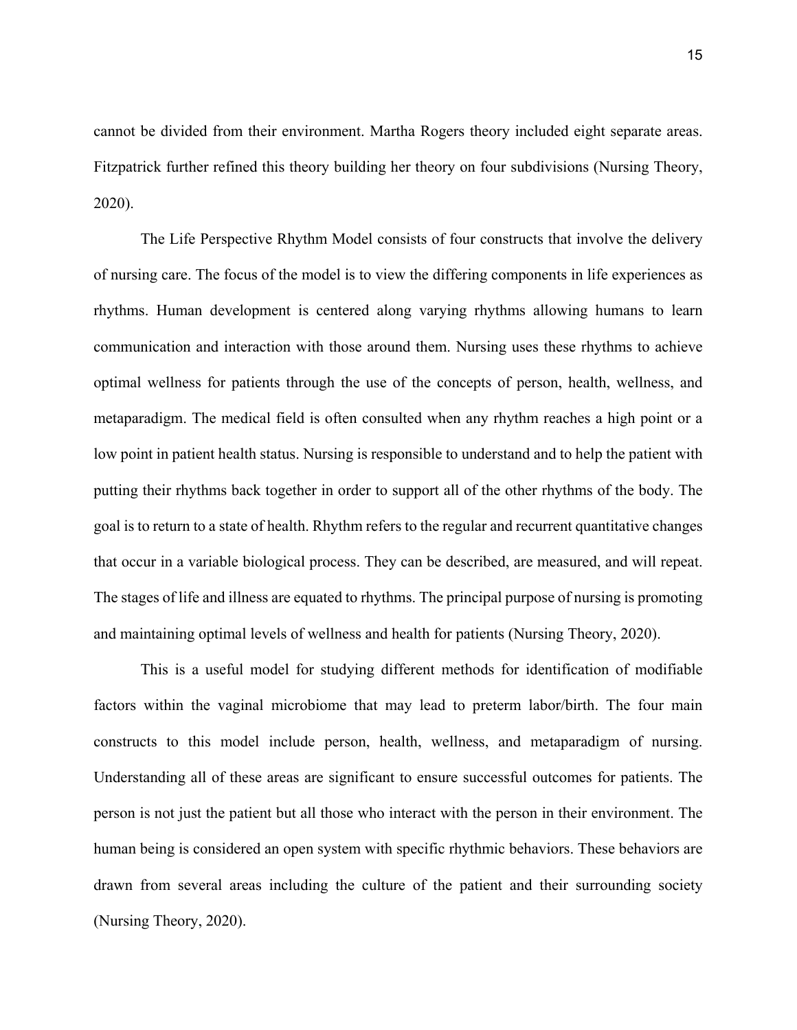cannot be divided from their environment. Martha Rogers theory included eight separate areas. Fitzpatrick further refined this theory building her theory on four subdivisions (Nursing Theory, 2020).

The Life Perspective Rhythm Model consists of four constructs that involve the delivery of nursing care. The focus of the model is to view the differing components in life experiences as rhythms. Human development is centered along varying rhythms allowing humans to learn communication and interaction with those around them. Nursing uses these rhythms to achieve optimal wellness for patients through the use of the concepts of person, health, wellness, and metaparadigm. The medical field is often consulted when any rhythm reaches a high point or a low point in patient health status. Nursing is responsible to understand and to help the patient with putting their rhythms back together in order to support all of the other rhythms of the body. The goal is to return to a state of health. Rhythm refers to the regular and recurrent quantitative changes that occur in a variable biological process. They can be described, are measured, and will repeat. The stages of life and illness are equated to rhythms. The principal purpose of nursing is promoting and maintaining optimal levels of wellness and health for patients (Nursing Theory, 2020).

This is a useful model for studying different methods for identification of modifiable factors within the vaginal microbiome that may lead to preterm labor/birth. The four main constructs to this model include person, health, wellness, and metaparadigm of nursing. Understanding all of these areas are significant to ensure successful outcomes for patients. The person is not just the patient but all those who interact with the person in their environment. The human being is considered an open system with specific rhythmic behaviors. These behaviors are drawn from several areas including the culture of the patient and their surrounding society (Nursing Theory, 2020).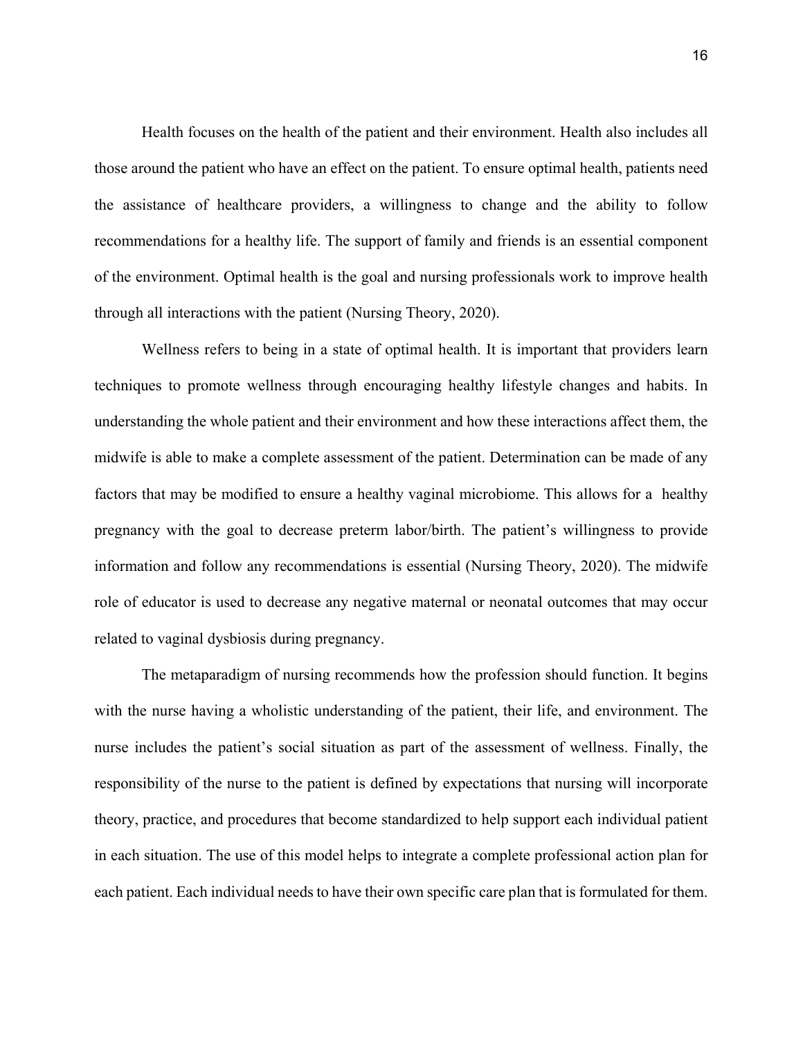Health focuses on the health of the patient and their environment. Health also includes all those around the patient who have an effect on the patient. To ensure optimal health, patients need the assistance of healthcare providers, a willingness to change and the ability to follow recommendations for a healthy life. The support of family and friends is an essential component of the environment. Optimal health is the goal and nursing professionals work to improve health through all interactions with the patient (Nursing Theory, 2020).

Wellness refers to being in a state of optimal health. It is important that providers learn techniques to promote wellness through encouraging healthy lifestyle changes and habits. In understanding the whole patient and their environment and how these interactions affect them, the midwife is able to make a complete assessment of the patient. Determination can be made of any factors that may be modified to ensure a healthy vaginal microbiome. This allows for a healthy pregnancy with the goal to decrease preterm labor/birth. The patient's willingness to provide information and follow any recommendations is essential (Nursing Theory, 2020). The midwife role of educator is used to decrease any negative maternal or neonatal outcomes that may occur related to vaginal dysbiosis during pregnancy.

The metaparadigm of nursing recommends how the profession should function. It begins with the nurse having a wholistic understanding of the patient, their life, and environment. The nurse includes the patient's social situation as part of the assessment of wellness. Finally, the responsibility of the nurse to the patient is defined by expectations that nursing will incorporate theory, practice, and procedures that become standardized to help support each individual patient in each situation. The use of this model helps to integrate a complete professional action plan for each patient. Each individual needs to have their own specific care plan that is formulated for them.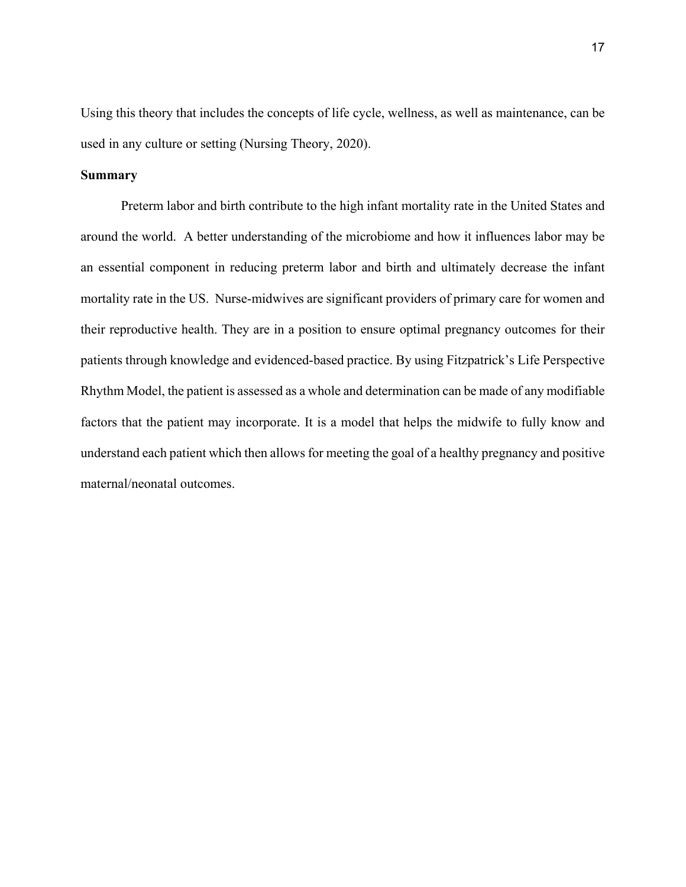Using this theory that includes the concepts of life cycle, wellness, as well as maintenance, can be used in any culture or setting (Nursing Theory, 2020).

**Summary**

Preterm labor and birth contribute to the high infant mortality rate in the United States and around the world. A better understanding of the microbiome and how it influences labor may be an essential component in reducing preterm labor and birth and ultimately decrease the infant mortality rate in the US. Nurse-midwives are significant providers of primary care for women and their reproductive health. They are in a position to ensure optimal pregnancy outcomes for their patients through knowledge and evidenced-based practice. By using Fitzpatrick's Life Perspective Rhythm Model, the patient is assessed as a whole and determination can be made of any modifiable factors that the patient may incorporate. It is a model that helps the midwife to fully know and understand each patient which then allows for meeting the goal of a healthy pregnancy and positive maternal/neonatal outcomes.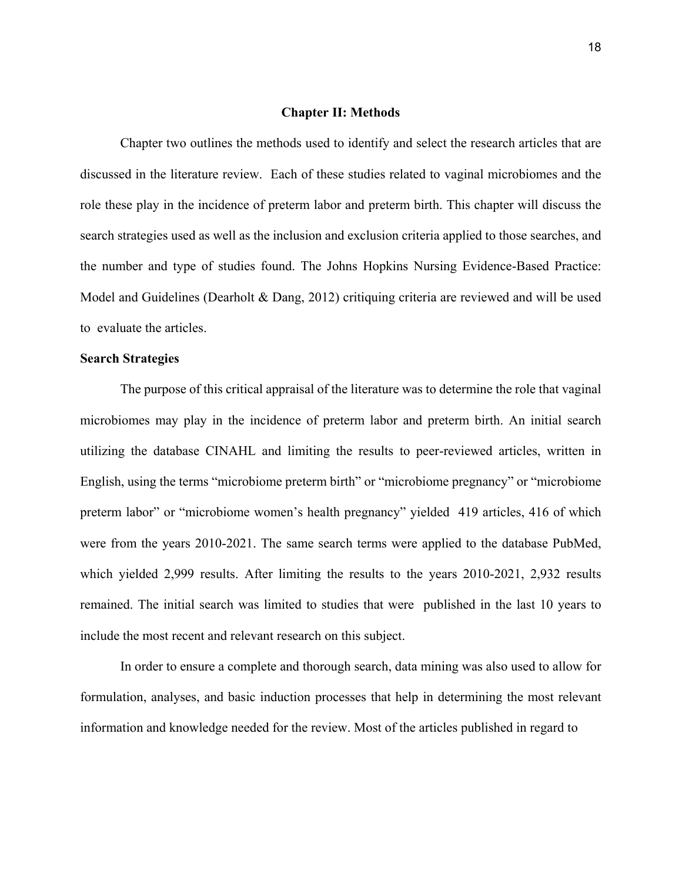# Chapter II: Methods

Chapter two outlines the methods used to identify and select the research articles that are discussed in the literature review. Each of these studies related to vaginal microbiomes and the role these play in the incidence of preterm labor and preterm birth. This chapter will discuss the search strategies used as well as the inclusion and exclusion criteria applied to those searches, and the number and type of studies found. The Johns Hopkins Nursing Evidence-Based Practice: Model and Guidelines (Dearholt & Dang, 2012) critiquing criteria are reviewed and will be used to evaluate the articles.

## Search Strategies

The purpose of this critical appraisal of the literature was to determine the role that vaginal microbiomes may play in the incidence of preterm labor and preterm birth. An initial search utilizing the database CINAHL and limiting the results to peer-reviewed articles, written in English, using the terms "microbiome preterm birth" or "microbiome pregnancy" or "microbiome preterm labor" or "microbiome women's health pregnancy" yielded 419 articles, 416 of which were from the years 2010-2021. The same search terms were applied to the database PubMed, which yielded 2,999 results. After limiting the results to the years 2010-2021, 2,932 results remained. The initial search was limited to studies that were published in the last 10 years to include the most recent and relevant research on this subject.

In order to ensure a complete and thorough search, data mining was also used to allow for formulation, analyses, and basic induction processes that help in determining the most relevant information and knowledge needed for the review. Most of the articles published in regard to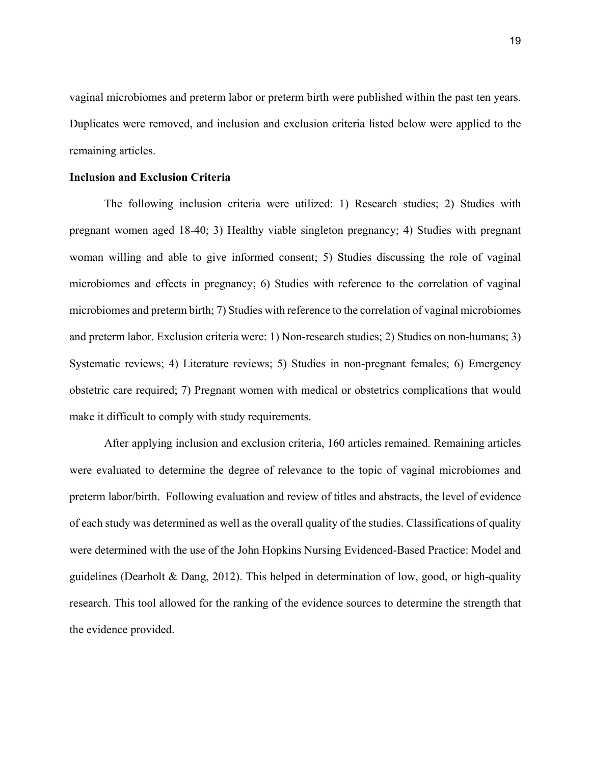vaginal microbiomes and preterm labor or preterm birth were published within the past ten years. Duplicates were removed, and inclusion and exclusion criteria listed below were applied to the remaining articles.

**Inclusion and Exclusion Criteria**

The following inclusion criteria were utilized: 1) Research studies; 2) Studies with pregnant women aged 18-40; 3) Healthy viable singleton pregnancy; 4) Studies with pregnant woman willing and able to give informed consent; 5) Studies discussing the role of vaginal microbiomes and effects in pregnancy; 6) Studies with reference to the correlation of vaginal microbiomes and preterm birth; 7) Studies with reference to the correlation of vaginal microbiomes and preterm labor. Exclusion criteria were: 1) Non-research studies; 2) Studies on non-humans; 3) Systematic reviews; 4) Literature reviews; 5) Studies in non-pregnant females; 6) Emergency obstetric care required; 7) Pregnant women with medical or obstetrics complications that would make it difficult to comply with study requirements.

After applying inclusion and exclusion criteria, 160 articles remained. Remaining articles were evaluated to determine the degree of relevance to the topic of vaginal microbiomes and preterm labor/birth. Following evaluation and review of titles and abstracts, the level of evidence of each study was determined as well as the overall quality of the studies. Classifications of quality were determined with the use of the John Hopkins Nursing Evidenced-Based Practice: Model and guidelines (Dearholt & Dang, 2012). This helped in determination of low, good, or high-quality research. This tool allowed for the ranking of the evidence sources to determine the strength that the evidence provided.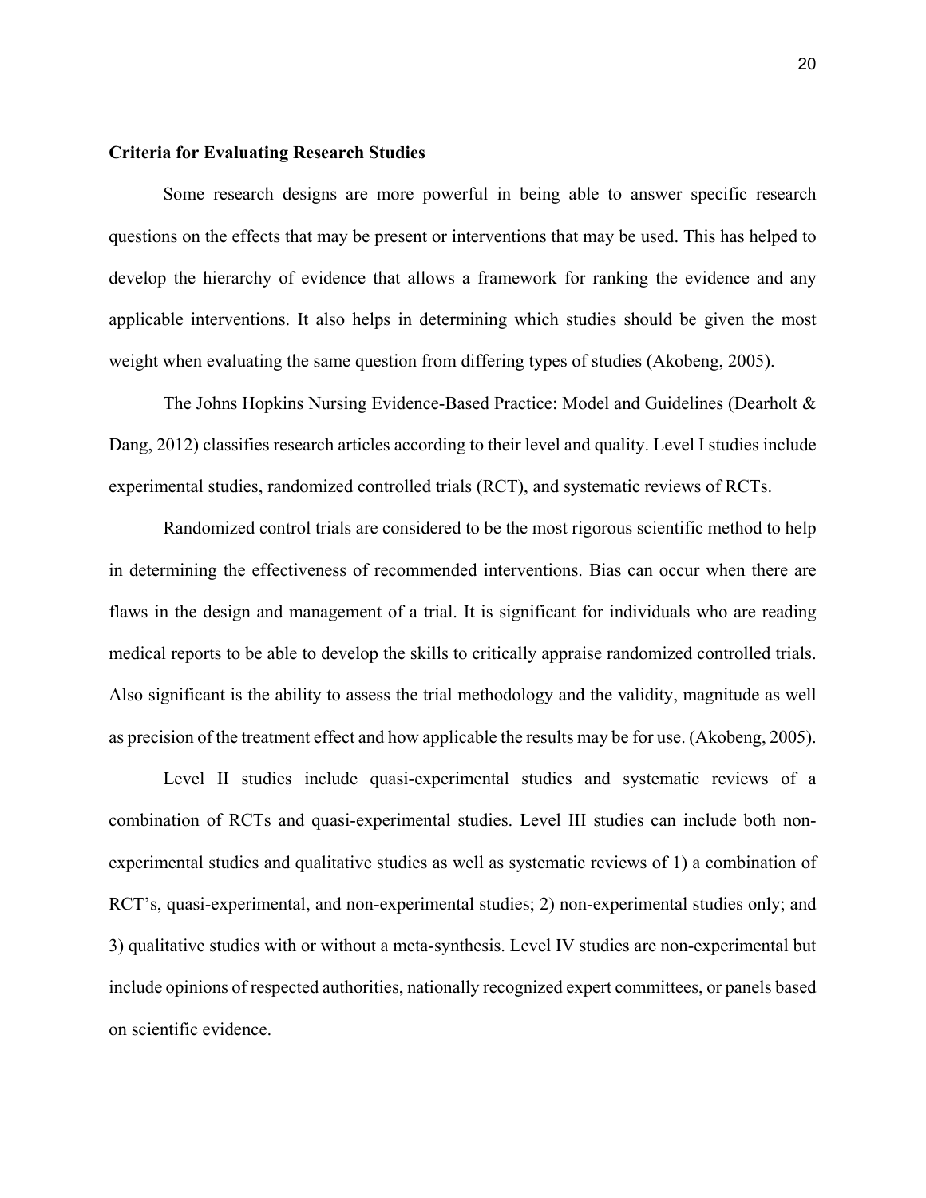**Criteria for Evaluating Research Studies**

Some research designs are more powerful in being able to answer specific research questions on the effects that may be present or interventions that may be used. This has helped to develop the hierarchy of evidence that allows a framework for ranking the evidence and any applicable interventions. It also helps in determining which studies should be given the most weight when evaluating the same question from differing types of studies (Akobeng, 2005).

The Johns Hopkins Nursing Evidence-Based Practice: Model and Guidelines (Dearholt & Dang, 2012) classifies research articles according to their level and quality. Level I studies include experimental studies, randomized controlled trials (RCT), and systematic reviews of RCTs.

Randomized control trials are considered to be the most rigorous scientific method to help in determining the effectiveness of recommended interventions. Bias can occur when there are flaws in the design and management of a trial. It is significant for individuals who are reading medical reports to be able to develop the skills to critically appraise randomized controlled trials. Also significant is the ability to assess the trial methodology and the validity, magnitude as well as precision of the treatment effect and how applicable the results may be for use. (Akobeng, 2005).

Level II studies include quasi-experimental studies and systematic reviews of a combination of RCTs and quasi-experimental studies. Level III studies can include both non-experimental studies and qualitative studies as well as systematic reviews of 1) a combination of RCT's, quasi-experimental, and non-experimental studies; 2) non-experimental studies only; and 3) qualitative studies with or without a meta-synthesis. Level IV studies are non-experimental but include opinions of respected authorities, nationally recognized expert committees, or panels based on scientific evidence.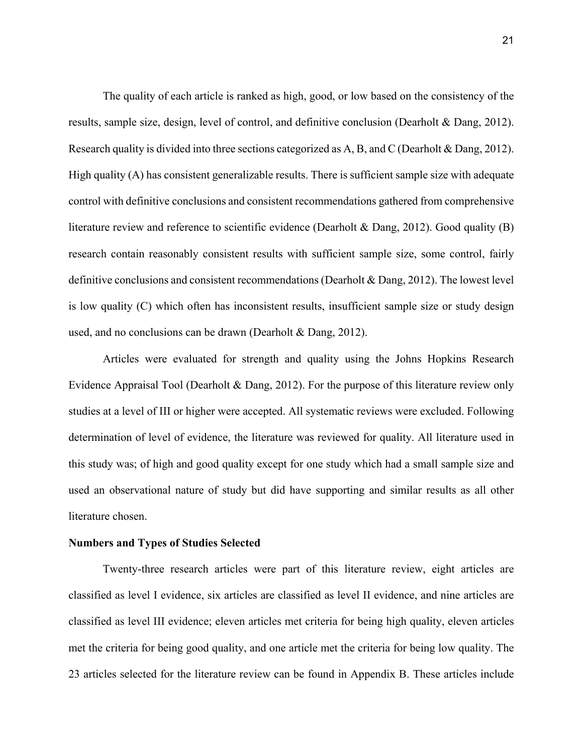The quality of each article is ranked as high, good, or low based on the consistency of the results, sample size, design, level of control, and definitive conclusion (Dearholt & Dang, 2012). Research quality is divided into three sections categorized as A, B, and C (Dearholt & Dang, 2012). High quality (A) has consistent generalizable results. There is sufficient sample size with adequate control with definitive conclusions and consistent recommendations gathered from comprehensive literature review and reference to scientific evidence (Dearholt & Dang, 2012). Good quality (B) research contain reasonably consistent results with sufficient sample size, some control, fairly definitive conclusions and consistent recommendations (Dearholt & Dang, 2012). The lowest level is low quality (C) which often has inconsistent results, insufficient sample size or study design used, and no conclusions can be drawn (Dearholt & Dang, 2012).

Articles were evaluated for strength and quality using the Johns Hopkins Research Evidence Appraisal Tool (Dearholt & Dang, 2012). For the purpose of this literature review only studies at a level of III or higher were accepted. All systematic reviews were excluded. Following determination of level of evidence, the literature was reviewed for quality. All literature used in this study was; of high and good quality except for one study which had a small sample size and used an observational nature of study but did have supporting and similar results as all other literature chosen.

**Numbers and Types of Studies Selected**

Twenty-three research articles were part of this literature review, eight articles are classified as level I evidence, six articles are classified as level II evidence, and nine articles are classified as level III evidence; eleven articles met criteria for being high quality, eleven articles met the criteria for being good quality, and one article met the criteria for being low quality. The 23 articles selected for the literature review can be found in Appendix B. These articles include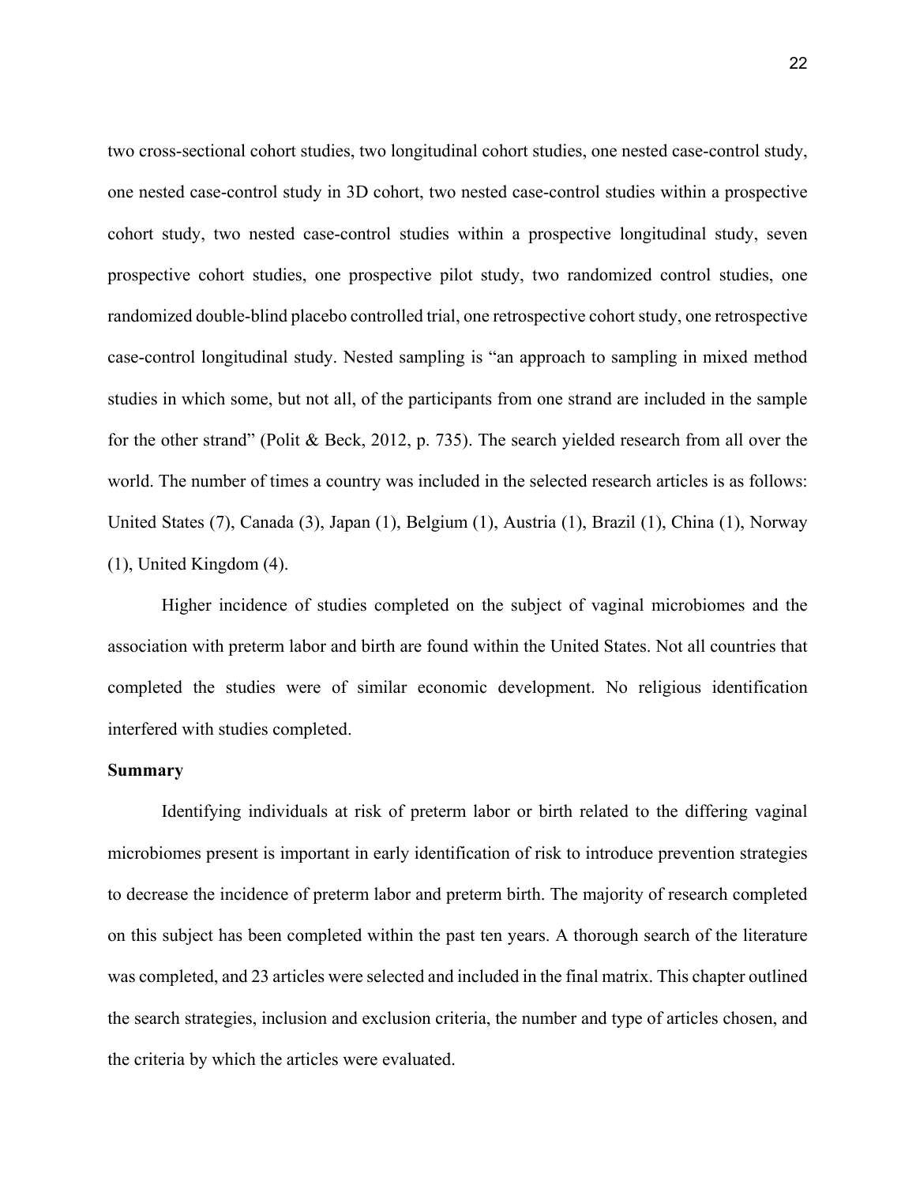two cross-sectional cohort studies, two longitudinal cohort studies, one nested case-control study, one nested case-control study in 3D cohort, two nested case-control studies within a prospective cohort study, two nested case-control studies within a prospective longitudinal study, seven prospective cohort studies, one prospective pilot study, two randomized control studies, one randomized double-blind placebo controlled trial, one retrospective cohort study, one retrospective case-control longitudinal study. Nested sampling is "an approach to sampling in mixed method studies in which some, but not all, of the participants from one strand are included in the sample for the other strand" (Polit & Beck, 2012, p. 735). The search yielded research from all over the world. The number of times a country was included in the selected research articles is as follows: United States (7), Canada (3), Japan (1), Belgium (1), Austria (1), Brazil (1), China (1), Norway (1), United Kingdom (4).

Higher incidence of studies completed on the subject of vaginal microbiomes and the association with preterm labor and birth are found within the United States. Not all countries that completed the studies were of similar economic development. No religious identification interfered with studies completed.

**Summary**

Identifying individuals at risk of preterm labor or birth related to the differing vaginal microbiomes present is important in early identification of risk to introduce prevention strategies to decrease the incidence of preterm labor and preterm birth. The majority of research completed on this subject has been completed within the past ten years. A thorough search of the literature was completed, and 23 articles were selected and included in the final matrix. This chapter outlined the search strategies, inclusion and exclusion criteria, the number and type of articles chosen, and the criteria by which the articles were evaluated.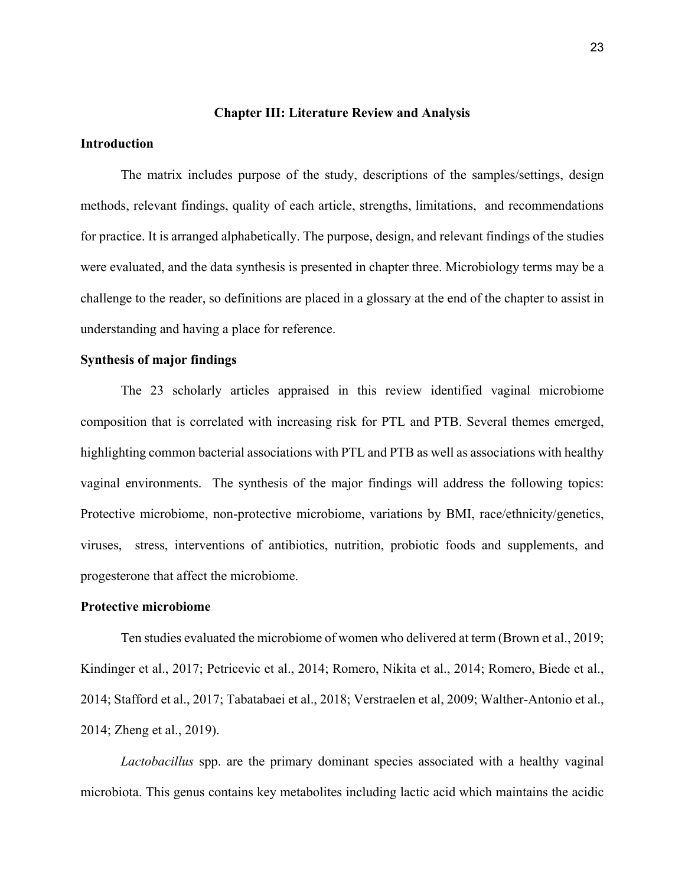# Chapter III: Literature Review and Analysis

## Introduction

The matrix includes purpose of the study, descriptions of the samples/settings, design methods, relevant findings, quality of each article, strengths, limitations, and recommendations for practice. It is arranged alphabetically. The purpose, design, and relevant findings of the studies were evaluated, and the data synthesis is presented in chapter three. Microbiology terms may be a challenge to the reader, so definitions are placed in a glossary at the end of the chapter to assist in understanding and having a place for reference.

## Synthesis of major findings

The 23 scholarly articles appraised in this review identified vaginal microbiome composition that is correlated with increasing risk for PTL and PTB. Several themes emerged, highlighting common bacterial associations with PTL and PTB as well as associations with healthy vaginal environments. The synthesis of the major findings will address the following topics: Protective microbiome, non-protective microbiome, variations by BMI, race/ethnicity/genetics, viruses, stress, interventions of antibiotics, nutrition, probiotic foods and supplements, and progesterone that affect the microbiome.

## Protective microbiome

Ten studies evaluated the microbiome of women who delivered at term (Brown et al., 2019; Kindinger et al., 2017; Petricevic et al., 2014; Romero, Nikita et al., 2014; Romero, Biede et al., 2014; Stafford et al., 2017; Tabatabaei et al., 2018; Verstraelen et al, 2009; Walther-Antonio et al., 2014; Zheng et al., 2019).

*Lactobacillus* spp. are the primary dominant species associated with a healthy vaginal microbiota. This genus contains key metabolites including lactic acid which maintains the acidic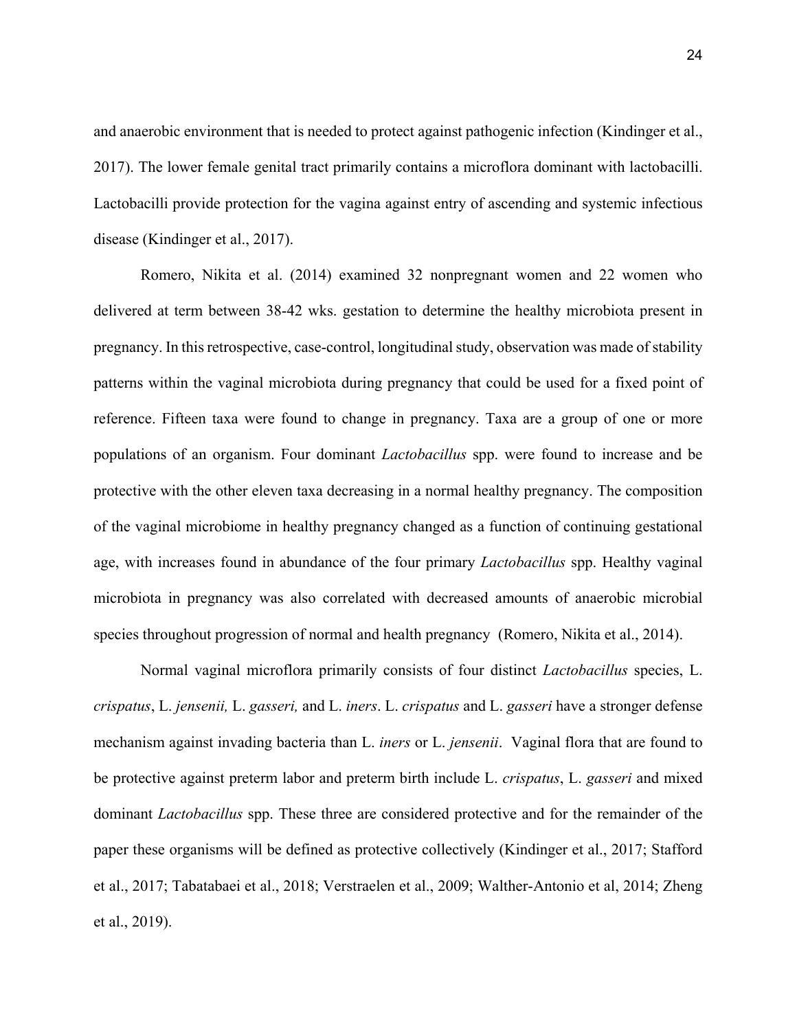and anaerobic environment that is needed to protect against pathogenic infection (Kindinger et al., 2017). The lower female genital tract primarily contains a microflora dominant with lactobacilli. Lactobacilli provide protection for the vagina against entry of ascending and systemic infectious disease (Kindinger et al., 2017).

Romero, Nikita et al. (2014) examined 32 nonpregnant women and 22 women who delivered at term between 38-42 wks. gestation to determine the healthy microbiota present in pregnancy. In this retrospective, case-control, longitudinal study, observation was made of stability patterns within the vaginal microbiota during pregnancy that could be used for a fixed point of reference. Fifteen taxa were found to change in pregnancy. Taxa are a group of one or more populations of an organism. Four dominant *Lactobacillus* spp. were found to increase and be protective with the other eleven taxa decreasing in a normal healthy pregnancy. The composition of the vaginal microbiome in healthy pregnancy changed as a function of continuing gestational age, with increases found in abundance of the four primary *Lactobacillus* spp. Healthy vaginal microbiota in pregnancy was also correlated with decreased amounts of anaerobic microbial species throughout progression of normal and health pregnancy (Romero, Nikita et al., 2014).

Normal vaginal microflora primarily consists of four distinct *Lactobacillus* species, L. *crispatus*, L. *jensenii,* L. *gasseri,* and L. *iners*. L. *crispatus* and L. *gasseri* have a stronger defense mechanism against invading bacteria than L. *iners* or L. *jensenii*. Vaginal flora that are found to be protective against preterm labor and preterm birth include L. *crispatus*, L. *gasseri* and mixed dominant *Lactobacillus* spp. These three are considered protective and for the remainder of the paper these organisms will be defined as protective collectively (Kindinger et al., 2017; Stafford et al., 2017; Tabatabaei et al., 2018; Verstraelen et al., 2009; Walther-Antonio et al, 2014; Zheng et al., 2019).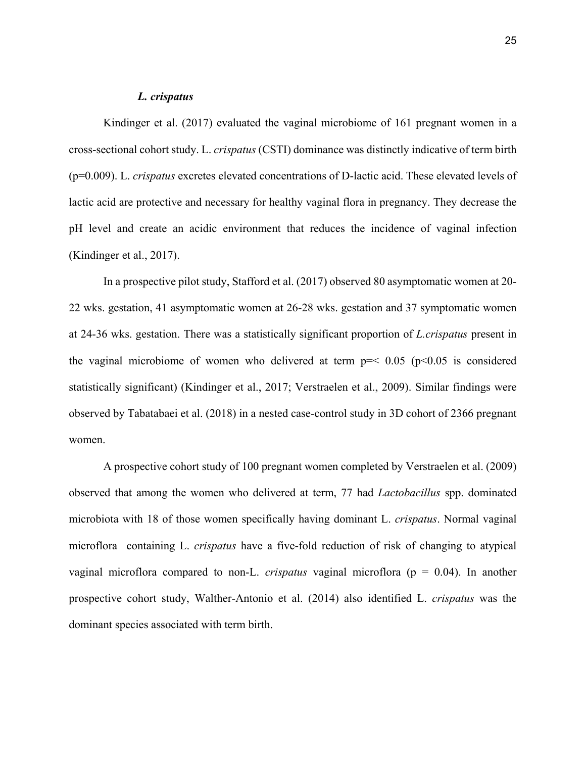### ***L. crispatus***

Kindinger et al. (2017) evaluated the vaginal microbiome of 161 pregnant women in a cross-sectional cohort study. L. *crispatus* (CSTI) dominance was distinctly indicative of term birth ($p=0.009$). L. *crispatus* excretes elevated concentrations of D-lactic acid. These elevated levels of lactic acid are protective and necessary for healthy vaginal flora in pregnancy. They decrease the pH level and create an acidic environment that reduces the incidence of vaginal infection (Kindinger et al., 2017).

In a prospective pilot study, Stafford et al. (2017) observed 80 asymptomatic women at 20-22 wks. gestation, 41 asymptomatic women at 26-28 wks. gestation and 37 symptomatic women at 24-36 wks. gestation. There was a statistically significant proportion of *L.crispatus* present in the vaginal microbiome of women who delivered at term p=< 0.05 ($p<0.05$ is considered statistically significant) (Kindinger et al., 2017; Verstraelen et al., 2009). Similar findings were observed by Tabatabaei et al. (2018) in a nested case-control study in 3D cohort of 2366 pregnant women.

A prospective cohort study of 100 pregnant women completed by Verstraelen et al. (2009) observed that among the women who delivered at term, 77 had *Lactobacillus* spp. dominated microbiota with 18 of those women specifically having dominant L. *crispatus*. Normal vaginal microflora containing L. *crispatus* have a five-fold reduction of risk of changing to atypical vaginal microflora compared to non-L. *crispatus* vaginal microflora ($p = 0.04$). In another prospective cohort study, Walther-Antonio et al. (2014) also identified L. *crispatus* was the dominant species associated with term birth.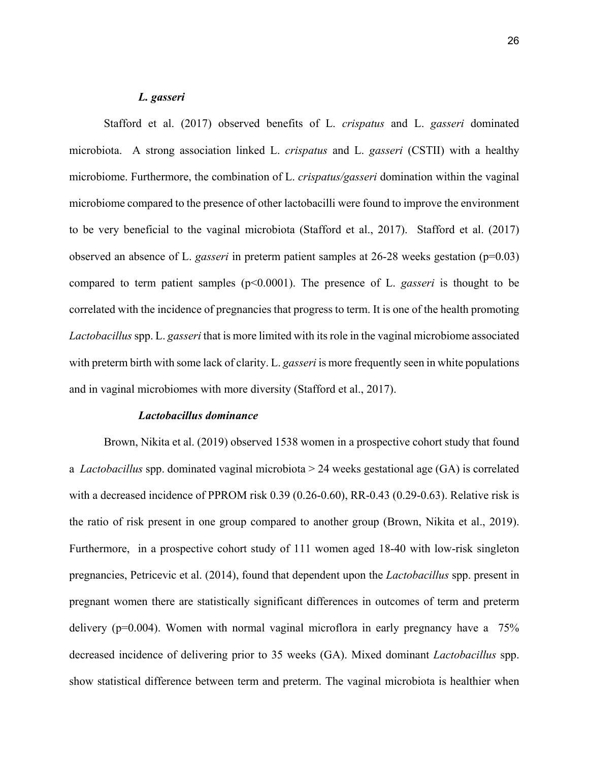### *L. gasseri*

Stafford et al. (2017) observed benefits of L. *crispatus* and L. *gasseri* dominated microbiota. A strong association linked L. *crispatus* and L. *gasseri* (CSTII) with a healthy microbiome. Furthermore, the combination of L. *crispatus/gasseri* domination within the vaginal microbiome compared to the presence of other lactobacilli were found to improve the environment to be very beneficial to the vaginal microbiota (Stafford et al., 2017). Stafford et al. (2017) observed an absence of L. *gasseri* in preterm patient samples at 26-28 weeks gestation (p=0.03) compared to term patient samples (p<0.0001). The presence of L. *gasseri* is thought to be correlated with the incidence of pregnancies that progress to term. It is one of the health promoting *Lactobacillus* spp. L. *gasseri* that is more limited with its role in the vaginal microbiome associated with preterm birth with some lack of clarity. L. *gasseri* is more frequently seen in white populations and in vaginal microbiomes with more diversity (Stafford et al., 2017).

### *Lactobacillus dominance*

Brown, Nikita et al. (2019) observed 1538 women in a prospective cohort study that found a *Lactobacillus* spp. dominated vaginal microbiota > 24 weeks gestational age (GA) is correlated with a decreased incidence of PPROM risk 0.39 (0.26-0.60), RR-0.43 (0.29-0.63). Relative risk is the ratio of risk present in one group compared to another group (Brown, Nikita et al., 2019). Furthermore, in a prospective cohort study of 111 women aged 18-40 with low-risk singleton pregnancies, Petricevic et al. (2014), found that dependent upon the *Lactobacillus* spp. present in pregnant women there are statistically significant differences in outcomes of term and preterm delivery (p=0.004). Women with normal vaginal microflora in early pregnancy have a 75% decreased incidence of delivering prior to 35 weeks (GA). Mixed dominant *Lactobacillus* spp. show statistical difference between term and preterm. The vaginal microbiota is healthier when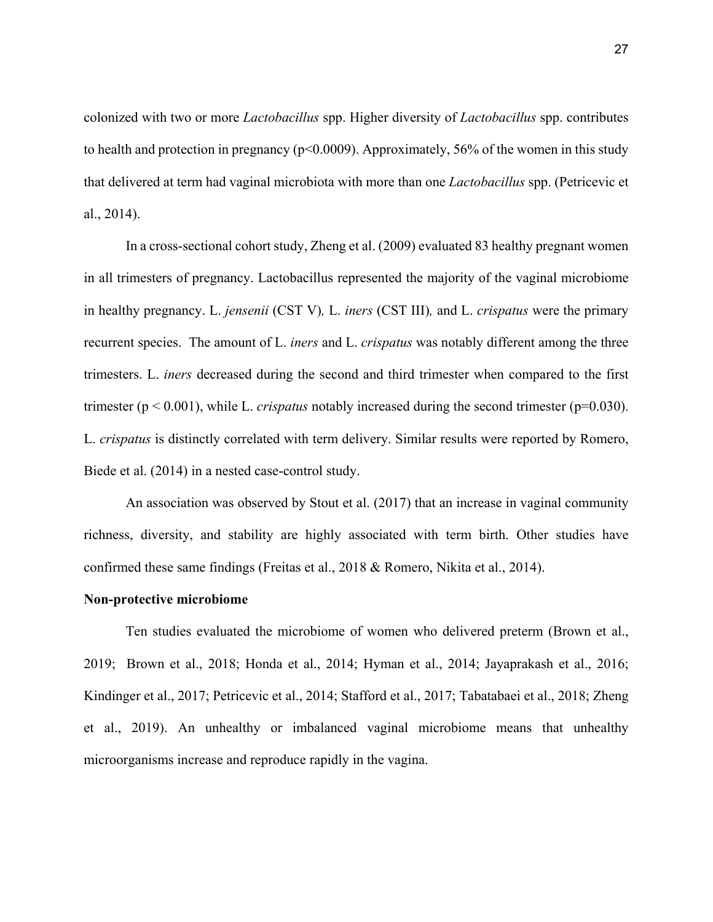colonized with two or more *Lactobacillus* spp. Higher diversity of *Lactobacillus* spp. contributes to health and protection in pregnancy ($p<0.0009$). Approximately, 56% of the women in this study that delivered at term had vaginal microbiota with more than one *Lactobacillus* spp. (Petricevic et al., 2014).

In a cross-sectional cohort study, Zheng et al. (2009) evaluated 83 healthy pregnant women in all trimesters of pregnancy. Lactobacillus represented the majority of the vaginal microbiome in healthy pregnancy. L. *jensenii* (CST V), L. *iners* (CST III), and L. *crispatus* were the primary recurrent species. The amount of L. *iners* and L. *crispatus* was notably different among the three trimesters. L. *iners* decreased during the second and third trimester when compared to the first trimester ($p < 0.001$), while L. *crispatus* notably increased during the second trimester ($p=0.030$). L. *crispatus* is distinctly correlated with term delivery. Similar results were reported by Romero, Biede et al. (2014) in a nested case-control study.

An association was observed by Stout et al. (2017) that an increase in vaginal community richness, diversity, and stability are highly associated with term birth. Other studies have confirmed these same findings (Freitas et al., 2018 & Romero, Nikita et al., 2014).

**Non-protective microbiome**

Ten studies evaluated the microbiome of women who delivered preterm (Brown et al., 2019; Brown et al., 2018; Honda et al., 2014; Hyman et al., 2014; Jayaprakash et al., 2016; Kindinger et al., 2017; Petricevic et al., 2014; Stafford et al., 2017; Tabatabaei et al., 2018; Zheng et al., 2019). An unhealthy or imbalanced vaginal microbiome means that unhealthy microorganisms increase and reproduce rapidly in the vagina.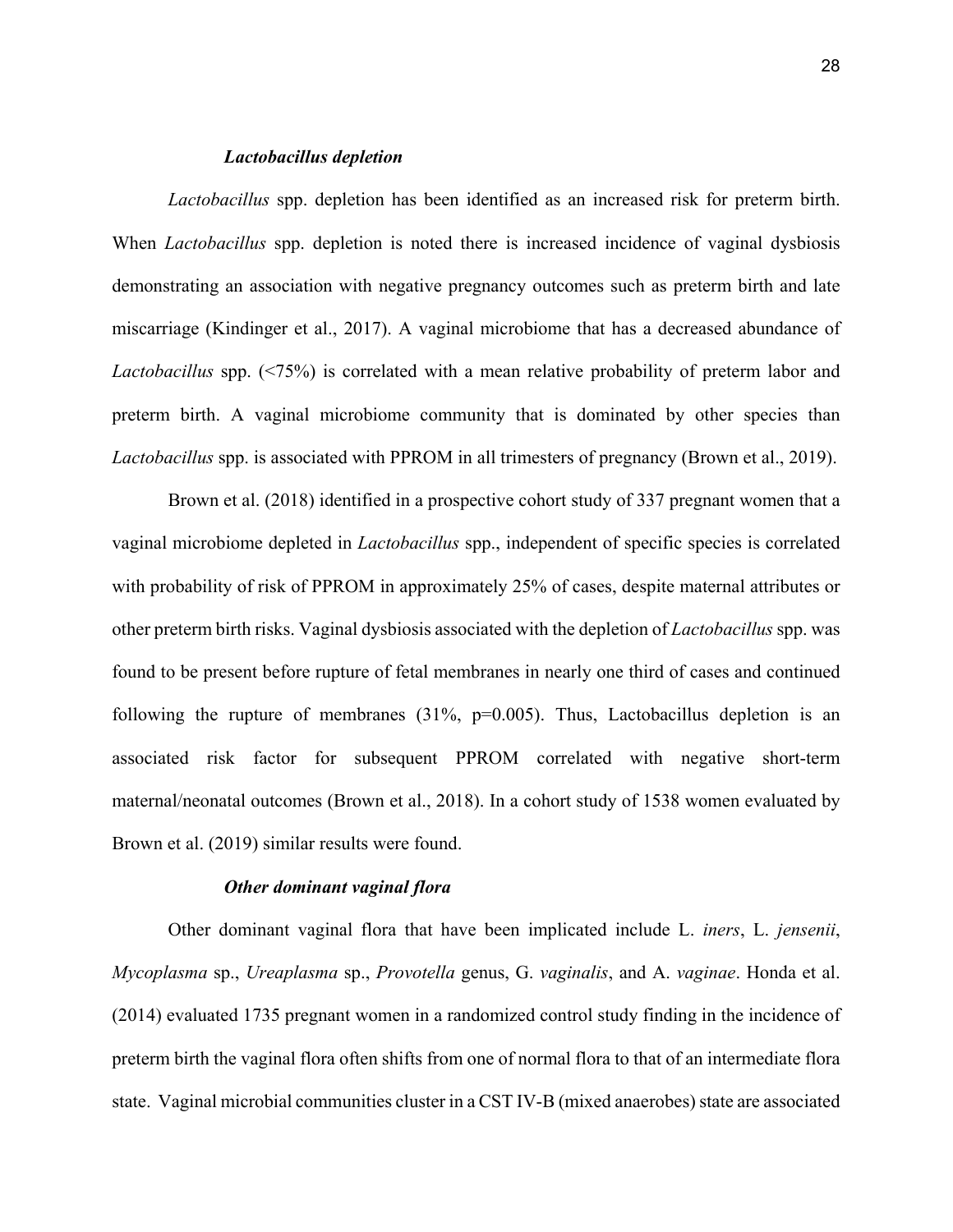### ***Lactobacillus depletion***

*Lactobacillus* spp. depletion has been identified as an increased risk for preterm birth. When *Lactobacillus* spp. depletion is noted there is increased incidence of vaginal dysbiosis demonstrating an association with negative pregnancy outcomes such as preterm birth and late miscarriage (Kindinger et al., 2017). A vaginal microbiome that has a decreased abundance of *Lactobacillus* spp. (<75%) is correlated with a mean relative probability of preterm labor and preterm birth. A vaginal microbiome community that is dominated by other species than *Lactobacillus* spp. is associated with PPROM in all trimesters of pregnancy (Brown et al., 2019).

Brown et al. (2018) identified in a prospective cohort study of 337 pregnant women that a vaginal microbiome depleted in *Lactobacillus* spp., independent of specific species is correlated with probability of risk of PPROM in approximately 25% of cases, despite maternal attributes or other preterm birth risks. Vaginal dysbiosis associated with the depletion of *Lactobacillus* spp. was found to be present before rupture of fetal membranes in nearly one third of cases and continued following the rupture of membranes (31%, p=0.005). Thus, Lactobacillus depletion is an associated risk factor for subsequent PPROM correlated with negative short-term maternal/neonatal outcomes (Brown et al., 2018). In a cohort study of 1538 women evaluated by Brown et al. (2019) similar results were found.

### ***Other dominant vaginal flora***

Other dominant vaginal flora that have been implicated include L. *iners*, L. *jensenii*, *Mycoplasma* sp., *Ureaplasma* sp., *Provotella* genus, G. *vaginalis*, and A. *vaginae*. Honda et al. (2014) evaluated 1735 pregnant women in a randomized control study finding in the incidence of preterm birth the vaginal flora often shifts from one of normal flora to that of an intermediate flora state. Vaginal microbial communities cluster in a CST IV-B (mixed anaerobes) state are associated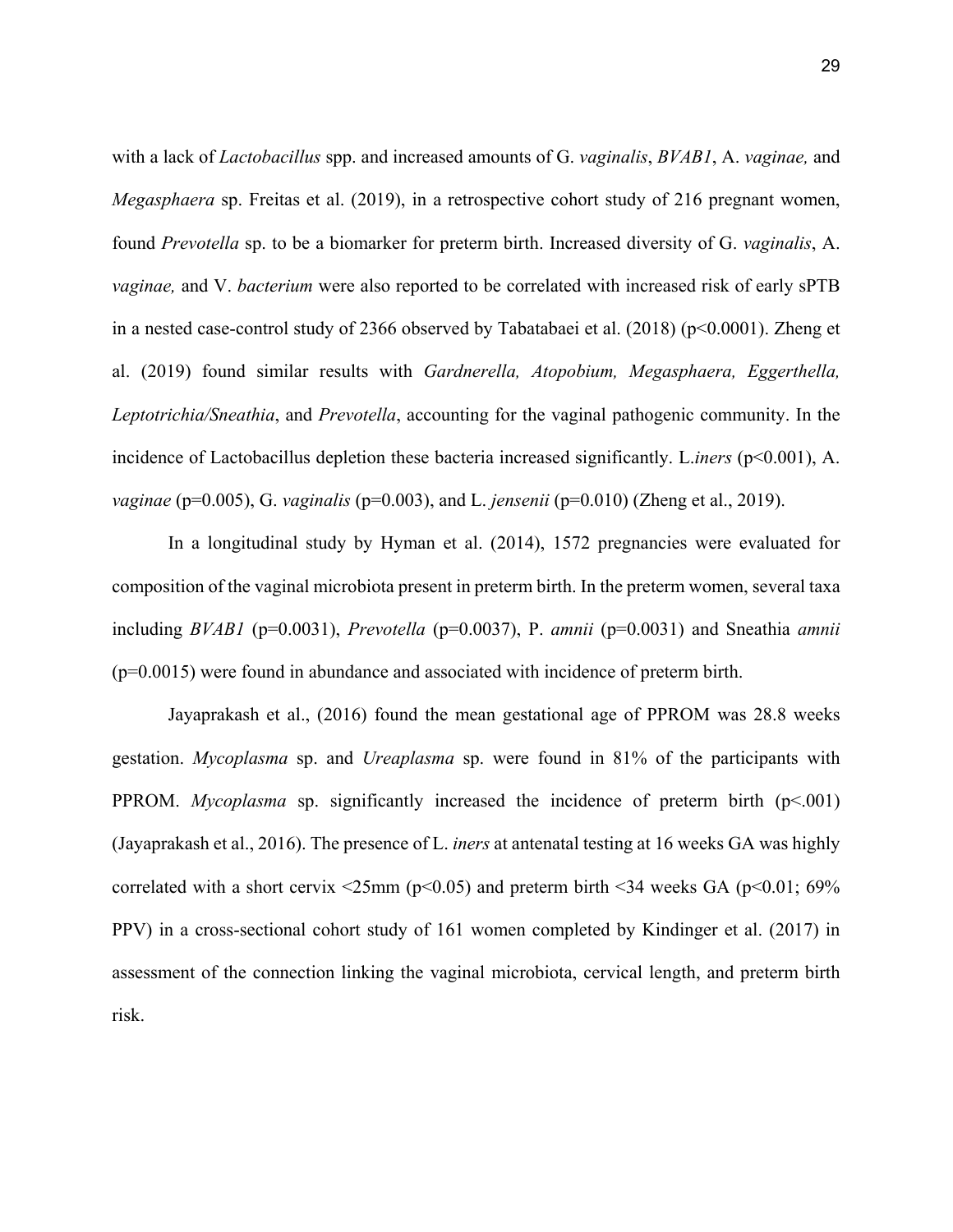with a lack of *Lactobacillus* spp. and increased amounts of G. *vaginalis*, *BVAB1*, A. *vaginae,* and *Megasphaera* sp. Freitas et al. (2019), in a retrospective cohort study of 216 pregnant women, found *Prevotella* sp. to be a biomarker for preterm birth. Increased diversity of G. *vaginalis*, A. *vaginae,* and V. *bacterium* were also reported to be correlated with increased risk of early sPTB in a nested case-control study of 2366 observed by Tabatabaei et al. (2018) ($p<0.0001$). Zheng et al. (2019) found similar results with *Gardnerella, Atopobium, Megasphaera, Eggerthella, Leptotrichia/Sneathia*, and *Prevotella*, accounting for the vaginal pathogenic community. In the incidence of Lactobacillus depletion these bacteria increased significantly. L.*iners* ($p<0.001$), A. *vaginae* ($p=0.005$), G. *vaginalis* ($p=0.003$), and L. *jensenii* ($p=0.010$) (Zheng et al., 2019).

In a longitudinal study by Hyman et al. (2014), 1572 pregnancies were evaluated for composition of the vaginal microbiota present in preterm birth. In the preterm women, several taxa including *BVAB1* ($p=0.0031$), *Prevotella* ($p=0.0037$), P. *amnii* ($p=0.0031$) and Sneathia *amnii* ($p=0.0015$) were found in abundance and associated with incidence of preterm birth.

Jayaprakash et al., (2016) found the mean gestational age of PPROM was 28.8 weeks gestation. *Mycoplasma* sp. and *Ureaplasma* sp. were found in 81% of the participants with PPROM. *Mycoplasma* sp. significantly increased the incidence of preterm birth ($p<.001$) (Jayaprakash et al., 2016). The presence of L. *iners* at antenatal testing at 16 weeks GA was highly correlated with a short cervix <25mm ($p<0.05$) and preterm birth <34 weeks GA ($p<0.01$; 69% PPV) in a cross-sectional cohort study of 161 women completed by Kindinger et al. (2017) in assessment of the connection linking the vaginal microbiota, cervical length, and preterm birth risk.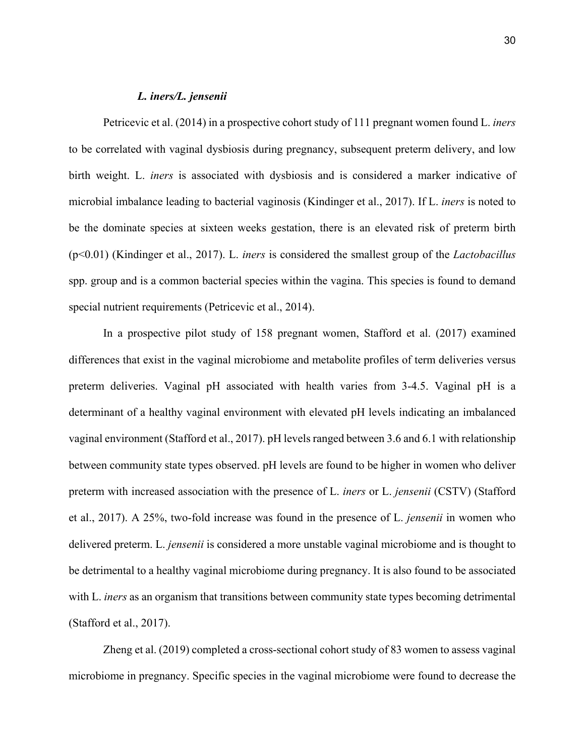### ***L. iners/L. jensenii***

Petricevic et al. (2014) in a prospective cohort study of 111 pregnant women found L. *iners* to be correlated with vaginal dysbiosis during pregnancy, subsequent preterm delivery, and low birth weight. L. *iners* is associated with dysbiosis and is considered a marker indicative of microbial imbalance leading to bacterial vaginosis (Kindinger et al., 2017). If L. *iners* is noted to be the dominate species at sixteen weeks gestation, there is an elevated risk of preterm birth ($p<0.01$) (Kindinger et al., 2017). L. *iners* is considered the smallest group of the *Lactobacillus* spp. group and is a common bacterial species within the vagina. This species is found to demand special nutrient requirements (Petricevic et al., 2014).

In a prospective pilot study of 158 pregnant women, Stafford et al. (2017) examined differences that exist in the vaginal microbiome and metabolite profiles of term deliveries versus preterm deliveries. Vaginal pH associated with health varies from 3-4.5. Vaginal pH is a determinant of a healthy vaginal environment with elevated pH levels indicating an imbalanced vaginal environment (Stafford et al., 2017). pH levels ranged between 3.6 and 6.1 with relationship between community state types observed. pH levels are found to be higher in women who deliver preterm with increased association with the presence of L. *iners* or L. *jensenii* (CSTV) (Stafford et al., 2017). A 25%, two-fold increase was found in the presence of L. *jensenii* in women who delivered preterm. L. *jensenii* is considered a more unstable vaginal microbiome and is thought to be detrimental to a healthy vaginal microbiome during pregnancy. It is also found to be associated with L. *iners* as an organism that transitions between community state types becoming detrimental (Stafford et al., 2017).

Zheng et al. (2019) completed a cross-sectional cohort study of 83 women to assess vaginal microbiome in pregnancy. Specific species in the vaginal microbiome were found to decrease the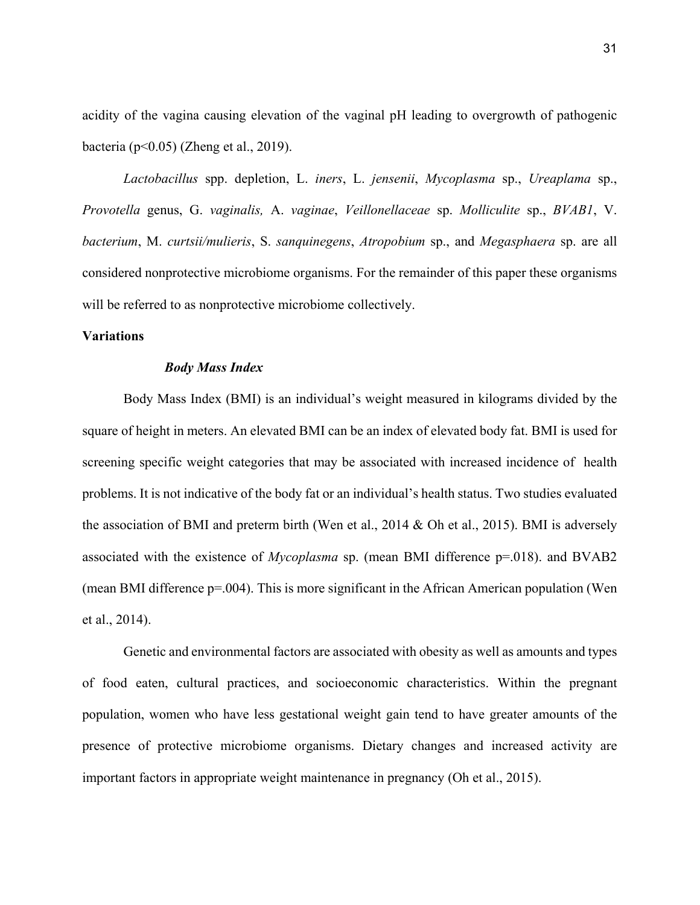acidity of the vagina causing elevation of the vaginal pH leading to overgrowth of pathogenic bacteria ($p<0.05$) (Zheng et al., 2019).

*Lactobacillus* spp. depletion, L. *iners*, L. *jensenii*, *Mycoplasma* sp., *Ureaplama* sp., *Provotella* genus, G. *vaginalis,* A. *vaginae*, *Veillonellaceae* sp. *Molliculite* sp., *BVAB1*, V. *bacterium*, M. *curtsii/mulieris*, S. *sanquinegens*, *Atropobium* sp., and *Megasphaera* sp. are all considered nonprotective microbiome organisms. For the remainder of this paper these organisms will be referred to as nonprotective microbiome collectively.

**Variations**

***Body Mass Index***

Body Mass Index (BMI) is an individual's weight measured in kilograms divided by the square of height in meters. An elevated BMI can be an index of elevated body fat. BMI is used for screening specific weight categories that may be associated with increased incidence of health problems. It is not indicative of the body fat or an individual's health status. Two studies evaluated the association of BMI and preterm birth (Wen et al., 2014 & Oh et al., 2015). BMI is adversely associated with the existence of *Mycoplasma* sp. (mean BMI difference $p=.018$). and BVAB2 (mean BMI difference $p=.004$). This is more significant in the African American population (Wen et al., 2014).

Genetic and environmental factors are associated with obesity as well as amounts and types of food eaten, cultural practices, and socioeconomic characteristics. Within the pregnant population, women who have less gestational weight gain tend to have greater amounts of the presence of protective microbiome organisms. Dietary changes and increased activity are important factors in appropriate weight maintenance in pregnancy (Oh et al., 2015).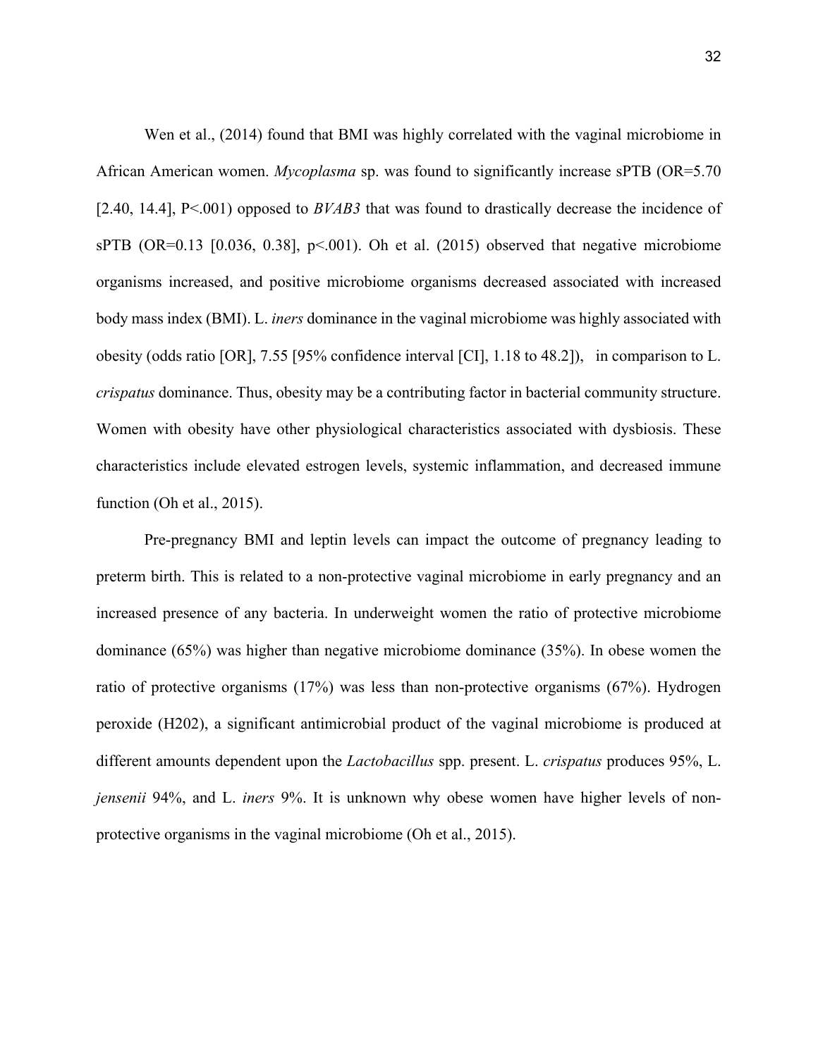Wen et al., (2014) found that BMI was highly correlated with the vaginal microbiome in African American women. *Mycoplasma* sp. was found to significantly increase sPTB (OR=5.70 [2.40, 14.4], P<.001) opposed to *BVAB3* that was found to drastically decrease the incidence of sPTB (OR=0.13 [0.036, 0.38], p<.001). Oh et al. (2015) observed that negative microbiome organisms increased, and positive microbiome organisms decreased associated with increased body mass index (BMI). L. *iners* dominance in the vaginal microbiome was highly associated with obesity (odds ratio [OR], 7.55 [95% confidence interval [CI], 1.18 to 48.2]), in comparison to L. *crispatus* dominance. Thus, obesity may be a contributing factor in bacterial community structure. Women with obesity have other physiological characteristics associated with dysbiosis. These characteristics include elevated estrogen levels, systemic inflammation, and decreased immune function (Oh et al., 2015).

Pre-pregnancy BMI and leptin levels can impact the outcome of pregnancy leading to preterm birth. This is related to a non-protective vaginal microbiome in early pregnancy and an increased presence of any bacteria. In underweight women the ratio of protective microbiome dominance (65%) was higher than negative microbiome dominance (35%). In obese women the ratio of protective organisms (17%) was less than non-protective organisms (67%). Hydrogen peroxide (H202), a significant antimicrobial product of the vaginal microbiome is produced at different amounts dependent upon the *Lactobacillus* spp. present. L. *crispatus* produces 95%, L. *jensenii* 94%, and L. *iners* 9%. It is unknown why obese women have higher levels of non-protective organisms in the vaginal microbiome (Oh et al., 2015).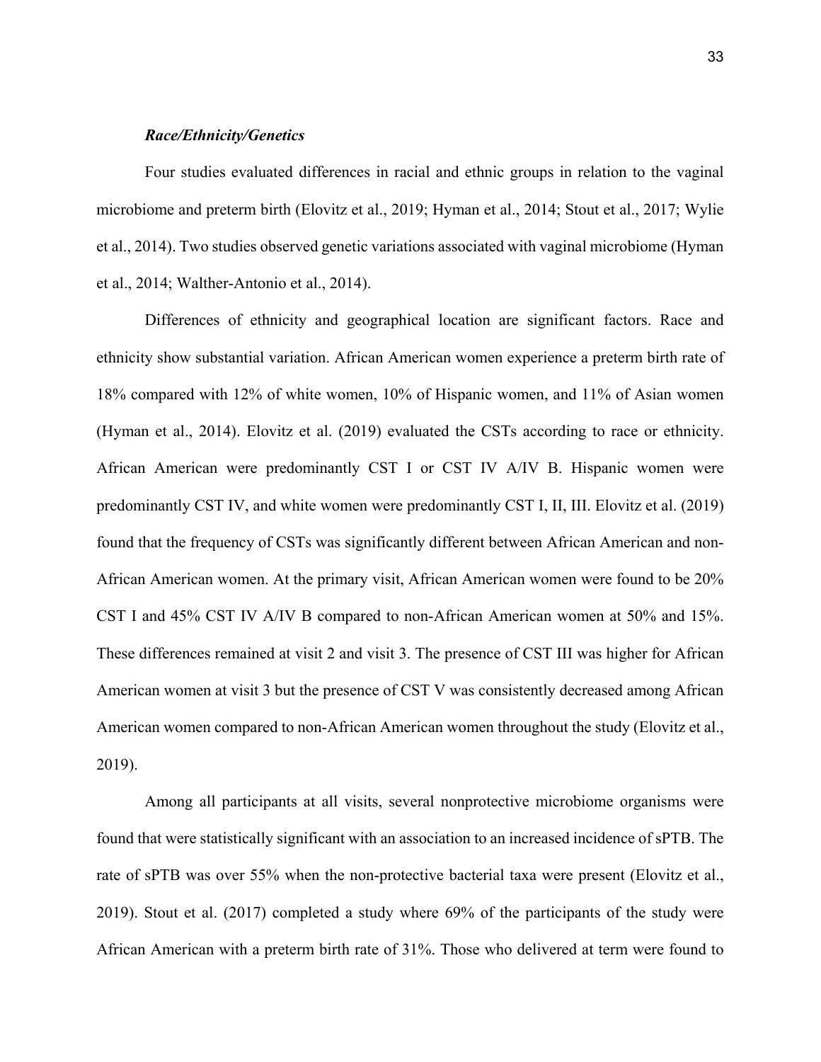***Race/Ethnicity/Genetics***

Four studies evaluated differences in racial and ethnic groups in relation to the vaginal microbiome and preterm birth (Elovitz et al., 2019; Hyman et al., 2014; Stout et al., 2017; Wylie et al., 2014). Two studies observed genetic variations associated with vaginal microbiome (Hyman et al., 2014; Walther-Antonio et al., 2014).

Differences of ethnicity and geographical location are significant factors. Race and ethnicity show substantial variation. African American women experience a preterm birth rate of 18% compared with 12% of white women, 10% of Hispanic women, and 11% of Asian women (Hyman et al., 2014). Elovitz et al. (2019) evaluated the CSTs according to race or ethnicity. African American were predominantly CST I or CST IV A/IV B. Hispanic women were predominantly CST IV, and white women were predominantly CST I, II, III. Elovitz et al. (2019) found that the frequency of CSTs was significantly different between African American and non-African American women. At the primary visit, African American women were found to be 20% CST I and 45% CST IV A/IV B compared to non-African American women at 50% and 15%. These differences remained at visit 2 and visit 3. The presence of CST III was higher for African American women at visit 3 but the presence of CST V was consistently decreased among African American women compared to non-African American women throughout the study (Elovitz et al., 2019).

Among all participants at all visits, several nonprotective microbiome organisms were found that were statistically significant with an association to an increased incidence of sPTB. The rate of sPTB was over 55% when the non-protective bacterial taxa were present (Elovitz et al., 2019). Stout et al. (2017) completed a study where 69% of the participants of the study were African American with a preterm birth rate of 31%. Those who delivered at term were found to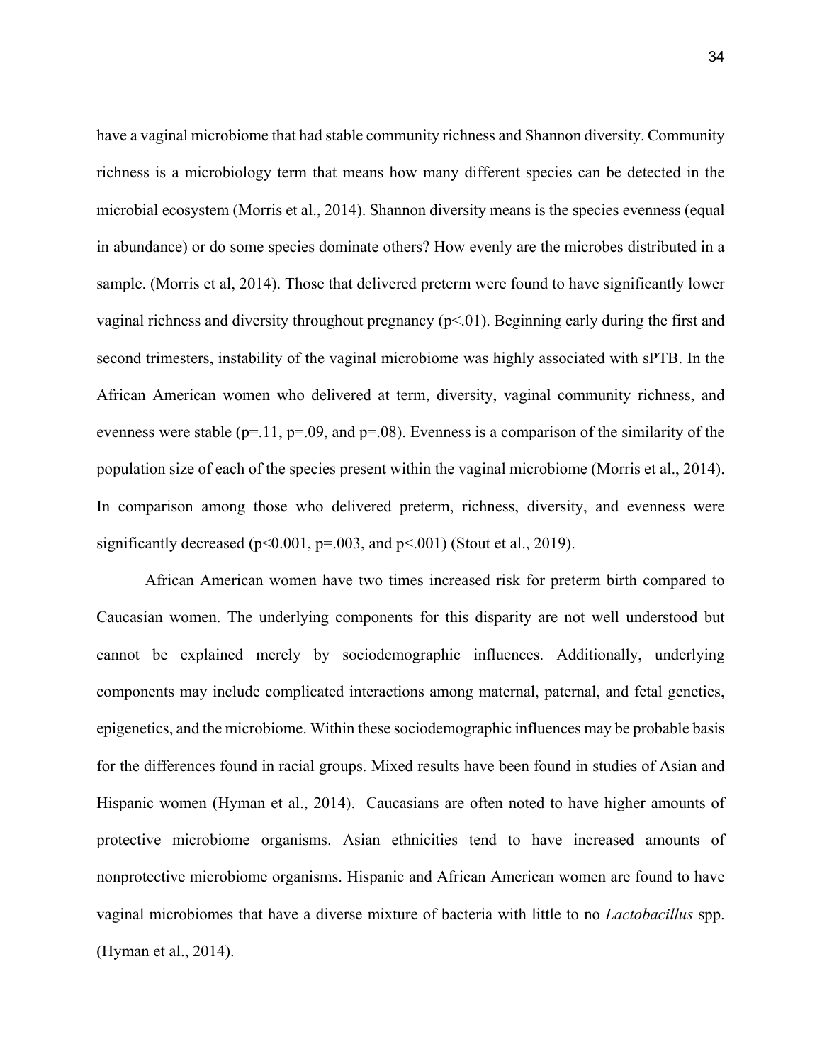have a vaginal microbiome that had stable community richness and Shannon diversity. Community richness is a microbiology term that means how many different species can be detected in the microbial ecosystem (Morris et al., 2014). Shannon diversity means is the species evenness (equal in abundance) or do some species dominate others? How evenly are the microbes distributed in a sample. (Morris et al, 2014). Those that delivered preterm were found to have significantly lower vaginal richness and diversity throughout pregnancy ($p<.01$). Beginning early during the first and second trimesters, instability of the vaginal microbiome was highly associated with sPTB. In the African American women who delivered at term, diversity, vaginal community richness, and evenness were stable ($p=.11$, $p=.09$, and $p=.08$). Evenness is a comparison of the similarity of the population size of each of the species present within the vaginal microbiome (Morris et al., 2014). In comparison among those who delivered preterm, richness, diversity, and evenness were significantly decreased ($p<0.001$, $p=.003$, and $p<.001$) (Stout et al., 2019).

African American women have two times increased risk for preterm birth compared to Caucasian women. The underlying components for this disparity are not well understood but cannot be explained merely by sociodemographic influences. Additionally, underlying components may include complicated interactions among maternal, paternal, and fetal genetics, epigenetics, and the microbiome. Within these sociodemographic influences may be probable basis for the differences found in racial groups. Mixed results have been found in studies of Asian and Hispanic women (Hyman et al., 2014). Caucasians are often noted to have higher amounts of protective microbiome organisms. Asian ethnicities tend to have increased amounts of nonprotective microbiome organisms. Hispanic and African American women are found to have vaginal microbiomes that have a diverse mixture of bacteria with little to no *Lactobacillus* spp. (Hyman et al., 2014).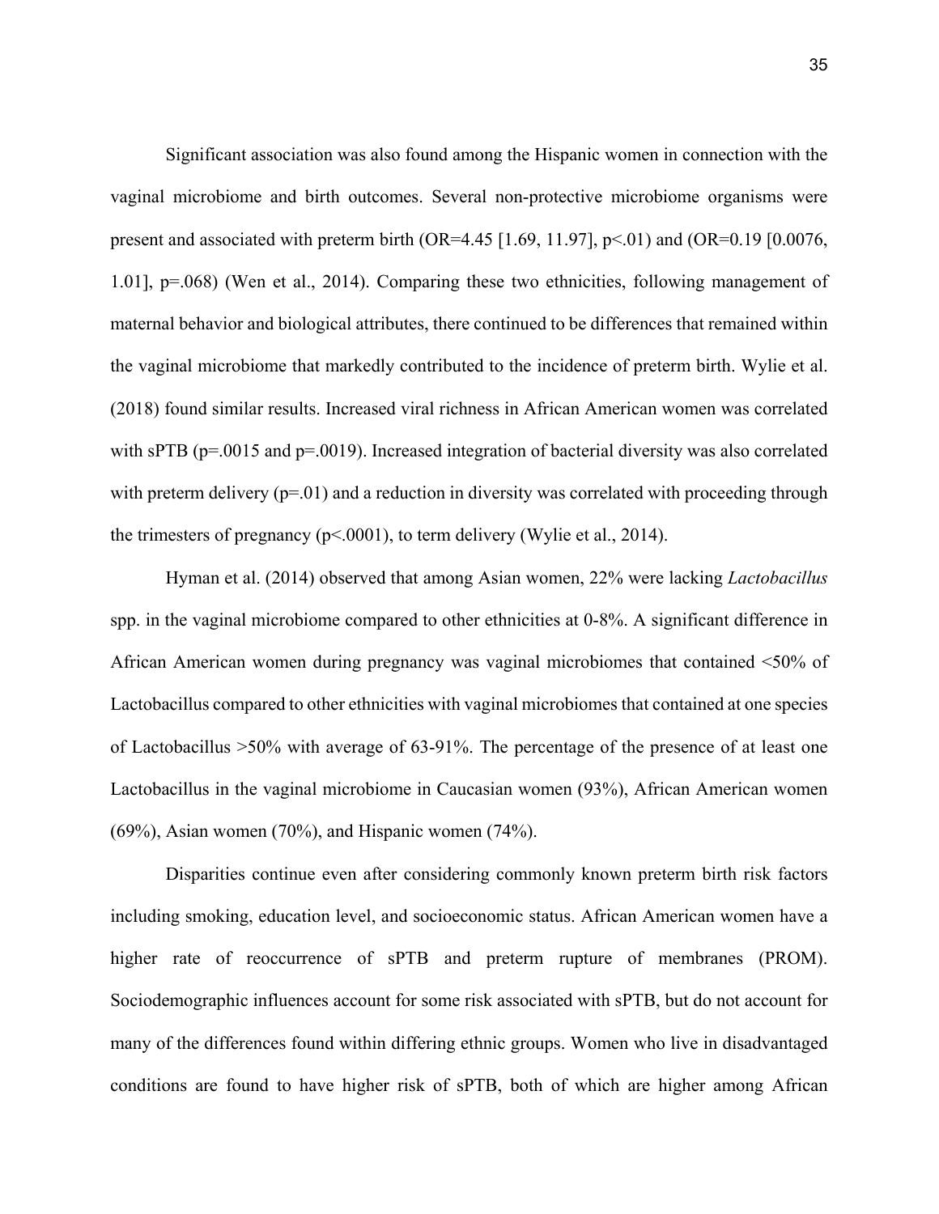Significant association was also found among the Hispanic women in connection with the vaginal microbiome and birth outcomes. Several non-protective microbiome organisms were present and associated with preterm birth (OR=4.45 [1.69, 11.97], p<.01) and (OR=0.19 [0.0076, 1.01], p=.068) (Wen et al., 2014). Comparing these two ethnicities, following management of maternal behavior and biological attributes, there continued to be differences that remained within the vaginal microbiome that markedly contributed to the incidence of preterm birth. Wylie et al. (2018) found similar results. Increased viral richness in African American women was correlated with sPTB (p=.0015 and p=.0019). Increased integration of bacterial diversity was also correlated with preterm delivery (p=.01) and a reduction in diversity was correlated with proceeding through the trimesters of pregnancy (p<.0001), to term delivery (Wylie et al., 2014).

Hyman et al. (2014) observed that among Asian women, 22% were lacking *Lactobacillus* spp. in the vaginal microbiome compared to other ethnicities at 0-8%. A significant difference in African American women during pregnancy was vaginal microbiomes that contained <50% of Lactobacillus compared to other ethnicities with vaginal microbiomes that contained at one species of Lactobacillus >50% with average of 63-91%. The percentage of the presence of at least one Lactobacillus in the vaginal microbiome in Caucasian women (93%), African American women (69%), Asian women (70%), and Hispanic women (74%).

Disparities continue even after considering commonly known preterm birth risk factors including smoking, education level, and socioeconomic status. African American women have a higher rate of reoccurrence of sPTB and preterm rupture of membranes (PROM). Sociodemographic influences account for some risk associated with sPTB, but do not account for many of the differences found within differing ethnic groups. Women who live in disadvantaged conditions are found to have higher risk of sPTB, both of which are higher among African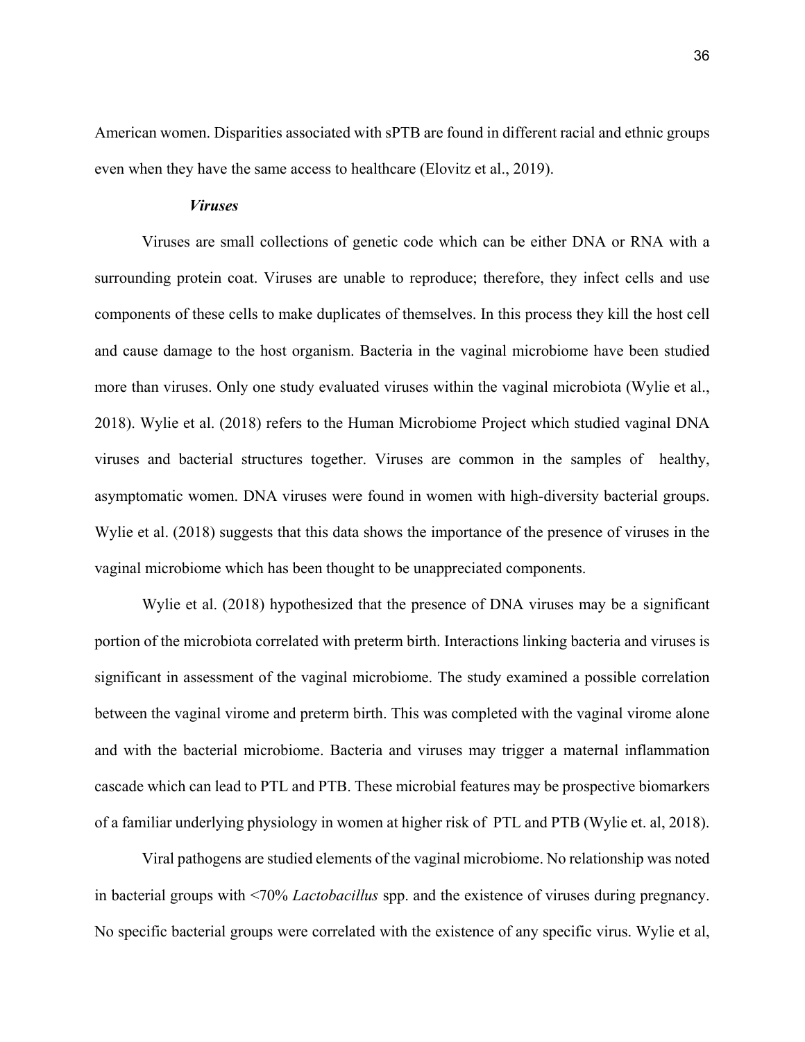American women. Disparities associated with sPTB are found in different racial and ethnic groups even when they have the same access to healthcare (Elovitz et al., 2019).

### *Viruses*

Viruses are small collections of genetic code which can be either DNA or RNA with a surrounding protein coat. Viruses are unable to reproduce; therefore, they infect cells and use components of these cells to make duplicates of themselves. In this process they kill the host cell and cause damage to the host organism. Bacteria in the vaginal microbiome have been studied more than viruses. Only one study evaluated viruses within the vaginal microbiota (Wylie et al., 2018). Wylie et al. (2018) refers to the Human Microbiome Project which studied vaginal DNA viruses and bacterial structures together. Viruses are common in the samples of healthy, asymptomatic women. DNA viruses were found in women with high-diversity bacterial groups. Wylie et al. (2018) suggests that this data shows the importance of the presence of viruses in the vaginal microbiome which has been thought to be unappreciated components.

Wylie et al. (2018) hypothesized that the presence of DNA viruses may be a significant portion of the microbiota correlated with preterm birth. Interactions linking bacteria and viruses is significant in assessment of the vaginal microbiome. The study examined a possible correlation between the vaginal virome and preterm birth. This was completed with the vaginal virome alone and with the bacterial microbiome. Bacteria and viruses may trigger a maternal inflammation cascade which can lead to PTL and PTB. These microbial features may be prospective biomarkers of a familiar underlying physiology in women at higher risk of PTL and PTB (Wylie et. al, 2018).

Viral pathogens are studied elements of the vaginal microbiome. No relationship was noted in bacterial groups with <70% *Lactobacillus* spp. and the existence of viruses during pregnancy. No specific bacterial groups were correlated with the existence of any specific virus. Wylie et al,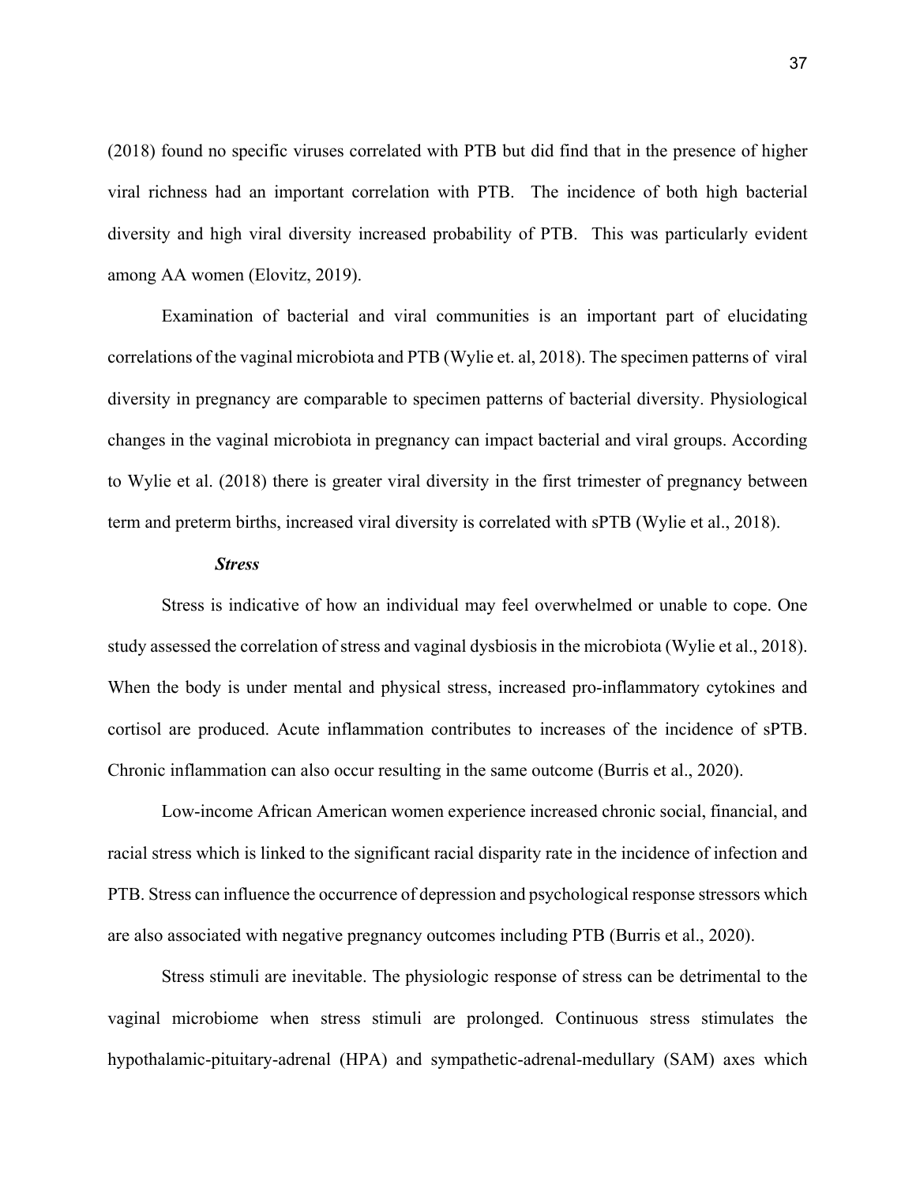(2018) found no specific viruses correlated with PTB but did find that in the presence of higher viral richness had an important correlation with PTB. The incidence of both high bacterial diversity and high viral diversity increased probability of PTB. This was particularly evident among AA women (Elovitz, 2019).

Examination of bacterial and viral communities is an important part of elucidating correlations of the vaginal microbiota and PTB (Wylie et. al, 2018). The specimen patterns of viral diversity in pregnancy are comparable to specimen patterns of bacterial diversity. Physiological changes in the vaginal microbiota in pregnancy can impact bacterial and viral groups. According to Wylie et al. (2018) there is greater viral diversity in the first trimester of pregnancy between term and preterm births, increased viral diversity is correlated with sPTB (Wylie et al., 2018).

### ***Stress***

Stress is indicative of how an individual may feel overwhelmed or unable to cope. One study assessed the correlation of stress and vaginal dysbiosis in the microbiota (Wylie et al., 2018). When the body is under mental and physical stress, increased pro-inflammatory cytokines and cortisol are produced. Acute inflammation contributes to increases of the incidence of sPTB. Chronic inflammation can also occur resulting in the same outcome (Burris et al., 2020).

Low-income African American women experience increased chronic social, financial, and racial stress which is linked to the significant racial disparity rate in the incidence of infection and PTB. Stress can influence the occurrence of depression and psychological response stressors which are also associated with negative pregnancy outcomes including PTB (Burris et al., 2020).

Stress stimuli are inevitable. The physiologic response of stress can be detrimental to the vaginal microbiome when stress stimuli are prolonged. Continuous stress stimulates the hypothalamic-pituitary-adrenal (HPA) and sympathetic-adrenal-medullary (SAM) axes which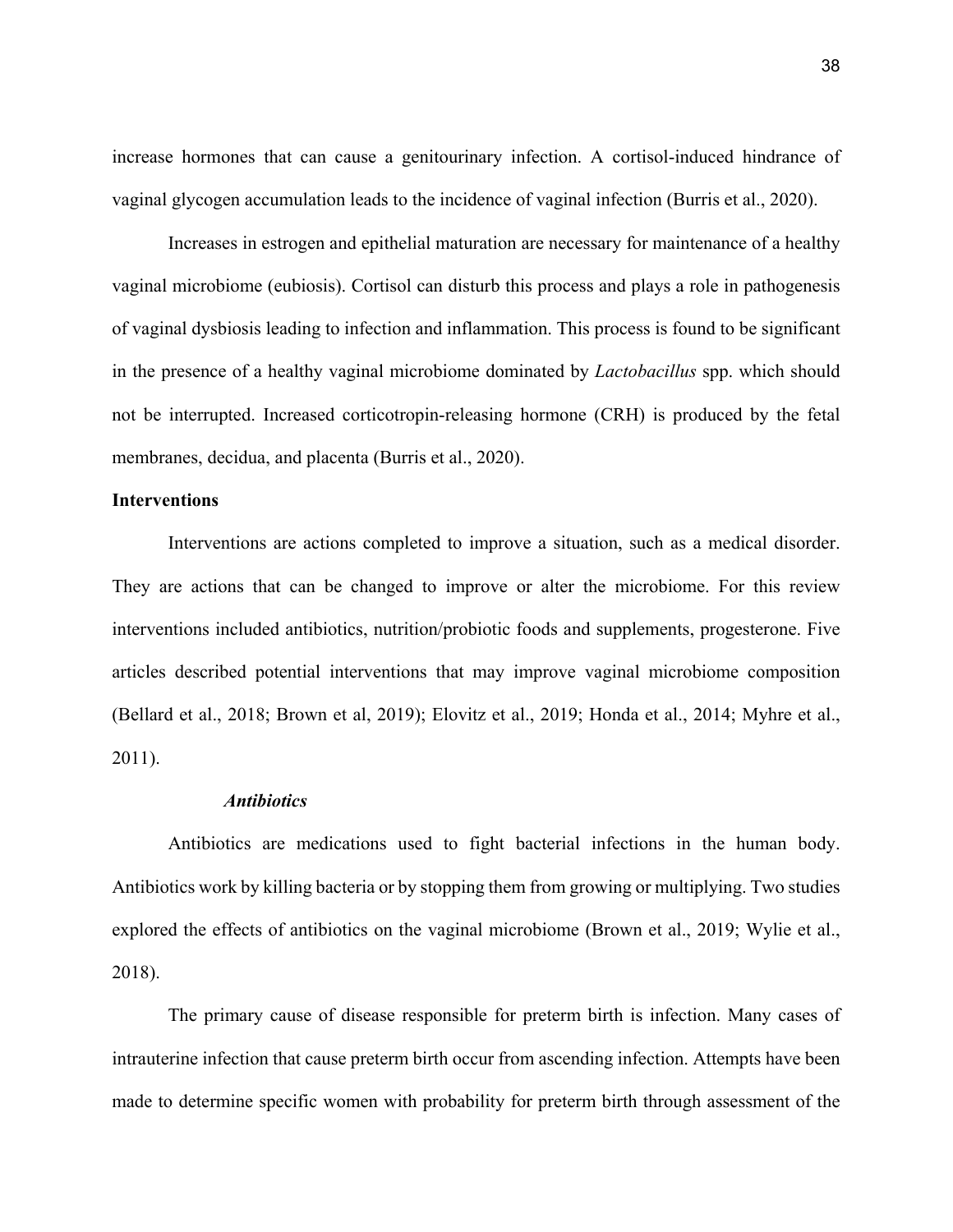increase hormones that can cause a genitourinary infection. A cortisol-induced hindrance of vaginal glycogen accumulation leads to the incidence of vaginal infection (Burris et al., 2020).

Increases in estrogen and epithelial maturation are necessary for maintenance of a healthy vaginal microbiome (eubiosis). Cortisol can disturb this process and plays a role in pathogenesis of vaginal dysbiosis leading to infection and inflammation. This process is found to be significant in the presence of a healthy vaginal microbiome dominated by *Lactobacillus* spp. which should not be interrupted. Increased corticotropin-releasing hormone (CRH) is produced by the fetal membranes, decidua, and placenta (Burris et al., 2020).

## Interventions

Interventions are actions completed to improve a situation, such as a medical disorder. They are actions that can be changed to improve or alter the microbiome. For this review interventions included antibiotics, nutrition/probiotic foods and supplements, progesterone. Five articles described potential interventions that may improve vaginal microbiome composition (Bellard et al., 2018; Brown et al, 2019); Elovitz et al., 2019; Honda et al., 2014; Myhre et al., 2011).

### *Antibiotics*

Antibiotics are medications used to fight bacterial infections in the human body. Antibiotics work by killing bacteria or by stopping them from growing or multiplying. Two studies explored the effects of antibiotics on the vaginal microbiome (Brown et al., 2019; Wylie et al., 2018).

The primary cause of disease responsible for preterm birth is infection. Many cases of intrauterine infection that cause preterm birth occur from ascending infection. Attempts have been made to determine specific women with probability for preterm birth through assessment of the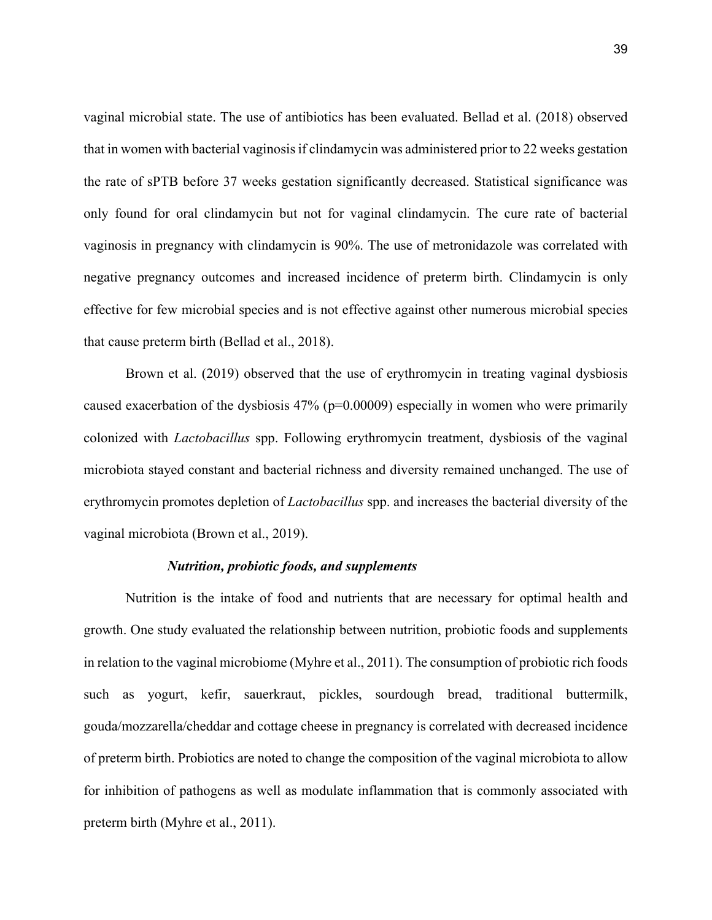vaginal microbial state. The use of antibiotics has been evaluated. Bellad et al. (2018) observed that in women with bacterial vaginosis if clindamycin was administered prior to 22 weeks gestation the rate of sPTB before 37 weeks gestation significantly decreased. Statistical significance was only found for oral clindamycin but not for vaginal clindamycin. The cure rate of bacterial vaginosis in pregnancy with clindamycin is 90%. The use of metronidazole was correlated with negative pregnancy outcomes and increased incidence of preterm birth. Clindamycin is only effective for few microbial species and is not effective against other numerous microbial species that cause preterm birth (Bellad et al., 2018).

Brown et al. (2019) observed that the use of erythromycin in treating vaginal dysbiosis caused exacerbation of the dysbiosis 47% ($p=0.00009$) especially in women who were primarily colonized with *Lactobacillus* spp. Following erythromycin treatment, dysbiosis of the vaginal microbiota stayed constant and bacterial richness and diversity remained unchanged. The use of erythromycin promotes depletion of *Lactobacillus* spp. and increases the bacterial diversity of the vaginal microbiota (Brown et al., 2019).

### *Nutrition, probiotic foods, and supplements*

Nutrition is the intake of food and nutrients that are necessary for optimal health and growth. One study evaluated the relationship between nutrition, probiotic foods and supplements in relation to the vaginal microbiome (Myhre et al., 2011). The consumption of probiotic rich foods such as yogurt, kefir, sauerkraut, pickles, sourdough bread, traditional buttermilk, gouda/mozzarella/cheddar and cottage cheese in pregnancy is correlated with decreased incidence of preterm birth. Probiotics are noted to change the composition of the vaginal microbiota to allow for inhibition of pathogens as well as modulate inflammation that is commonly associated with preterm birth (Myhre et al., 2011).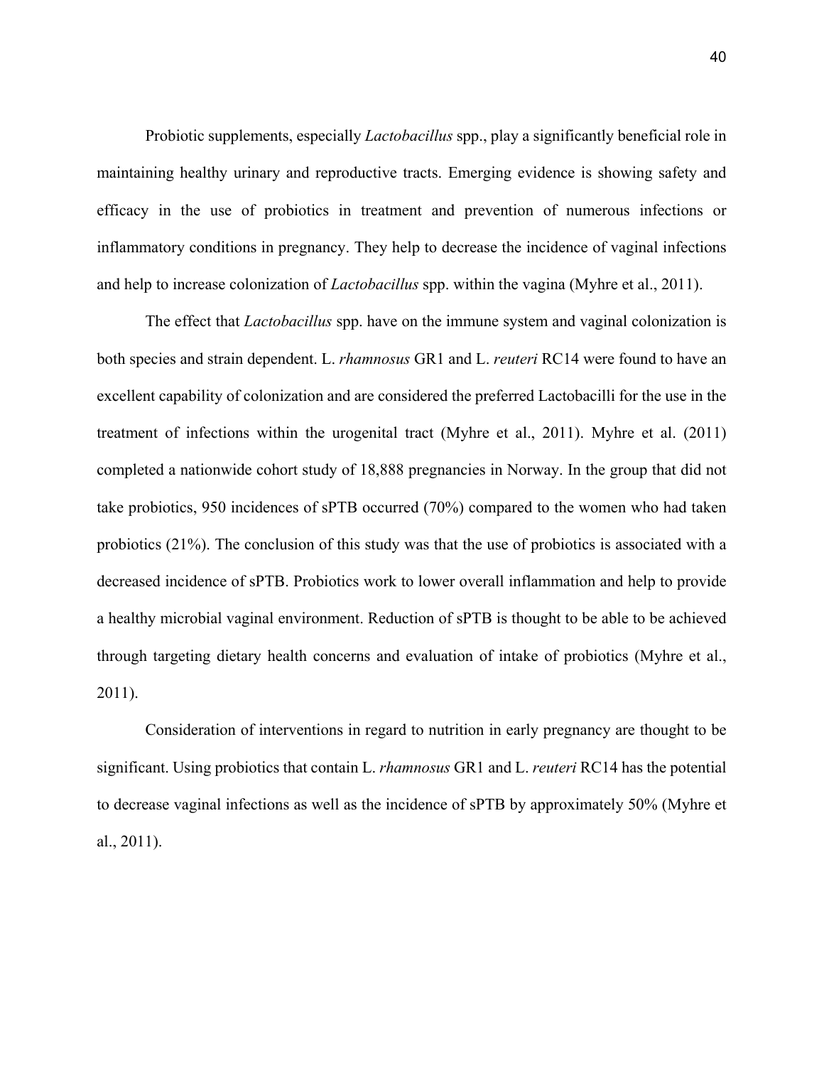Probiotic supplements, especially *Lactobacillus* spp., play a significantly beneficial role in maintaining healthy urinary and reproductive tracts. Emerging evidence is showing safety and efficacy in the use of probiotics in treatment and prevention of numerous infections or inflammatory conditions in pregnancy. They help to decrease the incidence of vaginal infections and help to increase colonization of *Lactobacillus* spp. within the vagina (Myhre et al., 2011).

The effect that *Lactobacillus* spp. have on the immune system and vaginal colonization is both species and strain dependent. L. *rhamnosus* GR1 and L. *reuteri* RC14 were found to have an excellent capability of colonization and are considered the preferred Lactobacilli for the use in the treatment of infections within the urogenital tract (Myhre et al., 2011). Myhre et al. (2011) completed a nationwide cohort study of 18,888 pregnancies in Norway. In the group that did not take probiotics, 950 incidences of sPTB occurred (70%) compared to the women who had taken probiotics (21%). The conclusion of this study was that the use of probiotics is associated with a decreased incidence of sPTB. Probiotics work to lower overall inflammation and help to provide a healthy microbial vaginal environment. Reduction of sPTB is thought to be able to be achieved through targeting dietary health concerns and evaluation of intake of probiotics (Myhre et al., 2011).

Consideration of interventions in regard to nutrition in early pregnancy are thought to be significant. Using probiotics that contain L. *rhamnosus* GR1 and L. *reuteri* RC14 has the potential to decrease vaginal infections as well as the incidence of sPTB by approximately 50% (Myhre et al., 2011).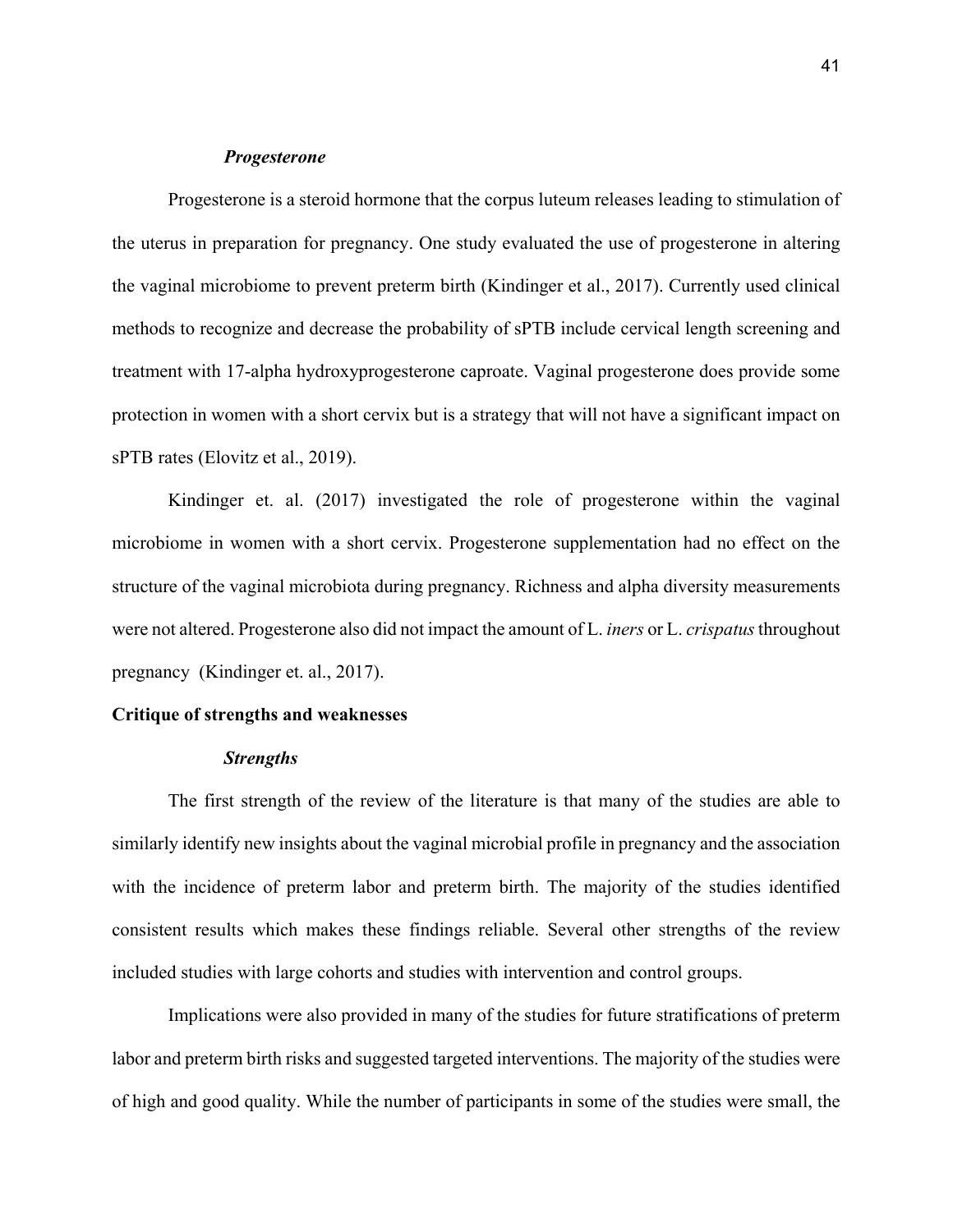### *Progesterone*

Progesterone is a steroid hormone that the corpus luteum releases leading to stimulation of the uterus in preparation for pregnancy. One study evaluated the use of progesterone in altering the vaginal microbiome to prevent preterm birth (Kindinger et al., 2017). Currently used clinical methods to recognize and decrease the probability of sPTB include cervical length screening and treatment with 17-alpha hydroxyprogesterone caproate. Vaginal progesterone does provide some protection in women with a short cervix but is a strategy that will not have a significant impact on sPTB rates (Elovitz et al., 2019).

Kindinger et. al. (2017) investigated the role of progesterone within the vaginal microbiome in women with a short cervix. Progesterone supplementation had no effect on the structure of the vaginal microbiota during pregnancy. Richness and alpha diversity measurements were not altered. Progesterone also did not impact the amount of L. *iners* or L. *crispatus* throughout pregnancy (Kindinger et. al., 2017).

## Critique of strengths and weaknesses

### *Strengths*

The first strength of the review of the literature is that many of the studies are able to similarly identify new insights about the vaginal microbial profile in pregnancy and the association with the incidence of preterm labor and preterm birth. The majority of the studies identified consistent results which makes these findings reliable. Several other strengths of the review included studies with large cohorts and studies with intervention and control groups.

Implications were also provided in many of the studies for future stratifications of preterm labor and preterm birth risks and suggested targeted interventions. The majority of the studies were of high and good quality. While the number of participants in some of the studies were small, the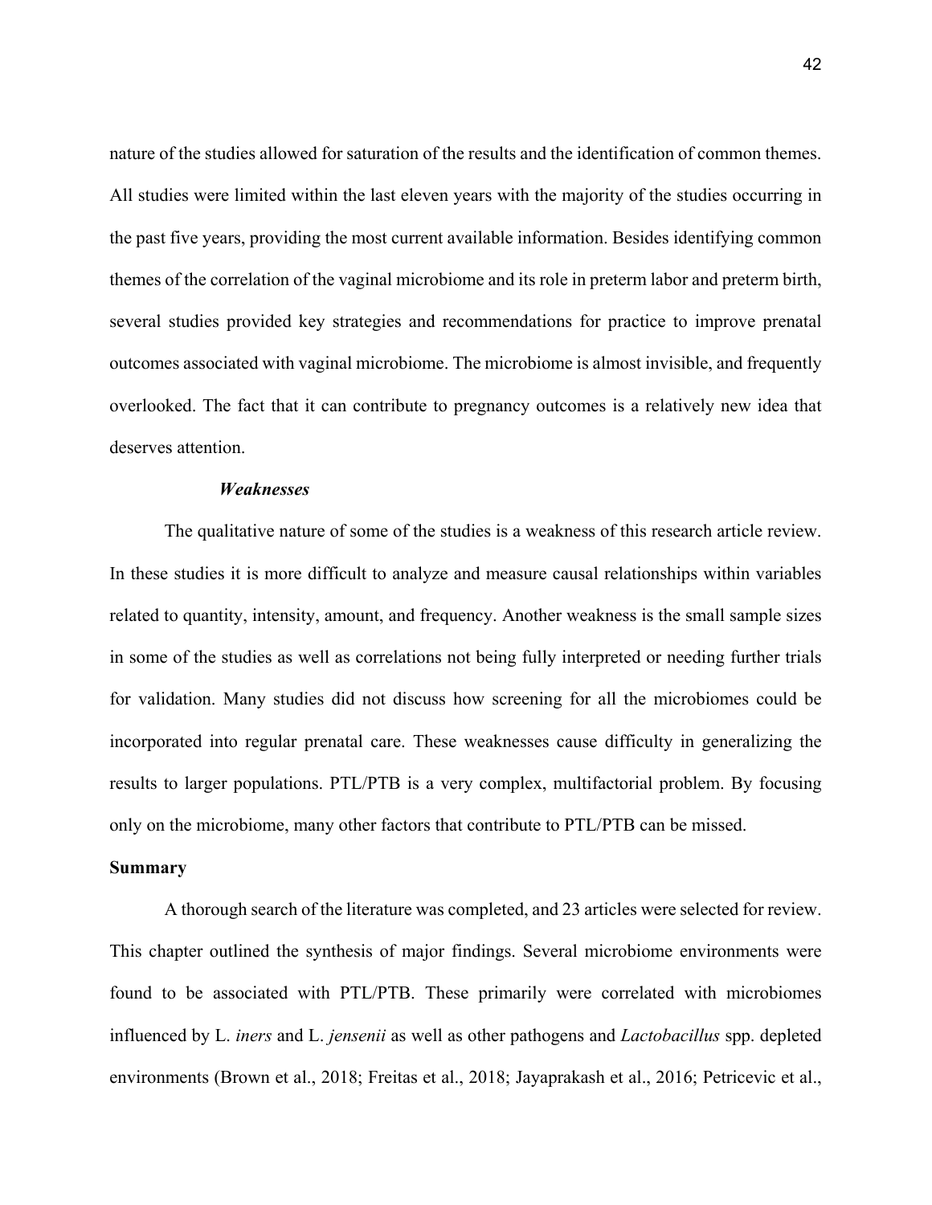nature of the studies allowed for saturation of the results and the identification of common themes. All studies were limited within the last eleven years with the majority of the studies occurring in the past five years, providing the most current available information. Besides identifying common themes of the correlation of the vaginal microbiome and its role in preterm labor and preterm birth, several studies provided key strategies and recommendations for practice to improve prenatal outcomes associated with vaginal microbiome. The microbiome is almost invisible, and frequently overlooked. The fact that it can contribute to pregnancy outcomes is a relatively new idea that deserves attention.

#### *Weaknesses*

The qualitative nature of some of the studies is a weakness of this research article review. In these studies it is more difficult to analyze and measure causal relationships within variables related to quantity, intensity, amount, and frequency. Another weakness is the small sample sizes in some of the studies as well as correlations not being fully interpreted or needing further trials for validation. Many studies did not discuss how screening for all the microbiomes could be incorporated into regular prenatal care. These weaknesses cause difficulty in generalizing the results to larger populations. PTL/PTB is a very complex, multifactorial problem. By focusing only on the microbiome, many other factors that contribute to PTL/PTB can be missed.

## Summary

A thorough search of the literature was completed, and 23 articles were selected for review. This chapter outlined the synthesis of major findings. Several microbiome environments were found to be associated with PTL/PTB. These primarily were correlated with microbiomes influenced by L. *iners* and L. *jensenii* as well as other pathogens and *Lactobacillus* spp. depleted environments (Brown et al., 2018; Freitas et al., 2018; Jayaprakash et al., 2016; Petricevic et al.,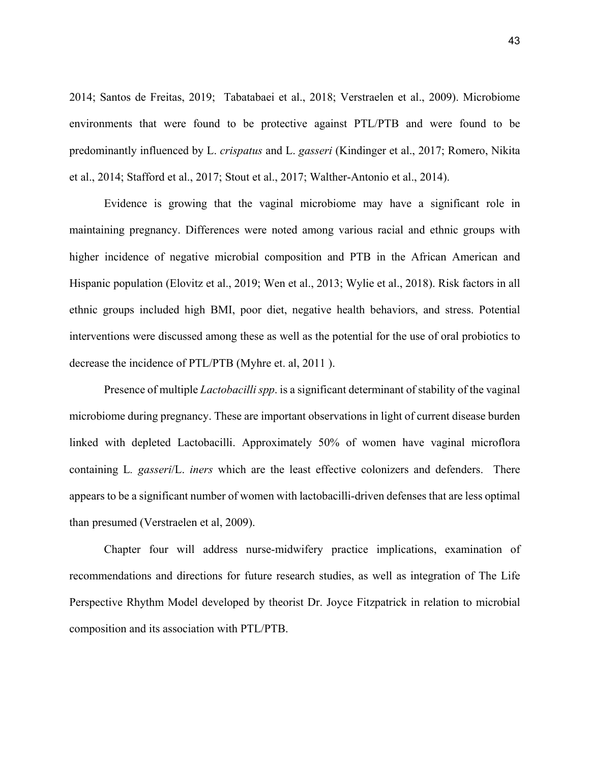2014; Santos de Freitas, 2019; Tabatabaei et al., 2018; Verstraelen et al., 2009). Microbiome environments that were found to be protective against PTL/PTB and were found to be predominantly influenced by L. *crispatus* and L. *gasseri* (Kindinger et al., 2017; Romero, Nikita et al., 2014; Stafford et al., 2017; Stout et al., 2017; Walther-Antonio et al., 2014).

Evidence is growing that the vaginal microbiome may have a significant role in maintaining pregnancy. Differences were noted among various racial and ethnic groups with higher incidence of negative microbial composition and PTB in the African American and Hispanic population (Elovitz et al., 2019; Wen et al., 2013; Wylie et al., 2018). Risk factors in all ethnic groups included high BMI, poor diet, negative health behaviors, and stress. Potential interventions were discussed among these as well as the potential for the use of oral probiotics to decrease the incidence of PTL/PTB (Myhre et. al, 2011 ).

Presence of multiple *Lactobacilli spp*. is a significant determinant of stability of the vaginal microbiome during pregnancy. These are important observations in light of current disease burden linked with depleted Lactobacilli. Approximately 50% of women have vaginal microflora containing L. *gasseri*/L. *iners* which are the least effective colonizers and defenders. There appears to be a significant number of women with lactobacilli-driven defenses that are less optimal than presumed (Verstraelen et al, 2009).

Chapter four will address nurse-midwifery practice implications, examination of recommendations and directions for future research studies, as well as integration of The Life Perspective Rhythm Model developed by theorist Dr. Joyce Fitzpatrick in relation to microbial composition and its association with PTL/PTB.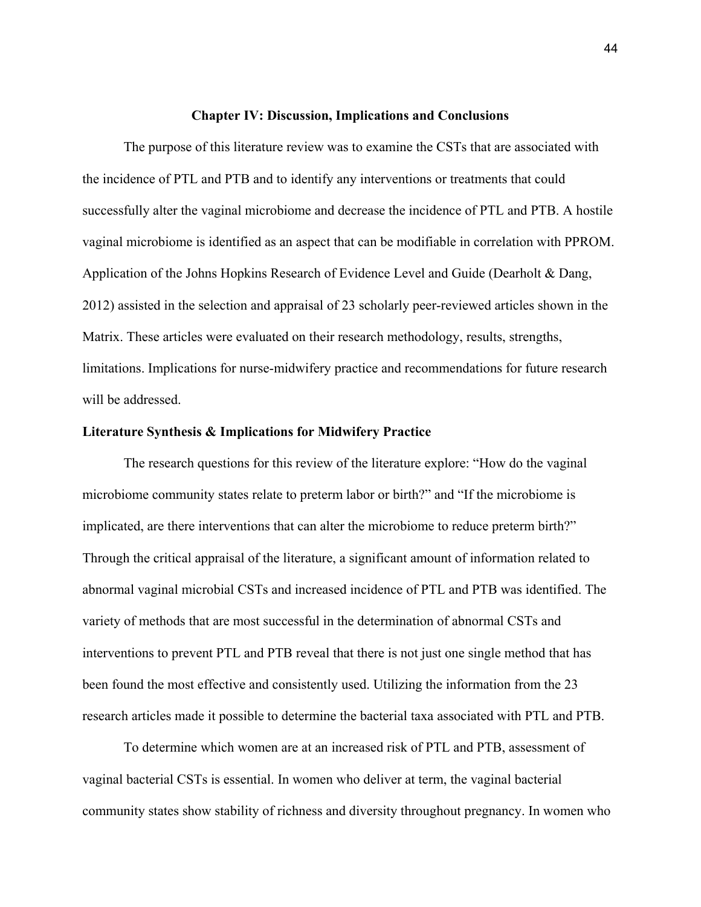## Chapter IV: Discussion, Implications and Conclusions

The purpose of this literature review was to examine the CSTs that are associated with the incidence of PTL and PTB and to identify any interventions or treatments that could successfully alter the vaginal microbiome and decrease the incidence of PTL and PTB. A hostile vaginal microbiome is identified as an aspect that can be modifiable in correlation with PPROM. Application of the Johns Hopkins Research of Evidence Level and Guide (Dearholt & Dang, 2012) assisted in the selection and appraisal of 23 scholarly peer-reviewed articles shown in the Matrix. These articles were evaluated on their research methodology, results, strengths, limitations. Implications for nurse-midwifery practice and recommendations for future research will be addressed.

### Literature Synthesis & Implications for Midwifery Practice

The research questions for this review of the literature explore: "How do the vaginal microbiome community states relate to preterm labor or birth?" and "If the microbiome is implicated, are there interventions that can alter the microbiome to reduce preterm birth?" Through the critical appraisal of the literature, a significant amount of information related to abnormal vaginal microbial CSTs and increased incidence of PTL and PTB was identified. The variety of methods that are most successful in the determination of abnormal CSTs and interventions to prevent PTL and PTB reveal that there is not just one single method that has been found the most effective and consistently used. Utilizing the information from the 23 research articles made it possible to determine the bacterial taxa associated with PTL and PTB.

To determine which women are at an increased risk of PTL and PTB, assessment of vaginal bacterial CSTs is essential. In women who deliver at term, the vaginal bacterial community states show stability of richness and diversity throughout pregnancy. In women who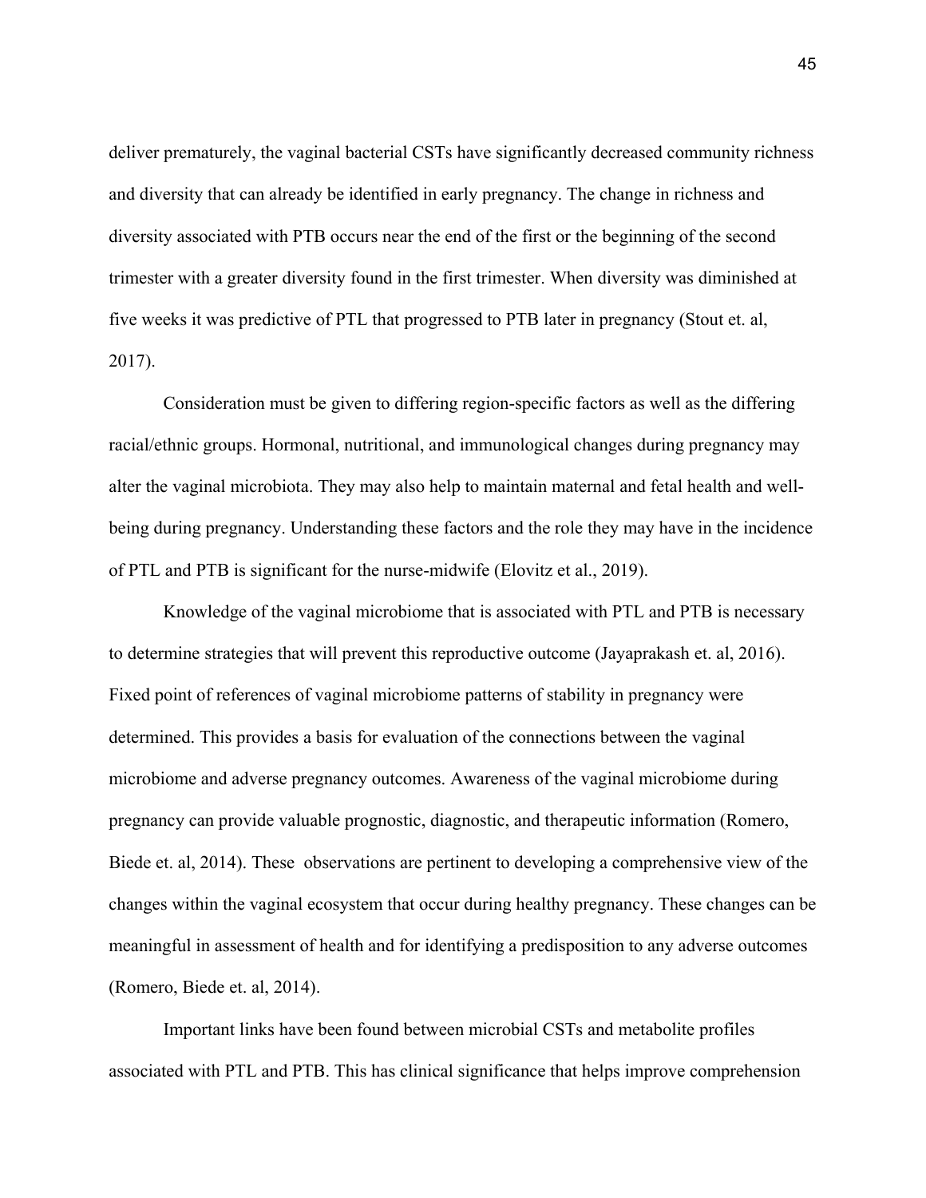deliver prematurely, the vaginal bacterial CSTs have significantly decreased community richness and diversity that can already be identified in early pregnancy. The change in richness and diversity associated with PTB occurs near the end of the first or the beginning of the second trimester with a greater diversity found in the first trimester. When diversity was diminished at five weeks it was predictive of PTL that progressed to PTB later in pregnancy (Stout et. al, 2017).

Consideration must be given to differing region-specific factors as well as the differing racial/ethnic groups. Hormonal, nutritional, and immunological changes during pregnancy may alter the vaginal microbiota. They may also help to maintain maternal and fetal health and well-being during pregnancy. Understanding these factors and the role they may have in the incidence of PTL and PTB is significant for the nurse-midwife (Elovitz et al., 2019).

Knowledge of the vaginal microbiome that is associated with PTL and PTB is necessary to determine strategies that will prevent this reproductive outcome (Jayaprakash et. al, 2016). Fixed point of references of vaginal microbiome patterns of stability in pregnancy were determined. This provides a basis for evaluation of the connections between the vaginal microbiome and adverse pregnancy outcomes. Awareness of the vaginal microbiome during pregnancy can provide valuable prognostic, diagnostic, and therapeutic information (Romero, Biede et. al, 2014). These observations are pertinent to developing a comprehensive view of the changes within the vaginal ecosystem that occur during healthy pregnancy. These changes can be meaningful in assessment of health and for identifying a predisposition to any adverse outcomes (Romero, Biede et. al, 2014).

Important links have been found between microbial CSTs and metabolite profiles associated with PTL and PTB. This has clinical significance that helps improve comprehension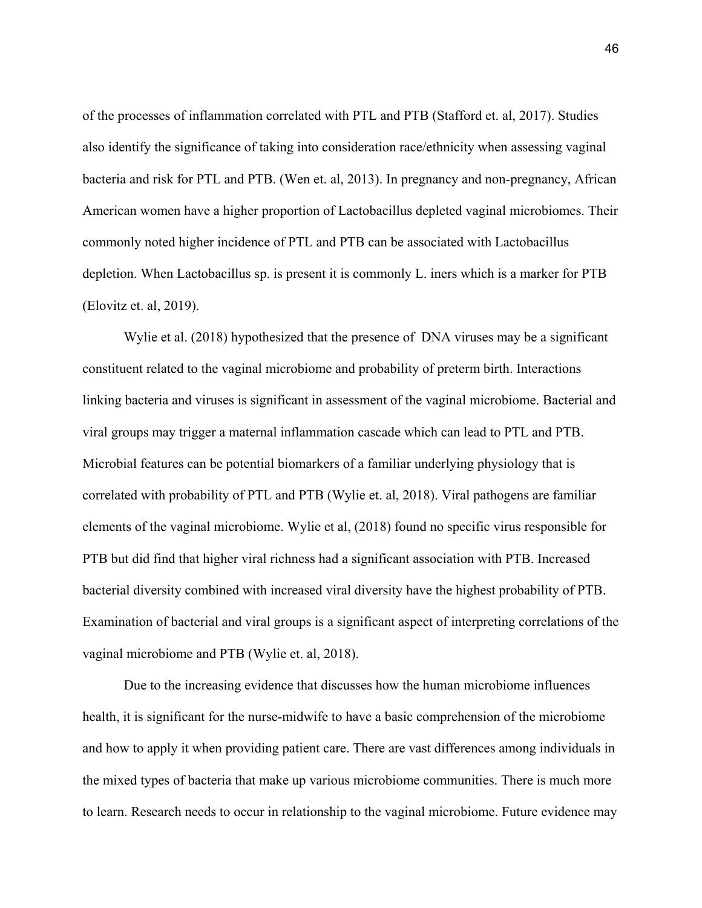of the processes of inflammation correlated with PTL and PTB (Stafford et. al, 2017). Studies also identify the significance of taking into consideration race/ethnicity when assessing vaginal bacteria and risk for PTL and PTB. (Wen et. al, 2013). In pregnancy and non-pregnancy, African American women have a higher proportion of Lactobacillus depleted vaginal microbiomes. Their commonly noted higher incidence of PTL and PTB can be associated with Lactobacillus depletion. When Lactobacillus sp. is present it is commonly L. iners which is a marker for PTB (Elovitz et. al, 2019).

Wylie et al. (2018) hypothesized that the presence of DNA viruses may be a significant constituent related to the vaginal microbiome and probability of preterm birth. Interactions linking bacteria and viruses is significant in assessment of the vaginal microbiome. Bacterial and viral groups may trigger a maternal inflammation cascade which can lead to PTL and PTB. Microbial features can be potential biomarkers of a familiar underlying physiology that is correlated with probability of PTL and PTB (Wylie et. al, 2018). Viral pathogens are familiar elements of the vaginal microbiome. Wylie et al, (2018) found no specific virus responsible for PTB but did find that higher viral richness had a significant association with PTB. Increased bacterial diversity combined with increased viral diversity have the highest probability of PTB. Examination of bacterial and viral groups is a significant aspect of interpreting correlations of the vaginal microbiome and PTB (Wylie et. al, 2018).

Due to the increasing evidence that discusses how the human microbiome influences health, it is significant for the nurse-midwife to have a basic comprehension of the microbiome and how to apply it when providing patient care. There are vast differences among individuals in the mixed types of bacteria that make up various microbiome communities. There is much more to learn. Research needs to occur in relationship to the vaginal microbiome. Future evidence may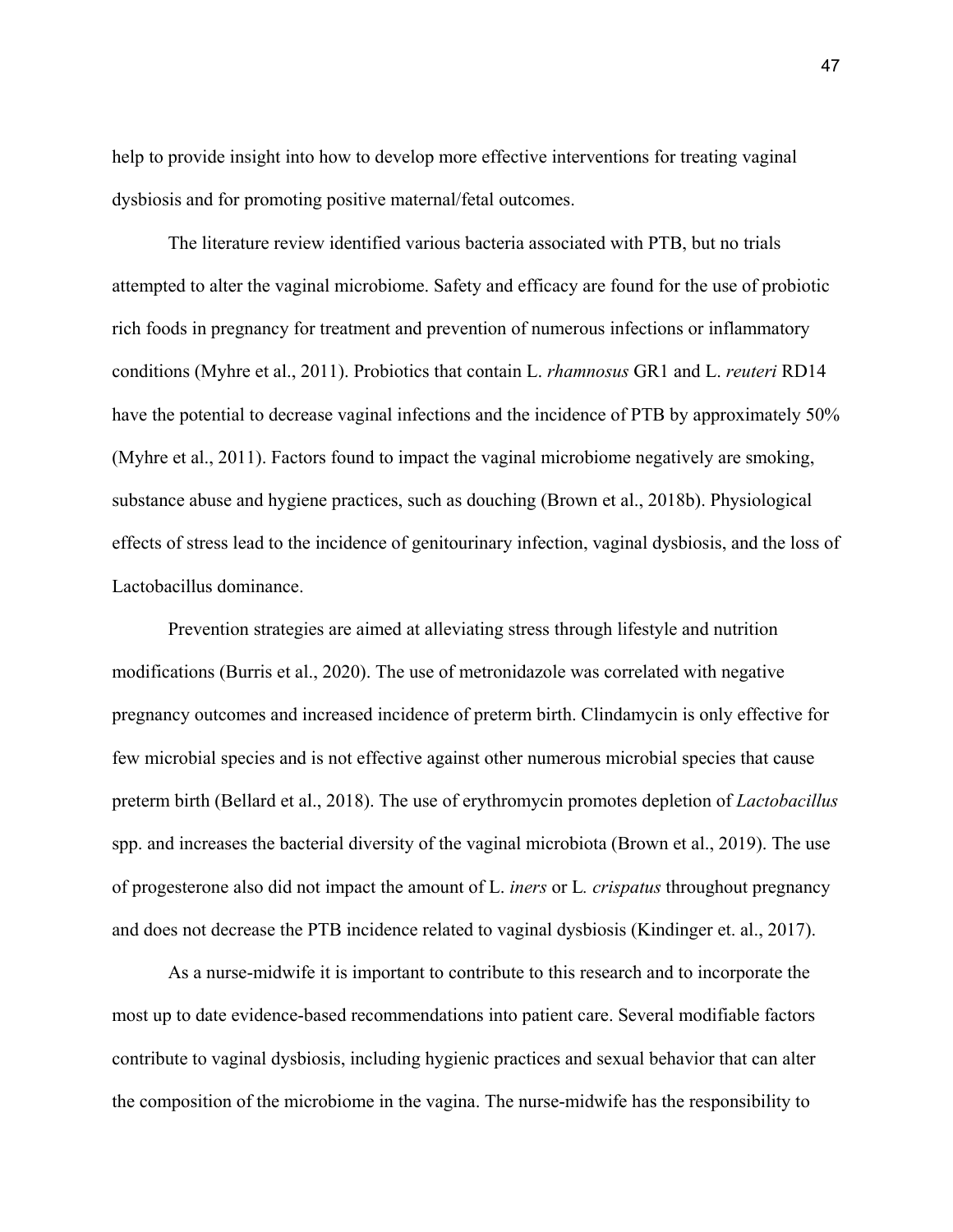help to provide insight into how to develop more effective interventions for treating vaginal dysbiosis and for promoting positive maternal/fetal outcomes.

The literature review identified various bacteria associated with PTB, but no trials attempted to alter the vaginal microbiome. Safety and efficacy are found for the use of probiotic rich foods in pregnancy for treatment and prevention of numerous infections or inflammatory conditions (Myhre et al., 2011). Probiotics that contain L. *rhamnosus* GR1 and L. *reuteri* RD14 have the potential to decrease vaginal infections and the incidence of PTB by approximately 50% (Myhre et al., 2011). Factors found to impact the vaginal microbiome negatively are smoking, substance abuse and hygiene practices, such as douching (Brown et al., 2018b). Physiological effects of stress lead to the incidence of genitourinary infection, vaginal dysbiosis, and the loss of Lactobacillus dominance.

Prevention strategies are aimed at alleviating stress through lifestyle and nutrition modifications (Burris et al., 2020). The use of metronidazole was correlated with negative pregnancy outcomes and increased incidence of preterm birth. Clindamycin is only effective for few microbial species and is not effective against other numerous microbial species that cause preterm birth (Bellard et al., 2018). The use of erythromycin promotes depletion of *Lactobacillus* spp. and increases the bacterial diversity of the vaginal microbiota (Brown et al., 2019). The use of progesterone also did not impact the amount of L. *iners* or L. *crispatus* throughout pregnancy and does not decrease the PTB incidence related to vaginal dysbiosis (Kindinger et. al., 2017).

As a nurse-midwife it is important to contribute to this research and to incorporate the most up to date evidence-based recommendations into patient care. Several modifiable factors contribute to vaginal dysbiosis, including hygienic practices and sexual behavior that can alter the composition of the microbiome in the vagina. The nurse-midwife has the responsibility to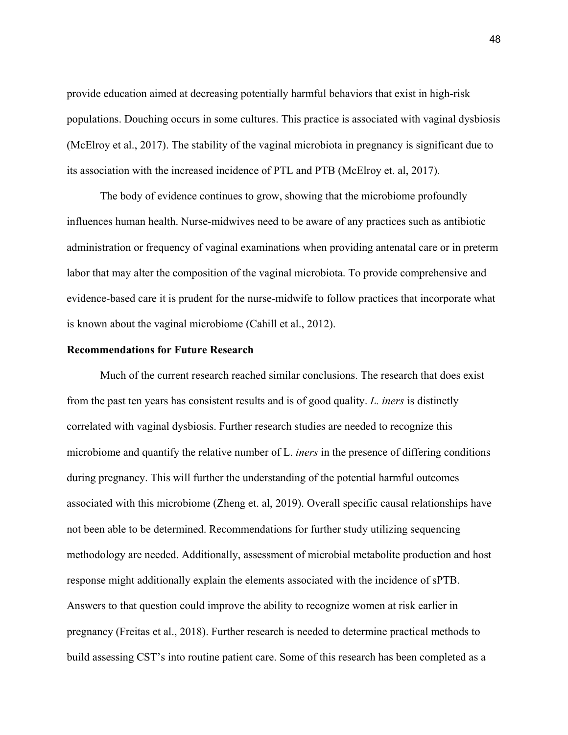provide education aimed at decreasing potentially harmful behaviors that exist in high-risk populations. Douching occurs in some cultures. This practice is associated with vaginal dysbiosis (McElroy et al., 2017). The stability of the vaginal microbiota in pregnancy is significant due to its association with the increased incidence of PTL and PTB (McElroy et. al, 2017).

The body of evidence continues to grow, showing that the microbiome profoundly influences human health. Nurse-midwives need to be aware of any practices such as antibiotic administration or frequency of vaginal examinations when providing antenatal care or in preterm labor that may alter the composition of the vaginal microbiota. To provide comprehensive and evidence-based care it is prudent for the nurse-midwife to follow practices that incorporate what is known about the vaginal microbiome (Cahill et al., 2012).

**Recommendations for Future Research**

Much of the current research reached similar conclusions. The research that does exist from the past ten years has consistent results and is of good quality. *L. iners* is distinctly correlated with vaginal dysbiosis. Further research studies are needed to recognize this microbiome and quantify the relative number of L. *iners* in the presence of differing conditions during pregnancy. This will further the understanding of the potential harmful outcomes associated with this microbiome (Zheng et. al, 2019). Overall specific causal relationships have not been able to be determined. Recommendations for further study utilizing sequencing methodology are needed. Additionally, assessment of microbial metabolite production and host response might additionally explain the elements associated with the incidence of sPTB. Answers to that question could improve the ability to recognize women at risk earlier in pregnancy (Freitas et al., 2018). Further research is needed to determine practical methods to build assessing CST's into routine patient care. Some of this research has been completed as a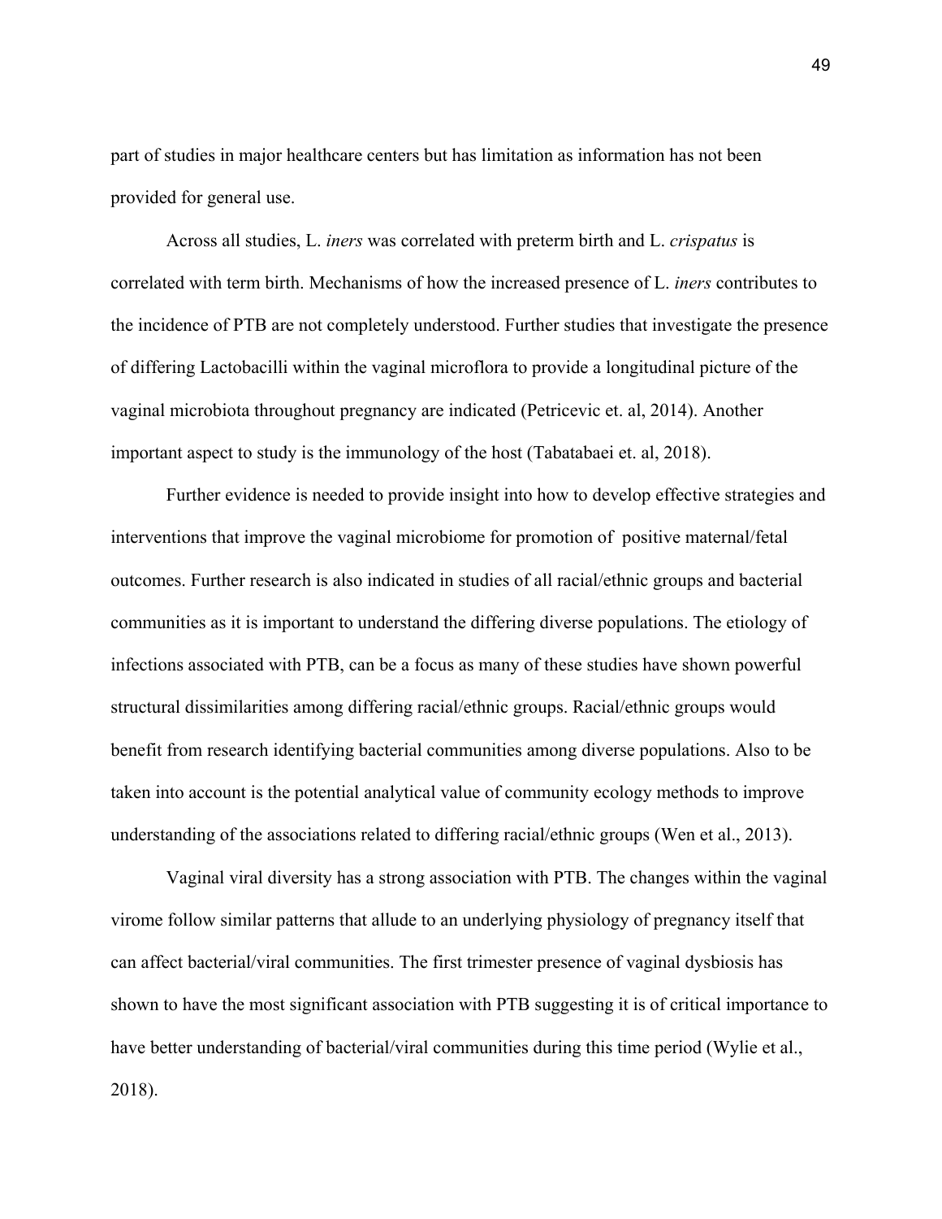part of studies in major healthcare centers but has limitation as information has not been provided for general use.

Across all studies, L. *iners* was correlated with preterm birth and L. *crispatus* is correlated with term birth. Mechanisms of how the increased presence of L. *iners* contributes to the incidence of PTB are not completely understood. Further studies that investigate the presence of differing Lactobacilli within the vaginal microflora to provide a longitudinal picture of the vaginal microbiota throughout pregnancy are indicated (Petricevic et. al, 2014). Another important aspect to study is the immunology of the host (Tabatabaei et. al, 2018).

Further evidence is needed to provide insight into how to develop effective strategies and interventions that improve the vaginal microbiome for promotion of positive maternal/fetal outcomes. Further research is also indicated in studies of all racial/ethnic groups and bacterial communities as it is important to understand the differing diverse populations. The etiology of infections associated with PTB, can be a focus as many of these studies have shown powerful structural dissimilarities among differing racial/ethnic groups. Racial/ethnic groups would benefit from research identifying bacterial communities among diverse populations. Also to be taken into account is the potential analytical value of community ecology methods to improve understanding of the associations related to differing racial/ethnic groups (Wen et al., 2013).

Vaginal viral diversity has a strong association with PTB. The changes within the vaginal virome follow similar patterns that allude to an underlying physiology of pregnancy itself that can affect bacterial/viral communities. The first trimester presence of vaginal dysbiosis has shown to have the most significant association with PTB suggesting it is of critical importance to have better understanding of bacterial/viral communities during this time period (Wylie et al., 2018).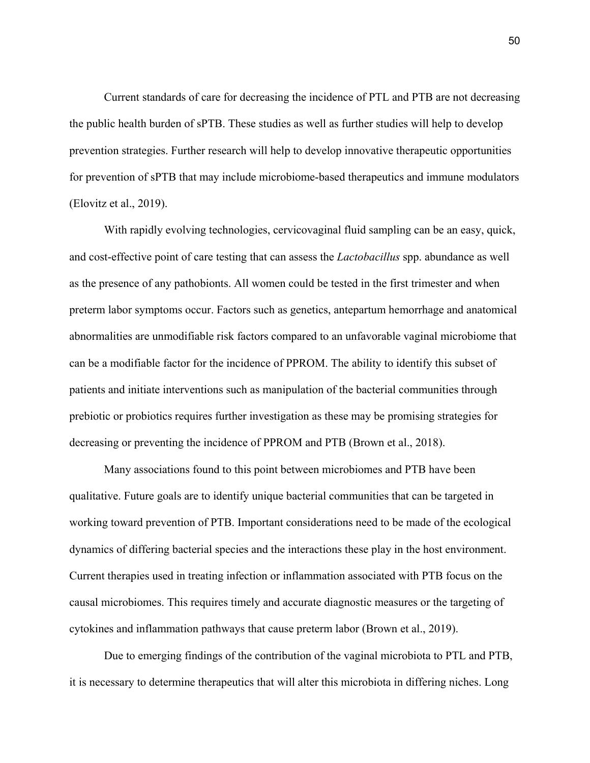Current standards of care for decreasing the incidence of PTL and PTB are not decreasing the public health burden of sPTB. These studies as well as further studies will help to develop prevention strategies. Further research will help to develop innovative therapeutic opportunities for prevention of sPTB that may include microbiome-based therapeutics and immune modulators (Elovitz et al., 2019).

With rapidly evolving technologies, cervicovaginal fluid sampling can be an easy, quick, and cost-effective point of care testing that can assess the *Lactobacillus* spp. abundance as well as the presence of any pathobionts. All women could be tested in the first trimester and when preterm labor symptoms occur. Factors such as genetics, antepartum hemorrhage and anatomical abnormalities are unmodifiable risk factors compared to an unfavorable vaginal microbiome that can be a modifiable factor for the incidence of PPROM. The ability to identify this subset of patients and initiate interventions such as manipulation of the bacterial communities through prebiotic or probiotics requires further investigation as these may be promising strategies for decreasing or preventing the incidence of PPROM and PTB (Brown et al., 2018).

Many associations found to this point between microbiomes and PTB have been qualitative. Future goals are to identify unique bacterial communities that can be targeted in working toward prevention of PTB. Important considerations need to be made of the ecological dynamics of differing bacterial species and the interactions these play in the host environment. Current therapies used in treating infection or inflammation associated with PTB focus on the causal microbiomes. This requires timely and accurate diagnostic measures or the targeting of cytokines and inflammation pathways that cause preterm labor (Brown et al., 2019).

Due to emerging findings of the contribution of the vaginal microbiota to PTL and PTB, it is necessary to determine therapeutics that will alter this microbiota in differing niches. Long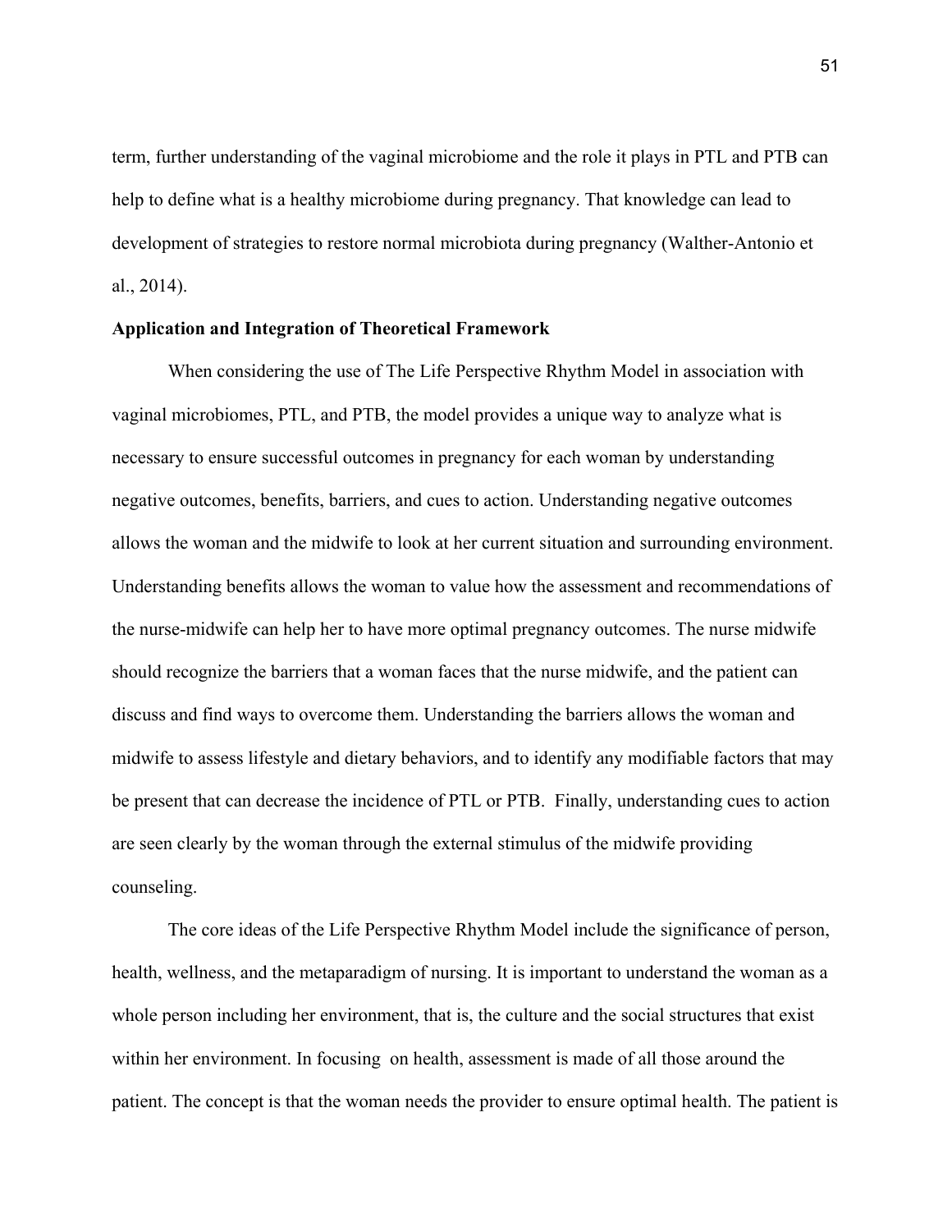term, further understanding of the vaginal microbiome and the role it plays in PTL and PTB can help to define what is a healthy microbiome during pregnancy. That knowledge can lead to development of strategies to restore normal microbiota during pregnancy (Walther-Antonio et al., 2014).

**Application and Integration of Theoretical Framework**

When considering the use of The Life Perspective Rhythm Model in association with vaginal microbiomes, PTL, and PTB, the model provides a unique way to analyze what is necessary to ensure successful outcomes in pregnancy for each woman by understanding negative outcomes, benefits, barriers, and cues to action. Understanding negative outcomes allows the woman and the midwife to look at her current situation and surrounding environment. Understanding benefits allows the woman to value how the assessment and recommendations of the nurse-midwife can help her to have more optimal pregnancy outcomes. The nurse midwife should recognize the barriers that a woman faces that the nurse midwife, and the patient can discuss and find ways to overcome them. Understanding the barriers allows the woman and midwife to assess lifestyle and dietary behaviors, and to identify any modifiable factors that may be present that can decrease the incidence of PTL or PTB.  Finally, understanding cues to action are seen clearly by the woman through the external stimulus of the midwife providing counseling.

The core ideas of the Life Perspective Rhythm Model include the significance of person, health, wellness, and the metaparadigm of nursing. It is important to understand the woman as a whole person including her environment, that is, the culture and the social structures that exist within her environment. In focusing  on health, assessment is made of all those around the patient. The concept is that the woman needs the provider to ensure optimal health. The patient is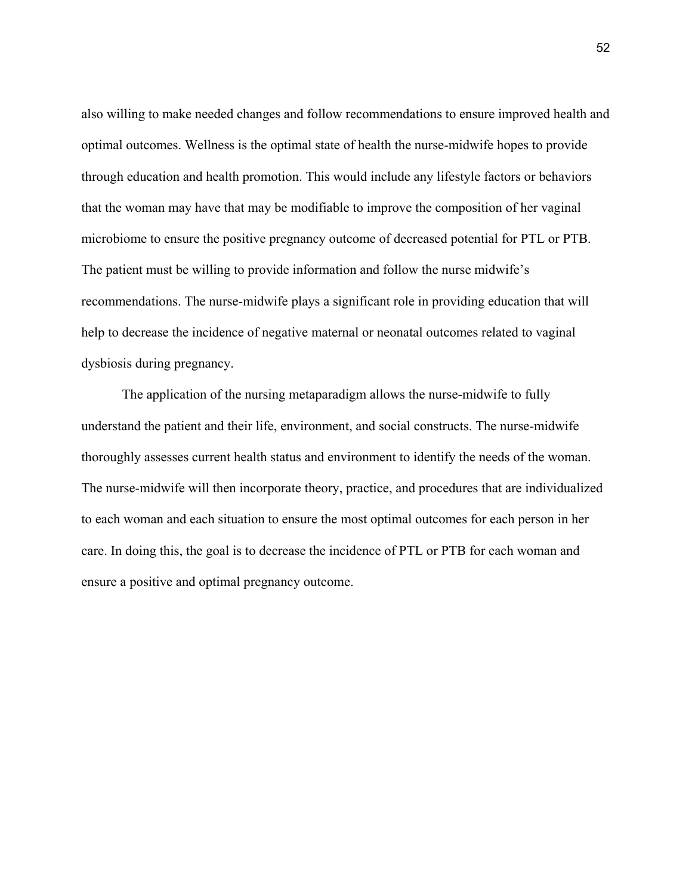also willing to make needed changes and follow recommendations to ensure improved health and optimal outcomes. Wellness is the optimal state of health the nurse-midwife hopes to provide through education and health promotion. This would include any lifestyle factors or behaviors that the woman may have that may be modifiable to improve the composition of her vaginal microbiome to ensure the positive pregnancy outcome of decreased potential for PTL or PTB. The patient must be willing to provide information and follow the nurse midwife's recommendations. The nurse-midwife plays a significant role in providing education that will help to decrease the incidence of negative maternal or neonatal outcomes related to vaginal dysbiosis during pregnancy.

The application of the nursing metaparadigm allows the nurse-midwife to fully understand the patient and their life, environment, and social constructs. The nurse-midwife thoroughly assesses current health status and environment to identify the needs of the woman. The nurse-midwife will then incorporate theory, practice, and procedures that are individualized to each woman and each situation to ensure the most optimal outcomes for each person in her care. In doing this, the goal is to decrease the incidence of PTL or PTB for each woman and ensure a positive and optimal pregnancy outcome.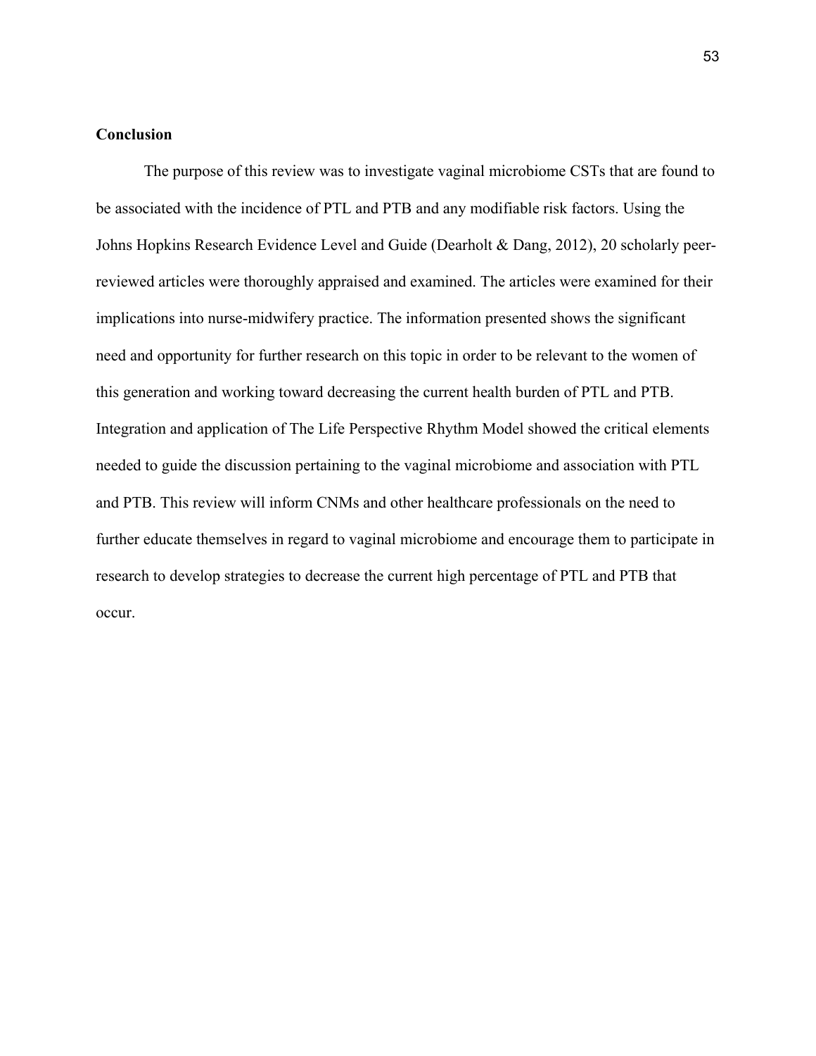## Conclusion

The purpose of this review was to investigate vaginal microbiome CSTs that are found to be associated with the incidence of PTL and PTB and any modifiable risk factors. Using the Johns Hopkins Research Evidence Level and Guide (Dearholt & Dang, 2012), 20 scholarly peer-reviewed articles were thoroughly appraised and examined. The articles were examined for their implications into nurse-midwifery practice. The information presented shows the significant need and opportunity for further research on this topic in order to be relevant to the women of this generation and working toward decreasing the current health burden of PTL and PTB. Integration and application of The Life Perspective Rhythm Model showed the critical elements needed to guide the discussion pertaining to the vaginal microbiome and association with PTL and PTB. This review will inform CNMs and other healthcare professionals on the need to further educate themselves in regard to vaginal microbiome and encourage them to participate in research to develop strategies to decrease the current high percentage of PTL and PTB that occur.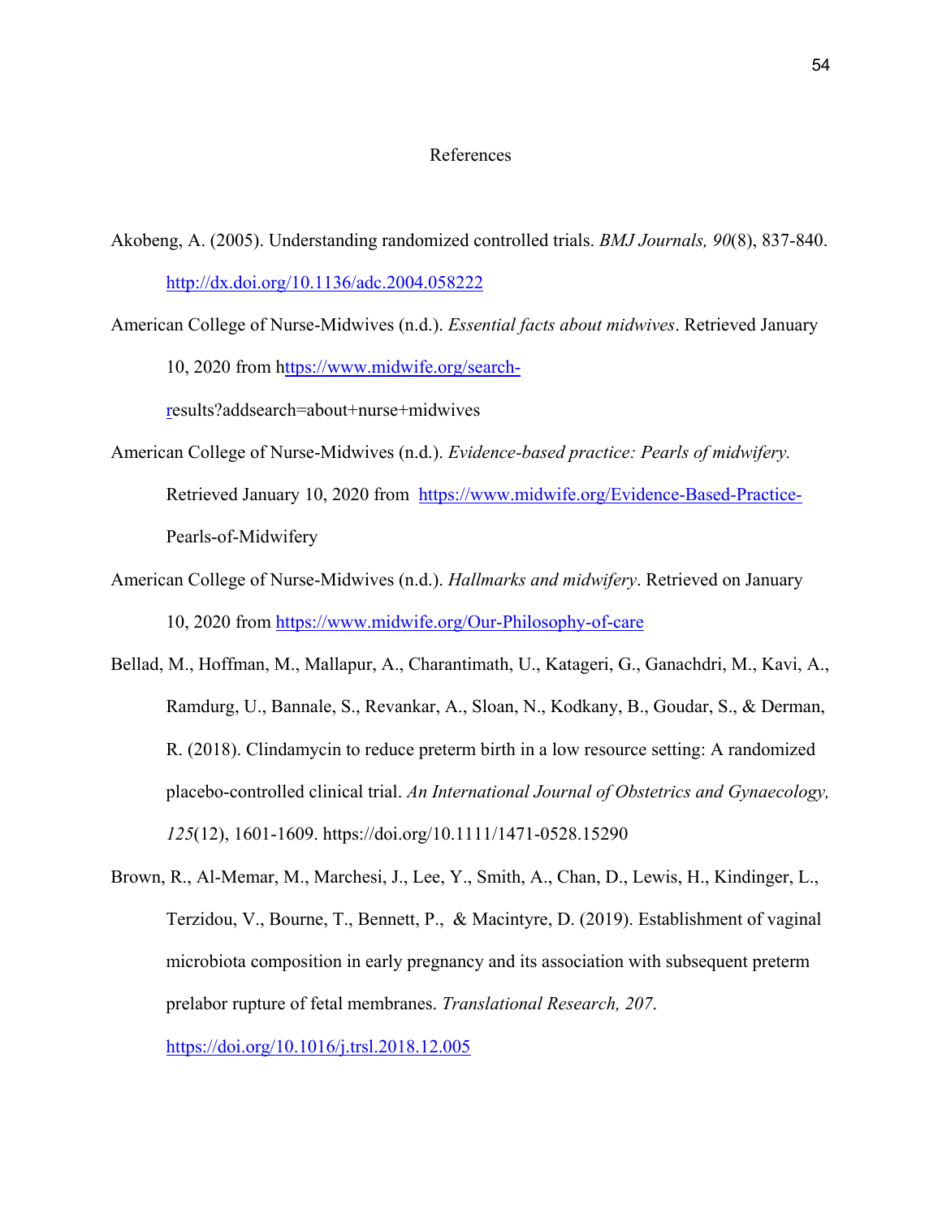# References

Akobeng, A. (2005). Understanding randomized controlled trials. *BMJ Journals, 90*(8), 837-840. http://dx.doi.org/10.1136/adc.2004.058222

American College of Nurse-Midwives (n.d.). *Essential facts about midwives*. Retrieved January 10, 2020 from https://www.midwife.org/search-results?addsearch=about+nurse+midwives

American College of Nurse-Midwives (n.d.). *Evidence-based practice: Pearls of midwifery.* Retrieved January 10, 2020 from https://www.midwife.org/Evidence-Based-Practice-Pearls-of-Midwifery

American College of Nurse-Midwives (n.d.). *Hallmarks and midwifery*. Retrieved on January 10, 2020 from https://www.midwife.org/Our-Philosophy-of-care

Bellad, M., Hoffman, M., Mallapur, A., Charantimath, U., Katageri, G., Ganachdri, M., Kavi, A., Ramdurg, U., Bannale, S., Revankar, A., Sloan, N., Kodkany, B., Goudar, S., & Derman, R. (2018). Clindamycin to reduce preterm birth in a low resource setting: A randomized placebo-controlled clinical trial. *An International Journal of Obstetrics and Gynaecology, 125*(12), 1601-1609. https://doi.org/10.1111/1471-0528.15290

Brown, R., Al-Memar, M., Marchesi, J., Lee, Y., Smith, A., Chan, D., Lewis, H., Kindinger, L., Terzidou, V., Bourne, T., Bennett, P., & Macintyre, D. (2019). Establishment of vaginal microbiota composition in early pregnancy and its association with subsequent preterm prelabor rupture of fetal membranes. *Translational Research, 207*. https://doi.org/10.1016/j.trsl.2018.12.005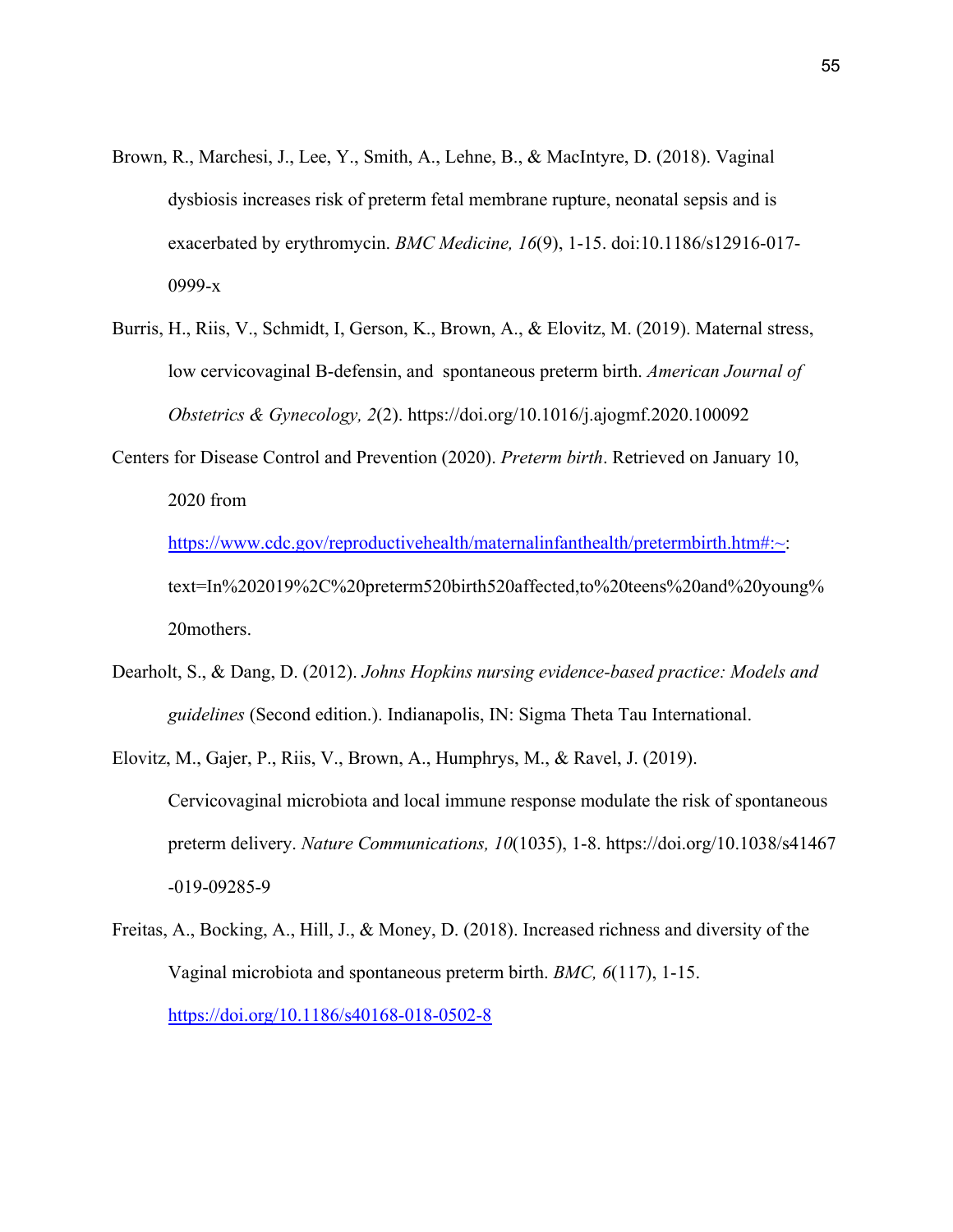Brown, R., Marchesi, J., Lee, Y., Smith, A., Lehne, B., & MacIntyre, D. (2018). Vaginal dysbiosis increases risk of preterm fetal membrane rupture, neonatal sepsis and is exacerbated by erythromycin. *BMC Medicine, 16*(9), 1-15. doi:10.1186/s12916-017-0999-x

Burris, H., Riis, V., Schmidt, I, Gerson, K., Brown, A., & Elovitz, M. (2019). Maternal stress, low cervicovaginal B-defensin, and spontaneous preterm birth. *American Journal of Obstetrics & Gynecology, 2*(2). https://doi.org/10.1016/j.ajogmf.2020.100092

Centers for Disease Control and Prevention (2020). *Preterm birth*. Retrieved on January 10, 2020 from https://www.cdc.gov/reproductivehealth/maternalinfanthealth/pretermbirth.htm#:~:text=In%202019%2C%20preterm520birth520affected,to%20teens%20and%20young%20mothers.

Dearholt, S., & Dang, D. (2012). *Johns Hopkins nursing evidence-based practice: Models and guidelines* (Second edition.). Indianapolis, IN: Sigma Theta Tau International.

Elovitz, M., Gajer, P., Riis, V., Brown, A., Humphrys, M., & Ravel, J. (2019). Cervicovaginal microbiota and local immune response modulate the risk of spontaneous preterm delivery. *Nature Communications, 10*(1035), 1-8. https://doi.org/10.1038/s41467-019-09285-9

Freitas, A., Bocking, A., Hill, J., & Money, D. (2018). Increased richness and diversity of the Vaginal microbiota and spontaneous preterm birth. *BMC, 6*(117), 1-15. https://doi.org/10.1186/s40168-018-0502-8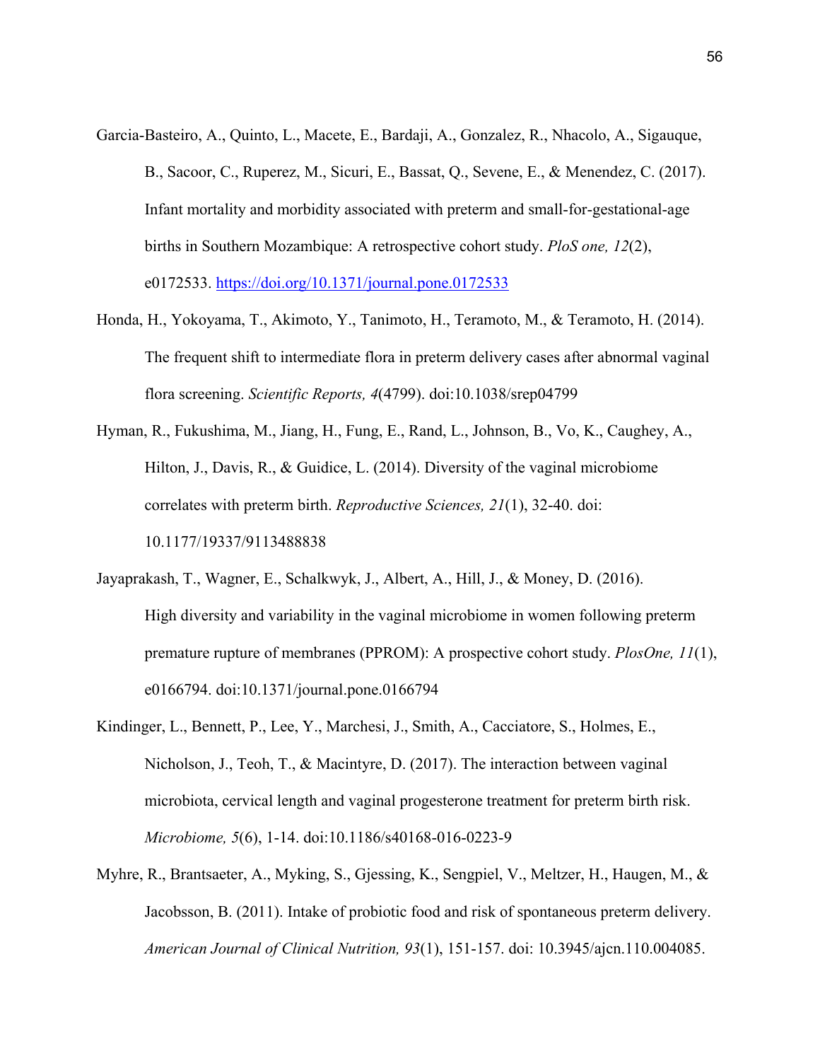Garcia-Basteiro, A., Quinto, L., Macete, E., Bardaji, A., Gonzalez, R., Nhacolo, A., Sigauque, B., Sacoor, C., Ruperez, M., Sicuri, E., Bassat, Q., Sevene, E., & Menendez, C. (2017). Infant mortality and morbidity associated with preterm and small-for-gestational-age births in Southern Mozambique: A retrospective cohort study. *PloS one, 12*(2), e0172533. https://doi.org/10.1371/journal.pone.0172533

Honda, H., Yokoyama, T., Akimoto, Y., Tanimoto, H., Teramoto, M., & Teramoto, H. (2014). The frequent shift to intermediate flora in preterm delivery cases after abnormal vaginal flora screening. *Scientific Reports, 4*(4799). doi:10.1038/srep04799

Hyman, R., Fukushima, M., Jiang, H., Fung, E., Rand, L., Johnson, B., Vo, K., Caughey, A., Hilton, J., Davis, R., & Guidice, L. (2014). Diversity of the vaginal microbiome correlates with preterm birth. *Reproductive Sciences, 21*(1), 32-40. doi: 10.1177/19337/9113488838

Jayaprakash, T., Wagner, E., Schalkwyk, J., Albert, A., Hill, J., & Money, D. (2016). High diversity and variability in the vaginal microbiome in women following preterm premature rupture of membranes (PPROM): A prospective cohort study. *PlosOne, 11*(1), e0166794. doi:10.1371/journal.pone.0166794

Kindinger, L., Bennett, P., Lee, Y., Marchesi, J., Smith, A., Cacciatore, S., Holmes, E., Nicholson, J., Teoh, T., & Macintyre, D. (2017). The interaction between vaginal microbiota, cervical length and vaginal progesterone treatment for preterm birth risk. *Microbiome, 5*(6), 1-14. doi:10.1186/s40168-016-0223-9

Myhre, R., Brantsaeter, A., Myking, S., Gjessing, K., Sengpiel, V., Meltzer, H., Haugen, M., & Jacobsson, B. (2011). Intake of probiotic food and risk of spontaneous preterm delivery. *American Journal of Clinical Nutrition, 93*(1), 151-157. doi: 10.3945/ajcn.110.004085.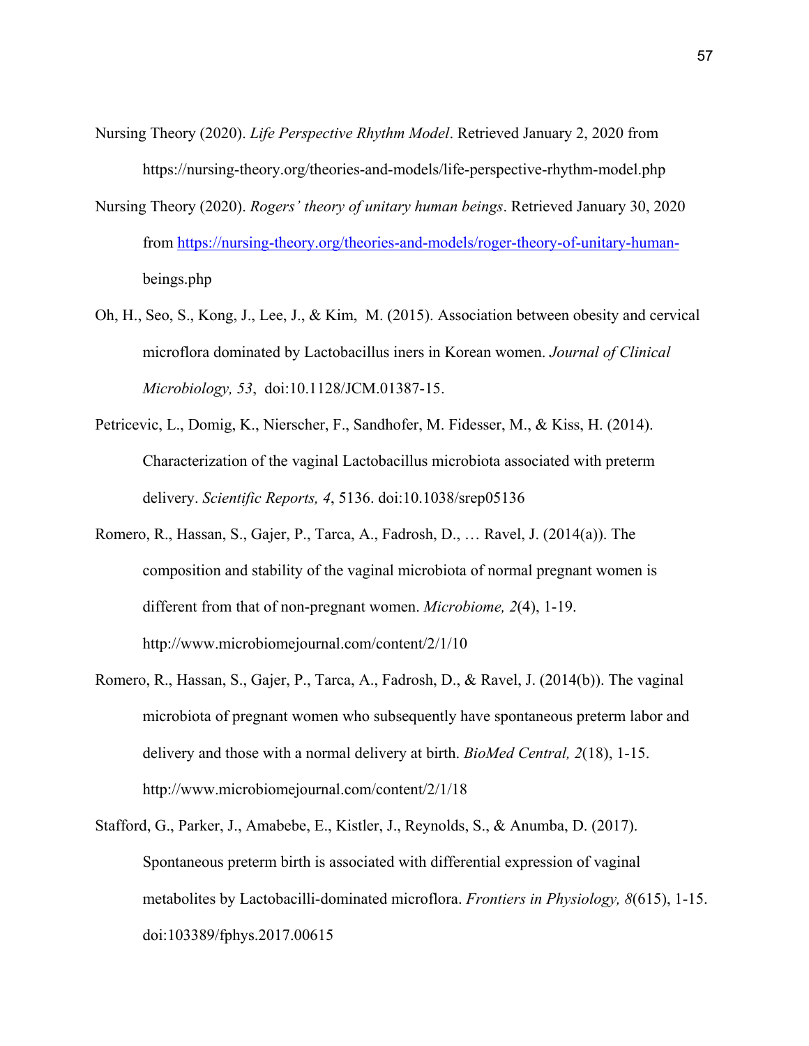Nursing Theory (2020). *Life Perspective Rhythm Model*. Retrieved January 2, 2020 from https://nursing-theory.org/theories-and-models/life-perspective-rhythm-model.php

Nursing Theory (2020). *Rogers' theory of unitary human beings*. Retrieved January 30, 2020 from https://nursing-theory.org/theories-and-models/roger-theory-of-unitary-human-beings.php

Oh, H., Seo, S., Kong, J., Lee, J., & Kim, M. (2015). Association between obesity and cervical microflora dominated by Lactobacillus iners in Korean women. *Journal of Clinical Microbiology, 53*, doi:10.1128/JCM.01387-15.

Petricevic, L., Domig, K., Nierscher, F., Sandhofer, M. Fidesser, M., & Kiss, H. (2014). Characterization of the vaginal Lactobacillus microbiota associated with preterm delivery. *Scientific Reports, 4*, 5136. doi:10.1038/srep05136

Romero, R., Hassan, S., Gajer, P., Tarca, A., Fadrosh, D., … Ravel, J. (2014(a)). The composition and stability of the vaginal microbiota of normal pregnant women is different from that of non-pregnant women. *Microbiome, 2*(4), 1-19. http://www.microbiomejournal.com/content/2/1/10

Romero, R., Hassan, S., Gajer, P., Tarca, A., Fadrosh, D., & Ravel, J. (2014(b)). The vaginal microbiota of pregnant women who subsequently have spontaneous preterm labor and delivery and those with a normal delivery at birth. *BioMed Central, 2*(18), 1-15. http://www.microbiomejournal.com/content/2/1/18

Stafford, G., Parker, J., Amabebe, E., Kistler, J., Reynolds, S., & Anumba, D. (2017). Spontaneous preterm birth is associated with differential expression of vaginal metabolites by Lactobacilli-dominated microflora. *Frontiers in Physiology, 8*(615), 1-15. doi:103389/fphys.2017.00615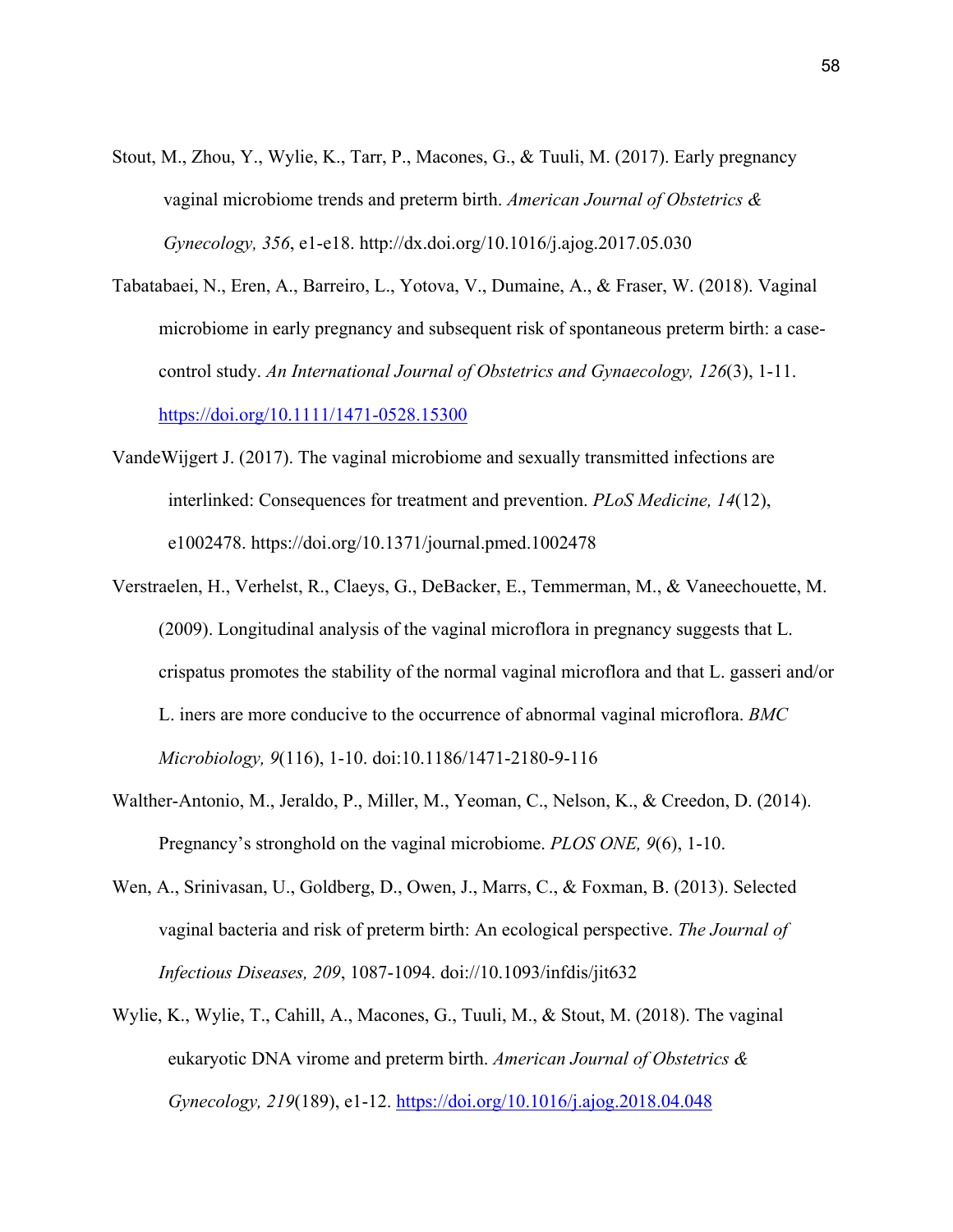Stout, M., Zhou, Y., Wylie, K., Tarr, P., Macones, G., & Tuuli, M. (2017). Early pregnancy vaginal microbiome trends and preterm birth. *American Journal of Obstetrics & Gynecology, 356*, e1-e18. http://dx.doi.org/10.1016/j.ajog.2017.05.030

Tabatabaei, N., Eren, A., Barreiro, L., Yotova, V., Dumaine, A., & Fraser, W. (2018). Vaginal microbiome in early pregnancy and subsequent risk of spontaneous preterm birth: a case-control study. *An International Journal of Obstetrics and Gynaecology, 126*(3), 1-11. https://doi.org/10.1111/1471-0528.15300

VandeWijgert J. (2017). The vaginal microbiome and sexually transmitted infections are interlinked: Consequences for treatment and prevention. *PLoS Medicine, 14*(12), e1002478. https://doi.org/10.1371/journal.pmed.1002478

Verstraelen, H., Verhelst, R., Claeys, G., DeBacker, E., Temmerman, M., & Vaneechouette, M. (2009). Longitudinal analysis of the vaginal microflora in pregnancy suggests that L. crispatus promotes the stability of the normal vaginal microflora and that L. gasseri and/or L. iners are more conducive to the occurrence of abnormal vaginal microflora. *BMC Microbiology, 9*(116), 1-10. doi:10.1186/1471-2180-9-116

Walther-Antonio, M., Jeraldo, P., Miller, M., Yeoman, C., Nelson, K., & Creedon, D. (2014). Pregnancy's stronghold on the vaginal microbiome. *PLOS ONE, 9*(6), 1-10.

Wen, A., Srinivasan, U., Goldberg, D., Owen, J., Marrs, C., & Foxman, B. (2013). Selected vaginal bacteria and risk of preterm birth: An ecological perspective. *The Journal of Infectious Diseases, 209*, 1087-1094. doi://10.1093/infdis/jit632

Wylie, K., Wylie, T., Cahill, A., Macones, G., Tuuli, M., & Stout, M. (2018). The vaginal eukaryotic DNA virome and preterm birth. *American Journal of Obstetrics & Gynecology, 219*(189), e1-12. https://doi.org/10.1016/j.ajog.2018.04.048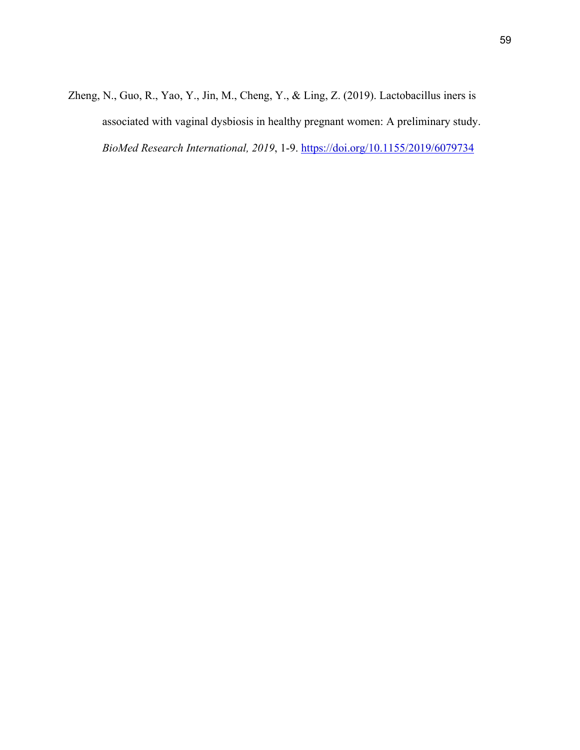Zheng, N., Guo, R., Yao, Y., Jin, M., Cheng, Y., & Ling, Z. (2019). Lactobacillus iners is associated with vaginal dysbiosis in healthy pregnant women: A preliminary study. *BioMed Research International, 2019*, 1-9. https://doi.org/10.1155/2019/6079734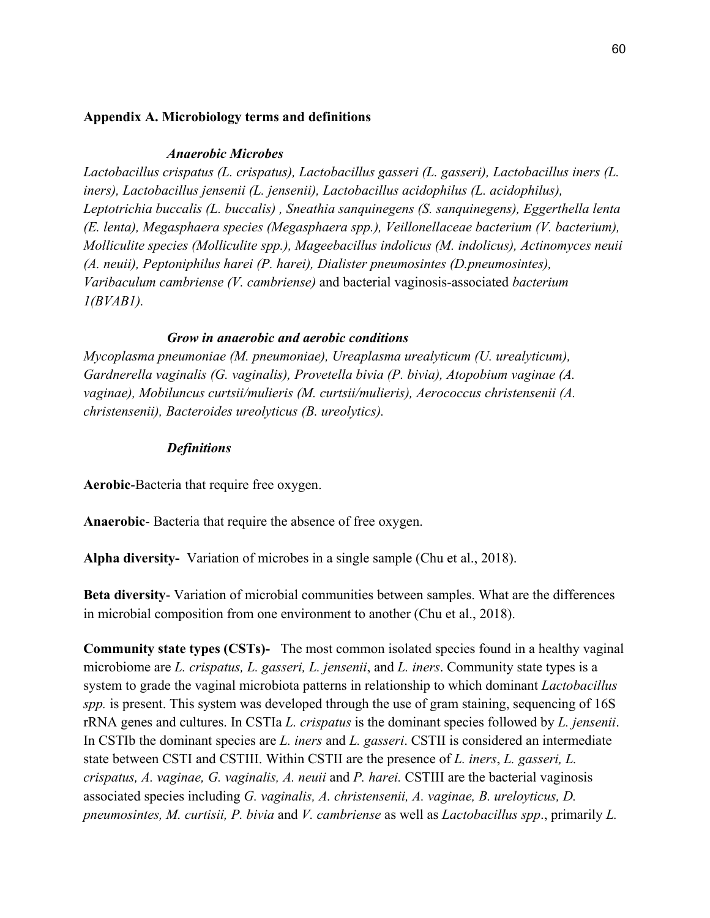**Appendix A. Microbiology terms and definitions**

***Anaerobic Microbes***

*Lactobacillus crispatus (L. crispatus), Lactobacillus gasseri (L. gasseri), Lactobacillus iners (L. iners), Lactobacillus jensenii (L. jensenii), Lactobacillus acidophilus (L. acidophilus), Leptotrichia buccalis (L. buccalis) , Sneathia sanquinegens (S. sanquinegens), Eggerthella lenta (E. lenta), Megasphaera species (Megasphaera spp.), Veillonellaceae bacterium (V. bacterium), Molliculite species (Molliculite spp.), Mageebacillus indolicus (M. indolicus), Actinomyces neuii (A. neuii), Peptoniphilus harei (P. harei), Dialister pneumosintes (D.pneumosintes), Varibaculum cambriense (V. cambriense)* and bacterial vaginosis-associated *bacterium 1(BVAB1).*

***Grow in anaerobic and aerobic conditions***

*Mycoplasma pneumoniae (M. pneumoniae), Ureaplasma urealyticum (U. urealyticum), Gardnerella vaginalis (G. vaginalis), Provetella bivia (P. bivia), Atopobium vaginae (A. vaginae), Mobiluncus curtsii/mulieris (M. curtsii/mulieris), Aerococcus christensenii (A. christensenii), Bacteroides ureolyticus (B. ureolytics).*

***Definitions***

**Aerobic**-Bacteria that require free oxygen.

**Anaerobic**- Bacteria that require the absence of free oxygen.

**Alpha diversity-** Variation of microbes in a single sample (Chu et al., 2018).

**Beta diversity**- Variation of microbial communities between samples. What are the differences in microbial composition from one environment to another (Chu et al., 2018).

**Community state types (CSTs)-** The most common isolated species found in a healthy vaginal microbiome are *L. crispatus, L. gasseri, L. jensenii*, and *L. iners*. Community state types is a system to grade the vaginal microbiota patterns in relationship to which dominant *Lactobacillus spp.* is present. This system was developed through the use of gram staining, sequencing of 16S rRNA genes and cultures. In CSTIa *L. crispatus* is the dominant species followed by *L. jensenii*. In CSTIb the dominant species are *L. iners* and *L. gasseri*. CSTII is considered an intermediate state between CSTI and CSTIII. Within CSTII are the presence of *L. iners*, *L. gasseri, L. crispatus, A. vaginae, G. vaginalis, A. neuii* and *P. harei.* CSTIII are the bacterial vaginosis associated species including *G. vaginalis, A. christensenii, A. vaginae, B. ureloyticus, D. pneumosintes, M. curtisii, P. bivia* and *V. cambriense* as well as *Lactobacillus spp*., primarily *L.*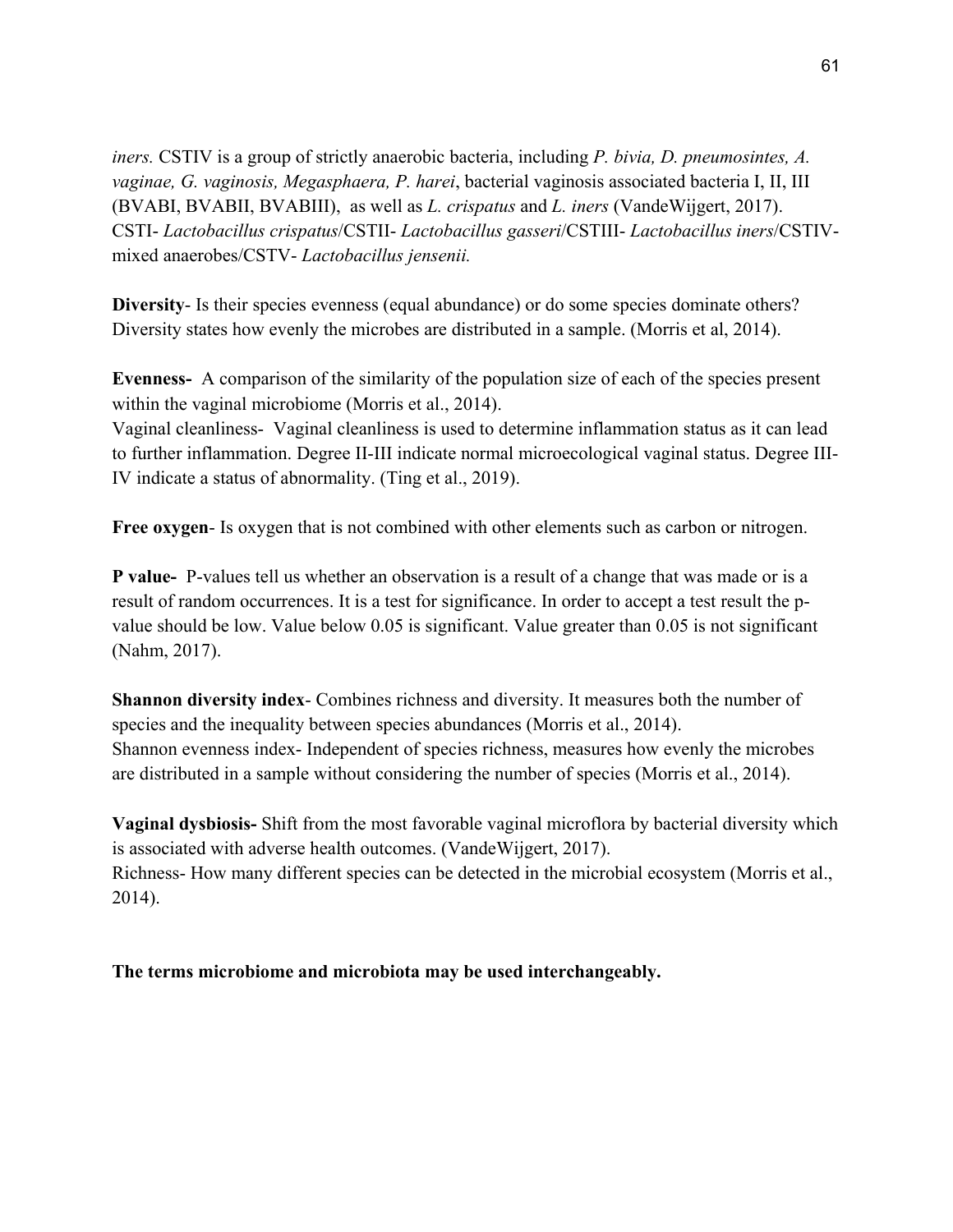*iners.* CSTIV is a group of strictly anaerobic bacteria, including *P. bivia, D. pneumosintes, A. vaginae, G. vaginosis, Megasphaera, P. harei*, bacterial vaginosis associated bacteria I, II, III (BVABI, BVABII, BVABIII), as well as *L. crispatus* and *L. iners* (VandeWijgert, 2017). CSTI- *Lactobacillus crispatus*/CSTII- *Lactobacillus gasseri*/CSTIII- *Lactobacillus iners*/CSTIV-mixed anaerobes/CSTV- *Lactobacillus jensenii.*

**Diversity**- Is their species evenness (equal abundance) or do some species dominate others? Diversity states how evenly the microbes are distributed in a sample. (Morris et al, 2014).

**Evenness-** A comparison of the similarity of the population size of each of the species present within the vaginal microbiome (Morris et al., 2014).
Vaginal cleanliness- Vaginal cleanliness is used to determine inflammation status as it can lead to further inflammation. Degree II-III indicate normal microecological vaginal status. Degree III-IV indicate a status of abnormality. (Ting et al., 2019).

**Free oxygen**- Is oxygen that is not combined with other elements such as carbon or nitrogen.

**P value-** P-values tell us whether an observation is a result of a change that was made or is a result of random occurrences. It is a test for significance. In order to accept a test result the p-value should be low. Value below 0.05 is significant. Value greater than 0.05 is not significant (Nahm, 2017).

**Shannon diversity index**- Combines richness and diversity. It measures both the number of species and the inequality between species abundances (Morris et al., 2014).
Shannon evenness index- Independent of species richness, measures how evenly the microbes are distributed in a sample without considering the number of species (Morris et al., 2014).

**Vaginal dysbiosis-** Shift from the most favorable vaginal microflora by bacterial diversity which is associated with adverse health outcomes. (VandeWijgert, 2017).
Richness- How many different species can be detected in the microbial ecosystem (Morris et al., 2014).

**The terms microbiome and microbiota may be used interchangeably.**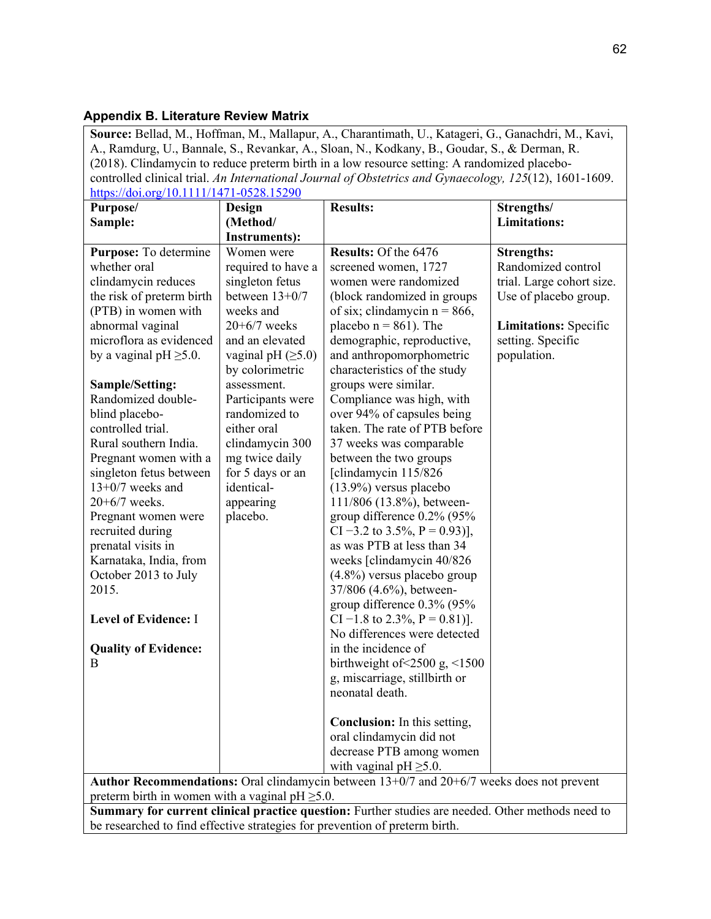### Appendix B. Literature Review Matrix

**Source:** Bellad, M., Hoffman, M., Mallapur, A., Charantimath, U., Katageri, G., Ganachdri, M., Kavi, A., Ramdurg, U., Bannale, S., Revankar, A., Sloan, N., Kodkany, B., Goudar, S., & Derman, R. (2018). Clindamycin to reduce preterm birth in a low resource setting: A randomized placebo-controlled clinical trial. *An International Journal of Obstetrics and Gynaecology, 125*(12), 1601-1609. https://doi.org/10.1111/1471-0528.15290

| **Purpose/ Sample:** | **Design (Method/ Instruments):** | **Results:** | **Strengths/ Limitations:** |
|---|---|---|---|
| **Purpose:** To determine whether oral clindamycin reduces the risk of preterm birth (PTB) in women with abnormal vaginal microflora as evidenced by a vaginal pH ≥5.0.<br><br>**Sample/Setting:** Randomized double-blind placebo-controlled trial. Rural southern India. Pregnant women with a singleton fetus between 13+0/7 weeks and 20+6/7 weeks. Pregnant women were recruited during prenatal visits in Karnataka, India, from October 2013 to July 2015.<br><br>**Level of Evidence:** I<br><br>**Quality of Evidence:** B | Women were required to have a singleton fetus between 13+0/7 weeks and 20+6/7 weeks and an elevated vaginal pH (≥5.0) by colorimetric assessment. Participants were randomized to either oral clindamycin 300 mg twice daily for 5 days or an identical-appearing placebo. | **Results:** Of the 6476 screened women, 1727 women were randomized (block randomized in groups of six; clindamycin n = 866, placebo n = 861). The demographic, reproductive, and anthropomorphometric characteristics of the study groups were similar. Compliance was high, with over 94% of capsules being taken. The rate of PTB before 37 weeks was comparable between the two groups [clindamycin 115/826 (13.9%) versus placebo 111/806 (13.8%), between-group difference 0.2% (95% CI −3.2 to 3.5%, P = 0.93)], as was PTB at less than 34 weeks [clindamycin 40/826 (4.8%) versus placebo group 37/806 (4.6%), between-group difference 0.3% (95% CI −1.8 to 2.3%, P = 0.81)]. No differences were detected in the incidence of birthweight of<2500 g, <1500 g, miscarriage, stillbirth or neonatal death.<br><br>**Conclusion:** In this setting, oral clindamycin did not decrease PTB among women with vaginal pH ≥5.0. | **Strengths:** Randomized control trial. Large cohort size. Use of placebo group.<br><br>**Limitations:** Specific setting. Specific population. |

**Author Recommendations:** Oral clindamycin between 13+0/7 and 20+6/7 weeks does not prevent preterm birth in women with a vaginal pH ≥5.0.

**Summary for current clinical practice question:** Further studies are needed. Other methods need to be researched to find effective strategies for prevention of preterm birth.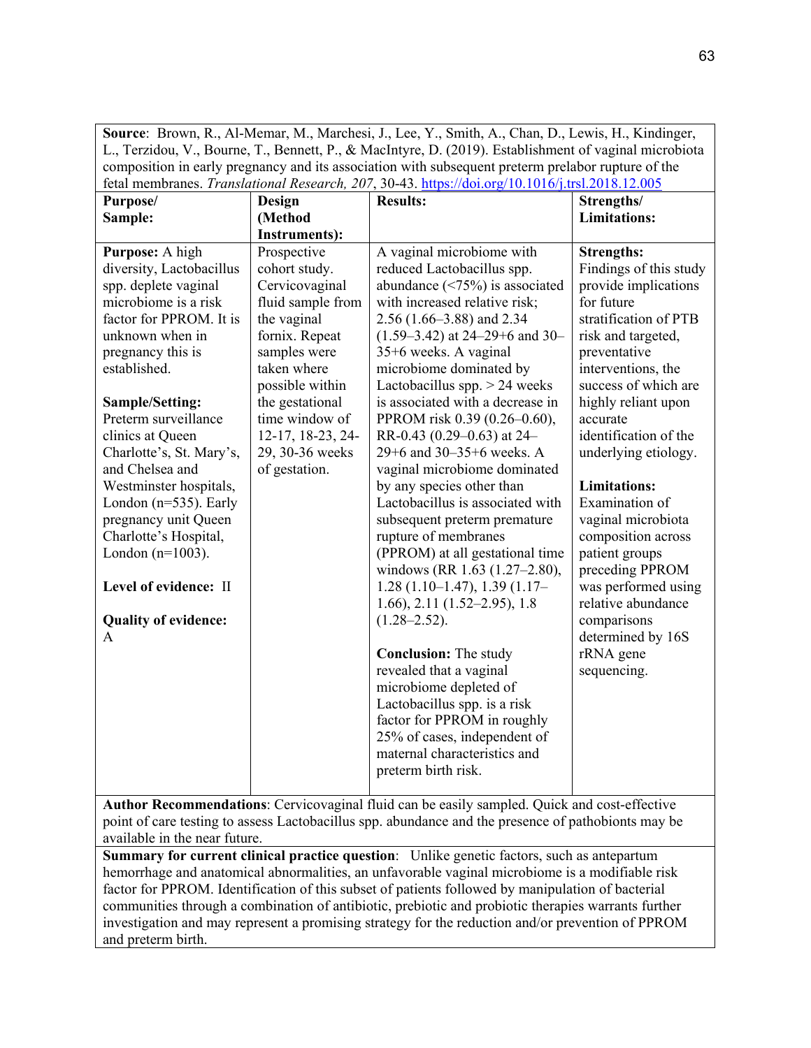**Source**: Brown, R., Al-Memar, M., Marchesi, J., Lee, Y., Smith, A., Chan, D., Lewis, H., Kindinger, L., Terzidou, V., Bourne, T., Bennett, P., & MacIntyre, D. (2019). Establishment of vaginal microbiota composition in early pregnancy and its association with subsequent preterm prelabor rupture of the fetal membranes. *Translational Research, 207*, 30-43. https://doi.org/10.1016/j.trsl.2018.12.005

| **Purpose/ Sample:** | **Design (Method Instruments):** | **Results:** | **Strengths/ Limitations:** |
|---|---|---|---|
| **Purpose:** A high diversity, Lactobacillus spp. deplete vaginal microbiome is a risk factor for PPROM. It is unknown when in pregnancy this is established.<br><br>**Sample/Setting:** Preterm surveillance clinics at Queen Charlotte's, St. Mary's, and Chelsea and Westminster hospitals, London (n=535). Early pregnancy unit Queen Charlotte's Hospital, London (n=1003).<br><br>**Level of evidence:** II<br><br>**Quality of evidence:** A | Prospective cohort study. Cervicovaginal fluid sample from the vaginal fornix. Repeat samples were taken where possible within the gestational time window of 12-17, 18-23, 24-29, 30-36 weeks of gestation. | A vaginal microbiome with reduced Lactobacillus spp. abundance (<75%) is associated with increased relative risk; 2.56 (1.66–3.88) and 2.34 (1.59–3.42) at 24–29+6 and 30–35+6 weeks. A vaginal microbiome dominated by Lactobacillus spp. > 24 weeks is associated with a decrease in PPROM risk 0.39 (0.26–0.60), RR-0.43 (0.29–0.63) at 24–29+6 and 30–35+6 weeks. A vaginal microbiome dominated by any species other than Lactobacillus is associated with subsequent preterm premature rupture of membranes (PPROM) at all gestational time windows (RR 1.63 (1.27–2.80), 1.28 (1.10–1.47), 1.39 (1.17–1.66), 2.11 (1.52–2.95), 1.8 (1.28–2.52).<br><br>**Conclusion:** The study revealed that a vaginal microbiome depleted of Lactobacillus spp. is a risk factor for PPROM in roughly 25% of cases, independent of maternal characteristics and preterm birth risk. | **Strengths:** Findings of this study provide implications for future stratification of PTB risk and targeted, preventative interventions, the success of which are highly reliant upon accurate identification of the underlying etiology.<br><br>**Limitations:** Examination of vaginal microbiota composition across patient groups preceding PPROM was performed using relative abundance comparisons determined by 16S rRNA gene sequencing. |

**Author Recommendations**: Cervicovaginal fluid can be easily sampled. Quick and cost-effective point of care testing to assess Lactobacillus spp. abundance and the presence of pathobionts may be available in the near future.

**Summary for current clinical practice question**: Unlike genetic factors, such as antepartum hemorrhage and anatomical abnormalities, an unfavorable vaginal microbiome is a modifiable risk factor for PPROM. Identification of this subset of patients followed by manipulation of bacterial communities through a combination of antibiotic, prebiotic and probiotic therapies warrants further investigation and may represent a promising strategy for the reduction and/or prevention of PPROM and preterm birth.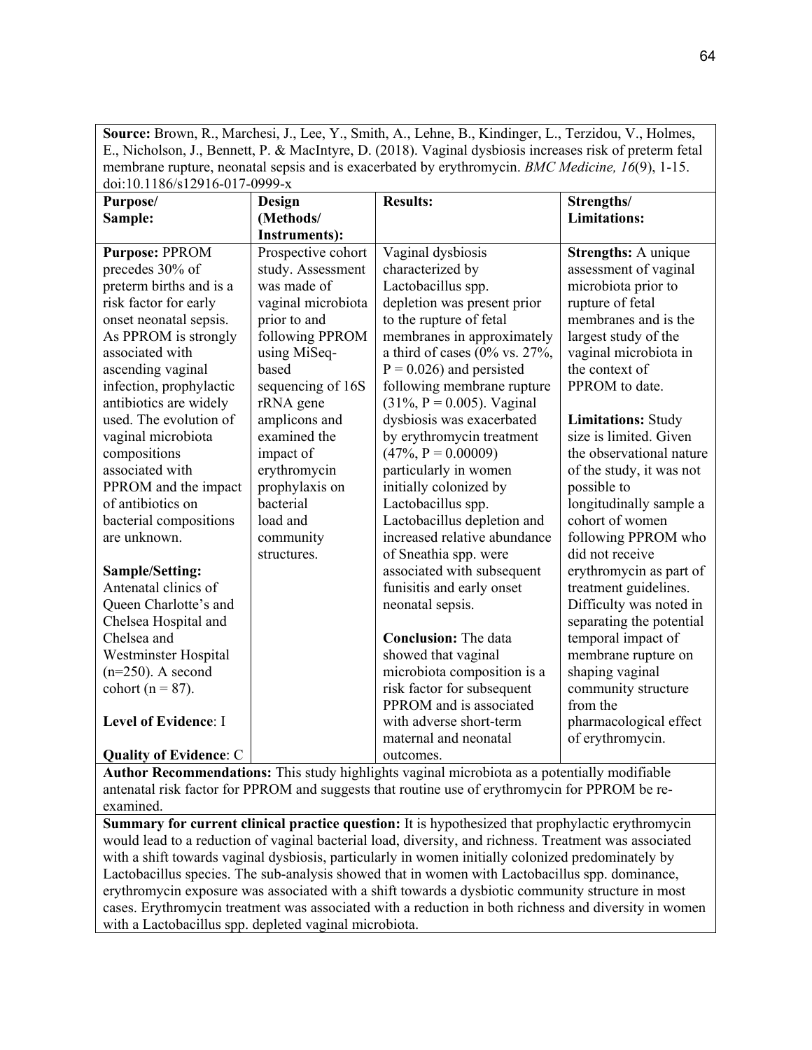**Source:** Brown, R., Marchesi, J., Lee, Y., Smith, A., Lehne, B., Kindinger, L., Terzidou, V., Holmes, E., Nicholson, J., Bennett, P. & MacIntyre, D. (2018). Vaginal dysbiosis increases risk of preterm fetal membrane rupture, neonatal sepsis and is exacerbated by erythromycin. *BMC Medicine, 16*(9), 1-15. doi:10.1186/s12916-017-0999-x

| **Purpose/ Sample:** | **Design (Methods/ Instruments):** | **Results:** | **Strengths/ Limitations:** |
|---|---|---|---|
| **Purpose:** PPROM precedes 30% of preterm births and is a risk factor for early onset neonatal sepsis. As PPROM is strongly associated with ascending vaginal infection, prophylactic antibiotics are widely used. The evolution of vaginal microbiota compositions associated with PPROM and the impact of antibiotics on bacterial compositions are unknown.<br><br>**Sample/Setting:** Antenatal clinics of Queen Charlotte's and Chelsea Hospital and Chelsea and Westminster Hospital (n=250). A second cohort (n = 87).<br><br>**Level of Evidence**: I<br><br>**Quality of Evidence**: C | Prospective cohort study. Assessment was made of vaginal microbiota prior to and following PPROM using MiSeq-based sequencing of 16S rRNA gene amplicons and examined the impact of erythromycin prophylaxis on bacterial load and community structures. | Vaginal dysbiosis characterized by Lactobacillus spp. depletion was present prior to the rupture of fetal membranes in approximately a third of cases (0% vs. 27%, P = 0.026) and persisted following membrane rupture (31%, P = 0.005). Vaginal dysbiosis was exacerbated by erythromycin treatment (47%, P = 0.00009) particularly in women initially colonized by Lactobacillus spp. Lactobacillus depletion and increased relative abundance of Sneathia spp. were associated with subsequent funisitis and early onset neonatal sepsis.<br><br>**Conclusion:** The data showed that vaginal microbiota composition is a risk factor for subsequent PPROM and is associated with adverse short-term maternal and neonatal outcomes. | **Strengths:** A unique assessment of vaginal microbiota prior to rupture of fetal membranes and is the largest study of the vaginal microbiota in the context of PPROM to date.<br><br>**Limitations:** Study size is limited. Given the observational nature of the study, it was not possible to longitudinally sample a cohort of women following PPROM who did not receive erythromycin as part of treatment guidelines. Difficulty was noted in separating the potential temporal impact of membrane rupture on shaping vaginal community structure from the pharmacological effect of erythromycin. |

**Author Recommendations:** This study highlights vaginal microbiota as a potentially modifiable antenatal risk factor for PPROM and suggests that routine use of erythromycin for PPROM be re-examined.

**Summary for current clinical practice question:** It is hypothesized that prophylactic erythromycin would lead to a reduction of vaginal bacterial load, diversity, and richness. Treatment was associated with a shift towards vaginal dysbiosis, particularly in women initially colonized predominately by Lactobacillus species. The sub-analysis showed that in women with Lactobacillus spp. dominance, erythromycin exposure was associated with a shift towards a dysbiotic community structure in most cases. Erythromycin treatment was associated with a reduction in both richness and diversity in women with a Lactobacillus spp. depleted vaginal microbiota.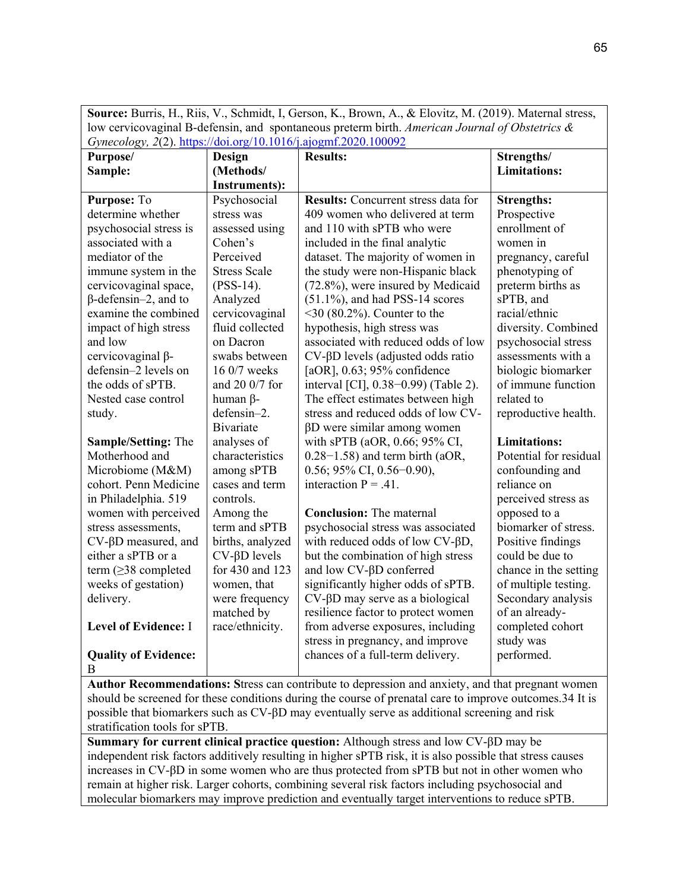| **Source:** Burris, H., Riis, V., Schmidt, I, Gerson, K., Brown, A., & Elovitz, M. (2019). Maternal stress, low cervicovaginal B-defensin, and spontaneous preterm birth. *American Journal of Obstetrics & Gynecology, 2*(2). https://doi.org/10.1016/j.ajogmf.2020.100092 | | | |
|---|---|---|---|
| **Purpose/ Sample:** | **Design (Methods/ Instruments):** | **Results:** | **Strengths/ Limitations:** |
| **Purpose:** To determine whether psychosocial stress is associated with a mediator of the immune system in the cervicovaginal space, β-defensin–2, and to examine the combined impact of high stress and low cervicovaginal β-defensin–2 levels on the odds of sPTB. Nested case control study.<br><br>**Sample/Setting:** The Motherhood and Microbiome (M&M) cohort. Penn Medicine in Philadelphia. 519 women with perceived stress assessments, CV-βD measured, and either a sPTB or a term (≥38 completed weeks of gestation) delivery.<br><br>**Level of Evidence:** I<br><br>**Quality of Evidence:** B | Psychosocial stress was assessed using Cohen's Perceived Stress Scale (PSS-14). Analyzed cervicovaginal fluid collected on Dacron swabs between 16 0/7 weeks and 20 0/7 for human β-defensin–2. Bivariate analyses of characteristics among sPTB cases and term controls. Among the term and sPTB births, analyzed CV-βD levels for 430 and 123 women, that were frequency matched by race/ethnicity. | **Results:** Concurrent stress data for 409 women who delivered at term and 110 with sPTB who were included in the final analytic dataset. The majority of women in the study were non-Hispanic black (72.8%), were insured by Medicaid (51.1%), and had PSS-14 scores <30 (80.2%). Counter to the hypothesis, high stress was associated with reduced odds of low CV-βD levels (adjusted odds ratio [aOR], 0.63; 95% confidence interval [CI], 0.38−0.99) (Table 2). The effect estimates between high stress and reduced odds of low CV-βD were similar among women with sPTB (aOR, 0.66; 95% CI, 0.28−1.58) and term birth (aOR, 0.56; 95% CI, 0.56−0.90), interaction P = .41.<br><br>**Conclusion:** The maternal psychosocial stress was associated with reduced odds of low CV-βD, but the combination of high stress and low CV-βD conferred significantly higher odds of sPTB. CV-βD may serve as a biological resilience factor to protect women from adverse exposures, including stress in pregnancy, and improve chances of a full-term delivery. | **Strengths:** Prospective enrollment of women in pregnancy, careful phenotyping of preterm births as sPTB, and racial/ethnic diversity. Combined psychosocial stress assessments with a biologic biomarker of immune function related to reproductive health.<br><br>**Limitations:** Potential for residual confounding and reliance on perceived stress as opposed to a biomarker of stress. Positive findings could be due to chance in the setting of multiple testing. Secondary analysis of an already-completed cohort study was performed. |
| **Author Recommendations:** Stress can contribute to depression and anxiety, and that pregnant women should be screened for these conditions during the course of prenatal care to improve outcomes.34 It is possible that biomarkers such as CV-βD may eventually serve as additional screening and risk stratification tools for sPTB. | | | |
| **Summary for current clinical practice question:** Although stress and low CV-βD may be independent risk factors additively resulting in higher sPTB risk, it is also possible that stress causes increases in CV-βD in some women who are thus protected from sPTB but not in other women who remain at higher risk. Larger cohorts, combining several risk factors including psychosocial and molecular biomarkers may improve prediction and eventually target interventions to reduce sPTB. | | | |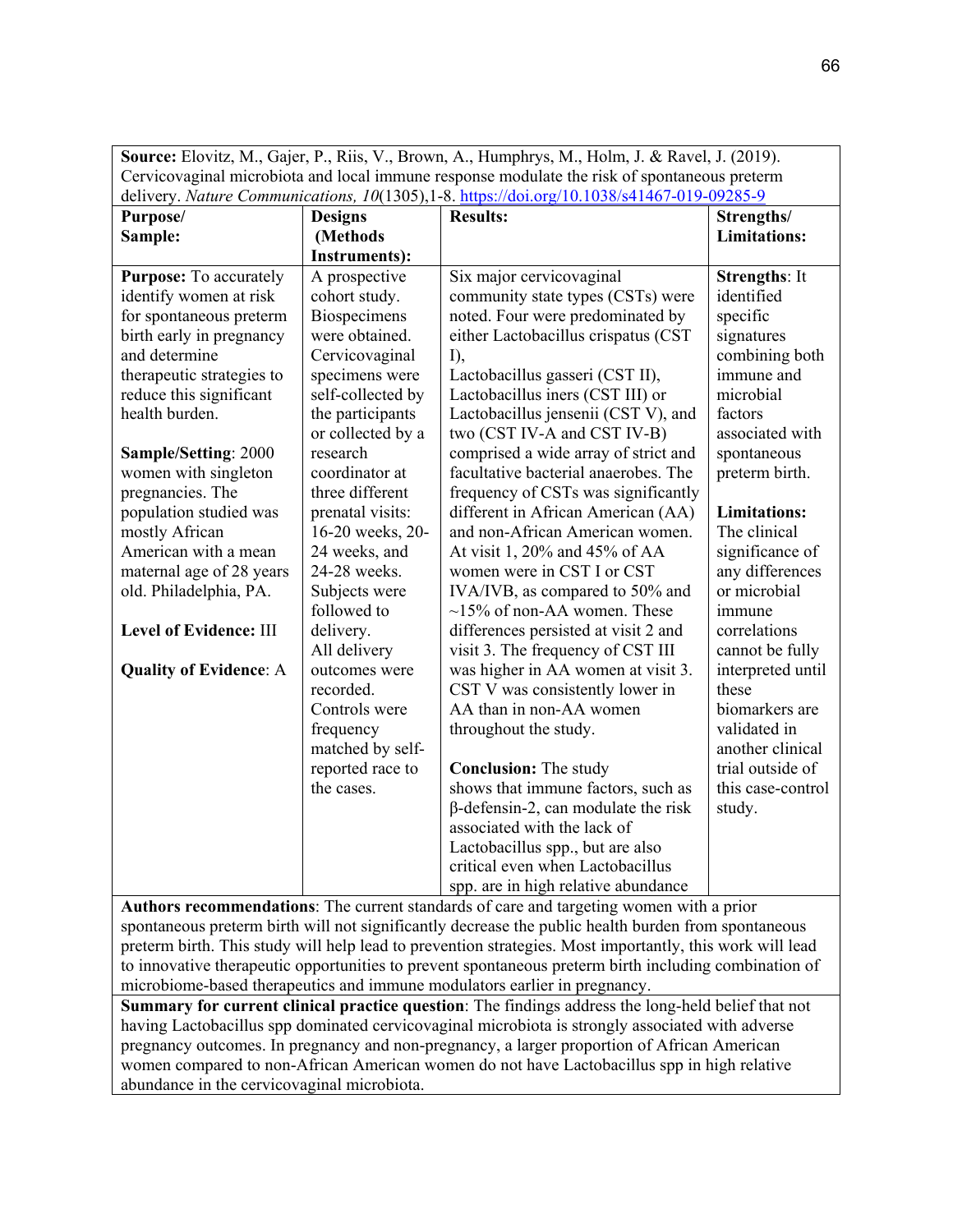| **Source:** Elovitz, M., Gajer, P., Riis, V., Brown, A., Humphrys, M., Holm, J. & Ravel, J. (2019). Cervicovaginal microbiota and local immune response modulate the risk of spontaneous preterm delivery. *Nature Communications, 10*(1305),1-8. https://doi.org/10.1038/s41467-019-09285-9 | | | |
|---|---|---|---|
| **Purpose/ Sample:** | **Designs (Methods Instruments):** | **Results:** | **Strengths/ Limitations:** |
| **Purpose:** To accurately identify women at risk for spontaneous preterm birth early in pregnancy and determine therapeutic strategies to reduce this significant health burden.<br><br>**Sample/Setting**: 2000 women with singleton pregnancies. The population studied was mostly African American with a mean maternal age of 28 years old. Philadelphia, PA.<br><br>**Level of Evidence:** III<br><br>**Quality of Evidence**: A | A prospective cohort study. Biospecimens were obtained. Cervicovaginal specimens were self-collected by the participants or collected by a research coordinator at three different prenatal visits: 16-20 weeks, 20-24 weeks, and 24-28 weeks. Subjects were followed to delivery. All delivery outcomes were recorded. Controls were frequency matched by self-reported race to the cases. | Six major cervicovaginal community state types (CSTs) were noted. Four were predominated by either Lactobacillus crispatus (CST I), Lactobacillus gasseri (CST II), Lactobacillus iners (CST III) or Lactobacillus jensenii (CST V), and two (CST IV-A and CST IV-B) comprised a wide array of strict and facultative bacterial anaerobes. The frequency of CSTs was significantly different in African American (AA) and non-African American women. At visit 1, 20% and 45% of AA women were in CST I or CST IVA/IVB, as compared to 50% and ~15% of non-AA women. These differences persisted at visit 2 and visit 3. The frequency of CST III was higher in AA women at visit 3. CST V was consistently lower in AA than in non-AA women throughout the study.<br><br>**Conclusion:** The study shows that immune factors, such as β-defensin-2, can modulate the risk associated with the lack of Lactobacillus spp., but are also critical even when Lactobacillus spp. are in high relative abundance | **Strengths**: It identified specific signatures combining both immune and microbial factors associated with spontaneous preterm birth.<br><br>**Limitations:** The clinical significance of any differences or microbial immune correlations cannot be fully interpreted until these biomarkers are validated in another clinical trial outside of this case-control study. |
| **Authors recommendations**: The current standards of care and targeting women with a prior spontaneous preterm birth will not significantly decrease the public health burden from spontaneous preterm birth. This study will help lead to prevention strategies. Most importantly, this work will lead to innovative therapeutic opportunities to prevent spontaneous preterm birth including combination of microbiome-based therapeutics and immune modulators earlier in pregnancy. | | | |
| **Summary for current clinical practice question**: The findings address the long-held belief that not having Lactobacillus spp dominated cervicovaginal microbiota is strongly associated with adverse pregnancy outcomes. In pregnancy and non-pregnancy, a larger proportion of African American women compared to non-African American women do not have Lactobacillus spp in high relative abundance in the cervicovaginal microbiota. | | | |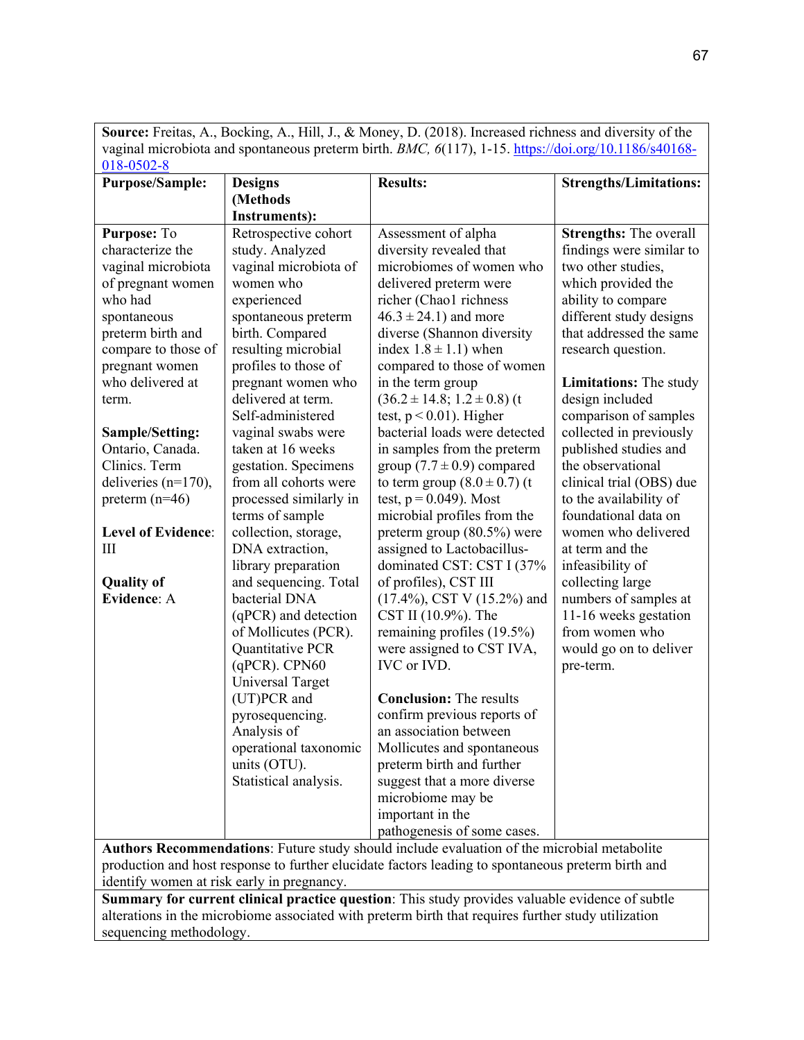| **Source:** Freitas, A., Bocking, A., Hill, J., & Money, D. (2018). Increased richness and diversity of the vaginal microbiota and spontaneous preterm birth. *BMC, 6*(117), 1-15. https://doi.org/10.1186/s40168-018-0502-8 | | | |
|---|---|---|---|
| **Purpose/Sample:** | **Designs (Methods Instruments):** | **Results:** | **Strengths/Limitations:** |
| **Purpose:** To characterize the vaginal microbiota of pregnant women who had spontaneous preterm birth and compare to those of pregnant women who delivered at term.<br><br>**Sample/Setting:** Ontario, Canada. Clinics. Term deliveries (n=170), preterm (n=46)<br><br>**Level of Evidence:** III<br><br>**Quality of Evidence:** A | Retrospective cohort study. Analyzed vaginal microbiota of women who experienced spontaneous preterm birth. Compared resulting microbial profiles to those of pregnant women who delivered at term. Self-administered vaginal swabs were taken at 16 weeks gestation. Specimens from all cohorts were processed similarly in terms of sample collection, storage, DNA extraction, library preparation and sequencing. Total bacterial DNA (qPCR) and detection of Mollicutes (PCR). Quantitative PCR (qPCR). CPN60 Universal Target (UT)PCR and pyrosequencing. Analysis of operational taxonomic units (OTU). Statistical analysis. | Assessment of alpha diversity revealed that microbiomes of women who delivered preterm were richer (Chao1 richness $46.3 \pm 24.1$) and more diverse (Shannon diversity index $1.8 \pm 1.1$) when compared to those of women in the term group ($36.2 \pm 14.8$; $1.2 \pm 0.8$) (t test, $p < 0.01$). Higher bacterial loads were detected in samples from the preterm group ($7.7 \pm 0.9$) compared to term group ($8.0 \pm 0.7$) (t test, $p = 0.049$). Most microbial profiles from the preterm group (80.5%) were assigned to Lactobacillus-dominated CST: CST I (37% of profiles), CST III (17.4%), CST V (15.2%) and CST II (10.9%). The remaining profiles (19.5%) were assigned to CST IVA, IVC or IVD.<br><br>**Conclusion:** The results confirm previous reports of an association between Mollicutes and spontaneous preterm birth and further suggest that a more diverse microbiome may be important in the pathogenesis of some cases. | **Strengths:** The overall findings were similar to two other studies, which provided the ability to compare different study designs that addressed the same research question.<br><br>**Limitations:** The study design included comparison of samples collected in previously published studies and the observational clinical trial (OBS) due to the availability of foundational data on women who delivered at term and the infeasibility of collecting large numbers of samples at 11-16 weeks gestation from women who would go on to deliver pre-term. |
| **Authors Recommendations**: Future study should include evaluation of the microbial metabolite production and host response to further elucidate factors leading to spontaneous preterm birth and identify women at risk early in pregnancy. | | | |
| **Summary for current clinical practice question**: This study provides valuable evidence of subtle alterations in the microbiome associated with preterm birth that requires further study utilization sequencing methodology. | | | |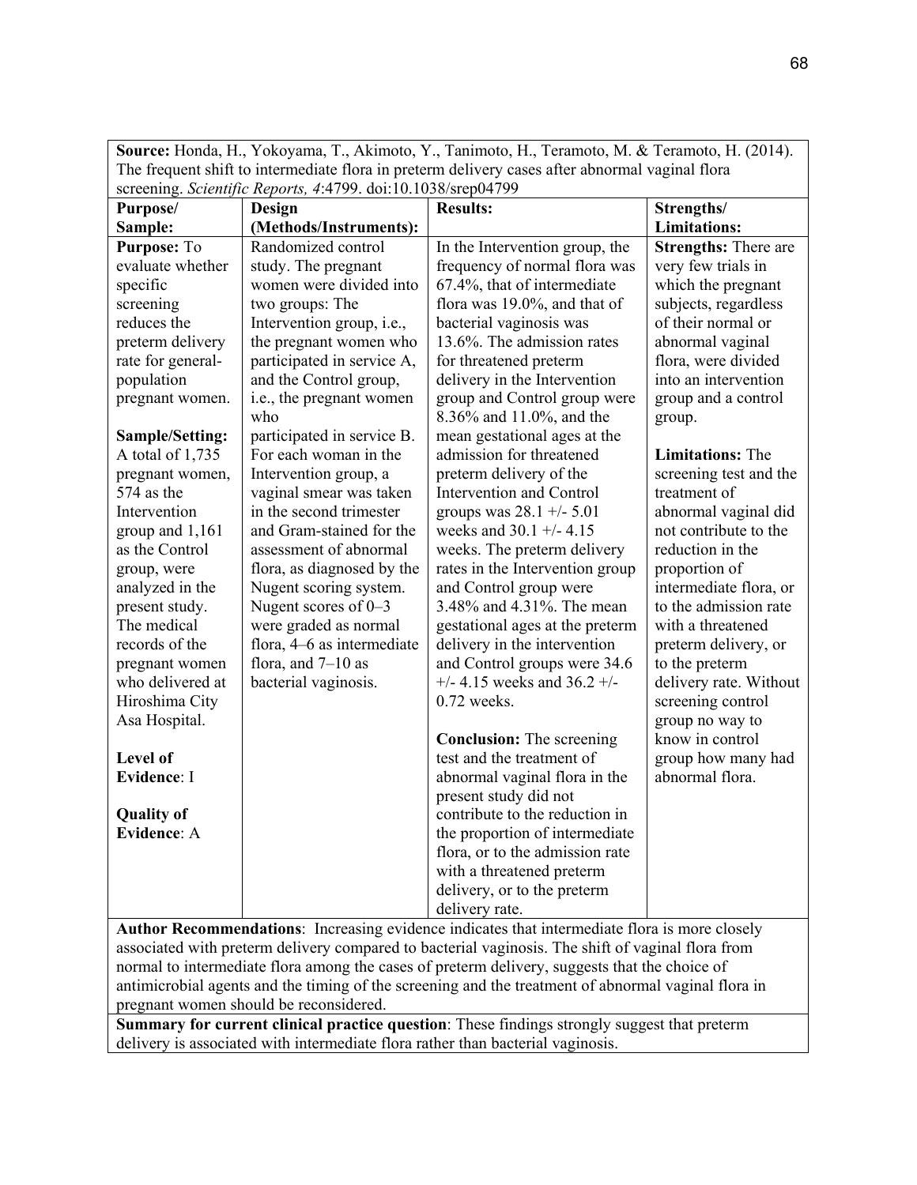| **Source:** Honda, H., Yokoyama, T., Akimoto, Y., Tanimoto, H., Teramoto, M. & Teramoto, H. (2014). The frequent shift to intermediate flora in preterm delivery cases after abnormal vaginal flora screening. *Scientific Reports, 4*:4799. doi:10.1038/srep04799 | | | |
|---|---|---|---|
| **Purpose/ Sample:** | **Design (Methods/Instruments):** | **Results:** | **Strengths/ Limitations:** |
| **Purpose:** To evaluate whether specific screening reduces the preterm delivery rate for general-population pregnant women.<br><br>**Sample/Setting:** A total of 1,735 pregnant women, 574 as the Intervention group and 1,161 as the Control group, were analyzed in the present study. The medical records of the pregnant women who delivered at Hiroshima City Asa Hospital.<br><br>**Level of Evidence**: I<br><br>**Quality of Evidence**: A | Randomized control study. The pregnant women were divided into two groups: The Intervention group, i.e., the pregnant women who participated in service A, and the Control group, i.e., the pregnant women who participated in service B. For each woman in the Intervention group, a vaginal smear was taken in the second trimester and Gram-stained for the assessment of abnormal flora, as diagnosed by the Nugent scoring system. Nugent scores of 0–3 were graded as normal flora, 4–6 as intermediate flora, and 7–10 as bacterial vaginosis. | In the Intervention group, the frequency of normal flora was 67.4%, that of intermediate flora was 19.0%, and that of bacterial vaginosis was 13.6%. The admission rates for threatened preterm delivery in the Intervention group and Control group were 8.36% and 11.0%, and the mean gestational ages at the admission for threatened preterm delivery of the Intervention and Control groups was 28.1 +/- 5.01 weeks and 30.1 +/- 4.15 weeks. The preterm delivery rates in the Intervention group and Control group were 3.48% and 4.31%. The mean gestational ages at the preterm delivery in the intervention and Control groups were 34.6 +/- 4.15 weeks and 36.2 +/- 0.72 weeks.<br><br>**Conclusion:** The screening test and the treatment of abnormal vaginal flora in the present study did not contribute to the reduction in the proportion of intermediate flora, or to the admission rate with a threatened preterm delivery, or to the preterm delivery rate. | **Strengths:** There are very few trials in which the pregnant subjects, regardless of their normal or abnormal vaginal flora, were divided into an intervention group and a control group.<br><br>**Limitations:** The screening test and the treatment of abnormal vaginal did not contribute to the reduction in the proportion of intermediate flora, or to the admission rate with a threatened preterm delivery, or to the preterm delivery rate. Without screening control group no way to know in control group how many had abnormal flora. |
| **Author Recommendations**: Increasing evidence indicates that intermediate flora is more closely associated with preterm delivery compared to bacterial vaginosis. The shift of vaginal flora from normal to intermediate flora among the cases of preterm delivery, suggests that the choice of antimicrobial agents and the timing of the screening and the treatment of abnormal vaginal flora in pregnant women should be reconsidered. | | | |
| **Summary for current clinical practice question**: These findings strongly suggest that preterm delivery is associated with intermediate flora rather than bacterial vaginosis. | | | |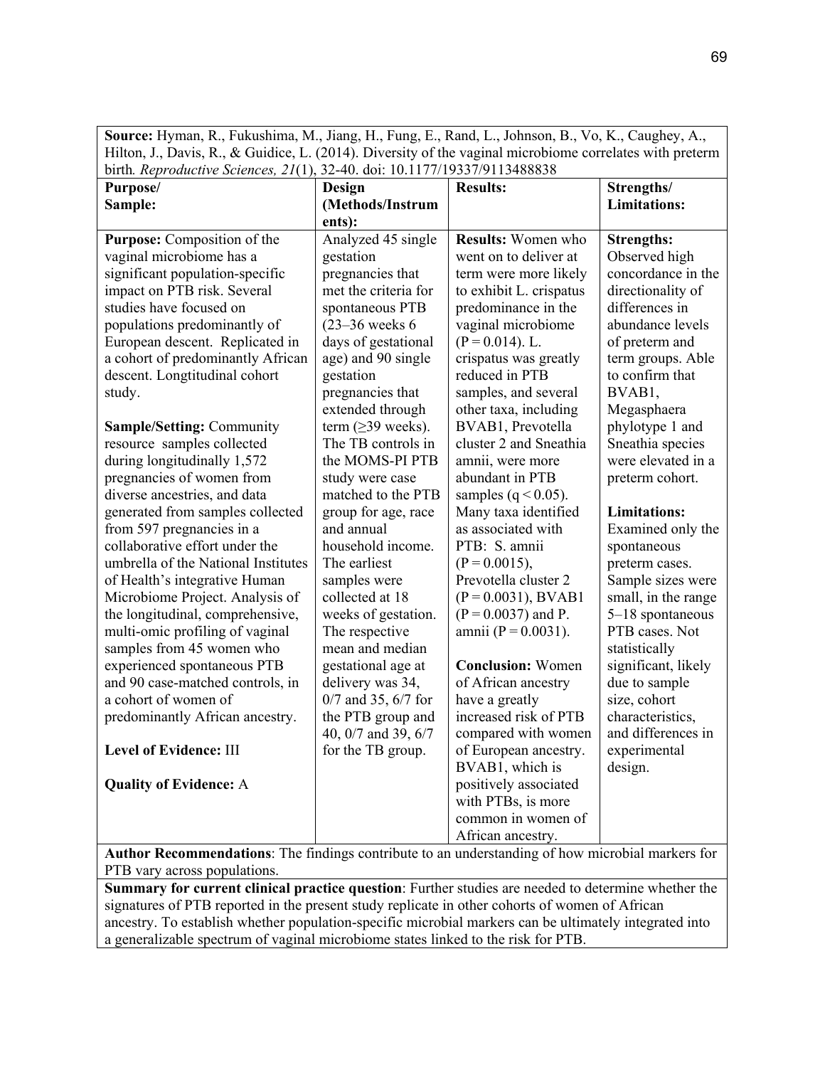| **Source:** Hyman, R., Fukushima, M., Jiang, H., Fung, E., Rand, L., Johnson, B., Vo, K., Caughey, A., Hilton, J., Davis, R., & Guidice, L. (2014). Diversity of the vaginal microbiome correlates with preterm birth*. Reproductive Sciences, 21*(1), 32-40. doi: 10.1177/19337/9113488838 | | | |
|---|---|---|---|
| **Purpose/ Sample:** | **Design (Methods/Instruments):** | **Results:** | **Strengths/ Limitations:** |
| **Purpose:** Composition of the vaginal microbiome has a significant population-specific impact on PTB risk. Several studies have focused on populations predominantly of European descent. Replicated in a cohort of predominantly African descent. Longtitudinal cohort study.<br><br>**Sample/Setting:** Community resource samples collected during longitudinally 1,572 pregnancies of women from diverse ancestries, and data generated from samples collected from 597 pregnancies in a collaborative effort under the umbrella of the National Institutes of Health's integrative Human Microbiome Project. Analysis of the longitudinal, comprehensive, multi-omic profiling of vaginal samples from 45 women who experienced spontaneous PTB and 90 case-matched controls, in a cohort of women of predominantly African ancestry.<br><br>**Level of Evidence:** III<br><br>**Quality of Evidence:** A | Analyzed 45 single gestation pregnancies that met the criteria for spontaneous PTB (23–36 weeks 6 days of gestational age) and 90 single gestation pregnancies that extended through term (≥39 weeks). The TB controls in the MOMS-PI PTB study were case matched to the PTB group for age, race and annual household income. The earliest samples were collected at 18 weeks of gestation. The respective mean and median gestational age at delivery was 34, 0/7 and 35, 6/7 for the PTB group and 40, 0/7 and 39, 6/7 for the TB group. | **Results:** Women who went on to deliver at term were more likely to exhibit L. crispatus predominance in the vaginal microbiome ($P = 0.014$). L. crispatus was greatly reduced in PTB samples, and several other taxa, including BVAB1, Prevotella cluster 2 and Sneathia amnii, were more abundant in PTB samples ($q < 0.05$). Many taxa identified as associated with PTB: S. amnii ($P = 0.0015$), Prevotella cluster 2 ($P = 0.0031$), BVAB1 ($P = 0.0037$) and P. amnii ($P = 0.0031$).<br><br>**Conclusion:** Women of African ancestry have a greatly increased risk of PTB compared with women of European ancestry. BVAB1, which is positively associated with PTBs, is more common in women of African ancestry. | **Strengths:** Observed high concordance in the directionality of differences in abundance levels of preterm and term groups. Able to confirm that BVAB1, Megasphaera phylotype 1 and Sneathia species were elevated in a preterm cohort.<br><br>**Limitations:** Examined only the spontaneous preterm cases. Sample sizes were small, in the range 5–18 spontaneous PTB cases. Not statistically significant, likely due to sample size, cohort characteristics, and differences in experimental design. |
| **Author Recommendations**: The findings contribute to an understanding of how microbial markers for PTB vary across populations. | | | |
| **Summary for current clinical practice question**: Further studies are needed to determine whether the signatures of PTB reported in the present study replicate in other cohorts of women of African ancestry. To establish whether population-specific microbial markers can be ultimately integrated into a generalizable spectrum of vaginal microbiome states linked to the risk for PTB. | | | |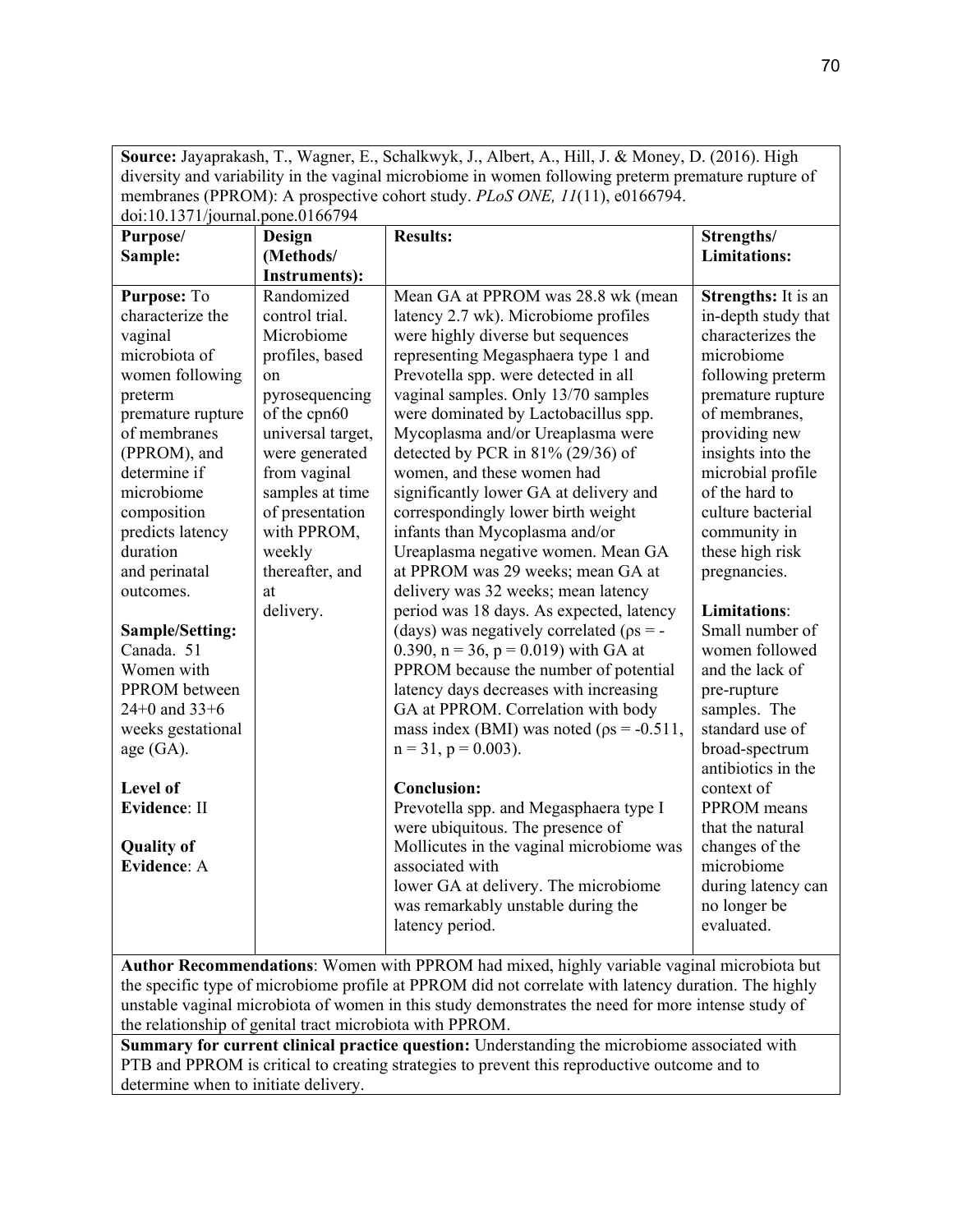**Source:** Jayaprakash, T., Wagner, E., Schalkwyk, J., Albert, A., Hill, J. & Money, D. (2016). High diversity and variability in the vaginal microbiome in women following preterm premature rupture of membranes (PPROM): A prospective cohort study. *PLoS ONE, 11*(11), e0166794. doi:10.1371/journal.pone.0166794

| **Purpose/ Sample:** | **Design (Methods/ Instruments):** | **Results:** | **Strengths/ Limitations:** |
|---|---|---|---|
| **Purpose:** To characterize the vaginal microbiota of women following preterm premature rupture of membranes (PPROM), and determine if microbiome composition predicts latency duration and perinatal outcomes.<br><br>**Sample/Setting:** Canada. 51 Women with PPROM between 24+0 and 33+6 weeks gestational age (GA).<br><br>**Level of Evidence**: II<br><br>**Quality of Evidence**: A | Randomized control trial. Microbiome profiles, based on pyrosequencing of the cpn60 universal target, were generated from vaginal samples at time of presentation with PPROM, weekly thereafter, and at delivery. | Mean GA at PPROM was 28.8 wk (mean latency 2.7 wk). Microbiome profiles were highly diverse but sequences representing Megasphaera type 1 and Prevotella spp. were detected in all vaginal samples. Only 13/70 samples were dominated by Lactobacillus spp. Mycoplasma and/or Ureaplasma were detected by PCR in 81% (29/36) of women, and these women had significantly lower GA at delivery and correspondingly lower birth weight infants than Mycoplasma and/or Ureaplasma negative women. Mean GA at PPROM was 29 weeks; mean GA at delivery was 32 weeks; mean latency period was 18 days. As expected, latency (days) was negatively correlated ($\rho s = -0.390$, $n = 36$, $p = 0.019$) with GA at PPROM because the number of potential latency days decreases with increasing GA at PPROM. Correlation with body mass index (BMI) was noted ($\rho s = -0.511$, $n = 31$, $p = 0.003$).<br><br>**Conclusion:**<br>Prevotella spp. and Megasphaera type I were ubiquitous. The presence of Mollicutes in the vaginal microbiome was associated with lower GA at delivery. The microbiome was remarkably unstable during the latency period. | **Strengths:** It is an in-depth study that characterizes the microbiome following preterm premature rupture of membranes, providing new insights into the microbial profile of the hard to culture bacterial community in these high risk pregnancies.<br><br>**Limitations**: Small number of women followed and the lack of pre-rupture samples. The standard use of broad-spectrum antibiotics in the context of PPROM means that the natural changes of the microbiome during latency can no longer be evaluated. |

**Author Recommendations**: Women with PPROM had mixed, highly variable vaginal microbiota but the specific type of microbiome profile at PPROM did not correlate with latency duration. The highly unstable vaginal microbiota of women in this study demonstrates the need for more intense study of the relationship of genital tract microbiota with PPROM.

**Summary for current clinical practice question:** Understanding the microbiome associated with PTB and PPROM is critical to creating strategies to prevent this reproductive outcome and to determine when to initiate delivery.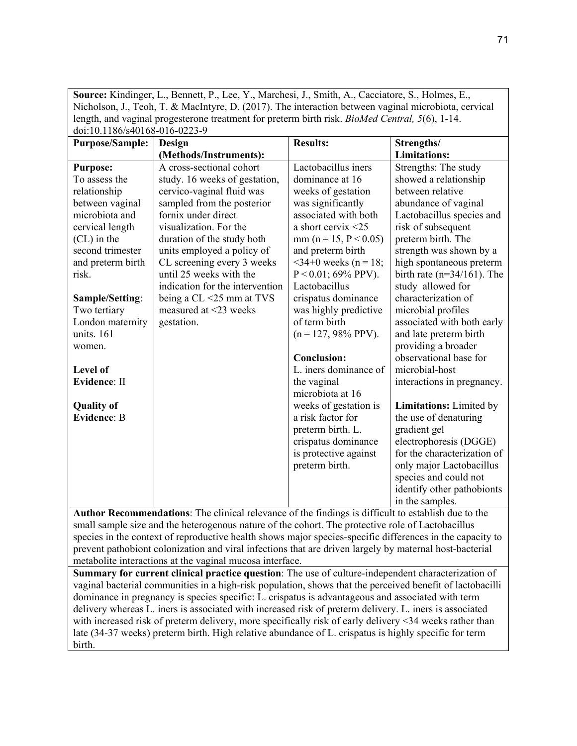**Source:** Kindinger, L., Bennett, P., Lee, Y., Marchesi, J., Smith, A., Cacciatore, S., Holmes, E., Nicholson, J., Teoh, T. & MacIntyre, D. (2017). The interaction between vaginal microbiota, cervical length, and vaginal progesterone treatment for preterm birth risk. *BioMed Central, 5*(6), 1-14. doi:10.1186/s40168-016-0223-9

| Purpose/Sample: | Design (Methods/Instruments): | Results: | Strengths/ Limitations: |
|---|---|---|---|
| **Purpose:** To assess the relationship between vaginal microbiota and cervical length (CL) in the second trimester and preterm birth risk.<br><br>**Sample/Setting**: Two tertiary London maternity units. 161 women.<br><br>**Level of Evidence**: II<br><br>**Quality of Evidence**: B | A cross-sectional cohort study. 16 weeks of gestation, cervico-vaginal fluid was sampled from the posterior fornix under direct visualization. For the duration of the study both units employed a policy of CL screening every 3 weeks until 25 weeks with the indication for the intervention being a CL <25 mm at TVS measured at <23 weeks gestation. | Lactobacillus iners dominance at 16 weeks of gestation was significantly associated with both a short cervix <25 mm ($n = 15$, $P < 0.05$) and preterm birth <34+0 weeks ($n = 18$; $P < 0.01$; 69% PPV). Lactobacillus crispatus dominance was highly predictive of term birth ($n = 127$, 98% PPV).<br><br>**Conclusion:** L. iners dominance of the vaginal microbiota at 16 weeks of gestation is a risk factor for preterm birth. L. crispatus dominance is protective against preterm birth. | Strengths: The study showed a relationship between relative abundance of vaginal Lactobacillus species and risk of subsequent preterm birth. The strength was shown by a high spontaneous preterm birth rate (n=34/161). The study allowed for characterization of microbial profiles associated with both early and late preterm birth providing a broader observational base for microbial-host interactions in pregnancy.<br><br>**Limitations:** Limited by the use of denaturing gradient gel electrophoresis (DGGE) for the characterization of only major Lactobacillus species and could not identify other pathobionts in the samples. |

**Author Recommendations**: The clinical relevance of the findings is difficult to establish due to the small sample size and the heterogenous nature of the cohort. The protective role of Lactobacillus species in the context of reproductive health shows major species-specific differences in the capacity to prevent pathobiont colonization and viral infections that are driven largely by maternal host-bacterial metabolite interactions at the vaginal mucosa interface.

**Summary for current clinical practice question**: The use of culture-independent characterization of vaginal bacterial communities in a high-risk population, shows that the perceived benefit of lactobacilli dominance in pregnancy is species specific: L. crispatus is advantageous and associated with term delivery whereas L. iners is associated with increased risk of preterm delivery. L. iners is associated with increased risk of preterm delivery, more specifically risk of early delivery <34 weeks rather than late (34-37 weeks) preterm birth. High relative abundance of L. crispatus is highly specific for term birth.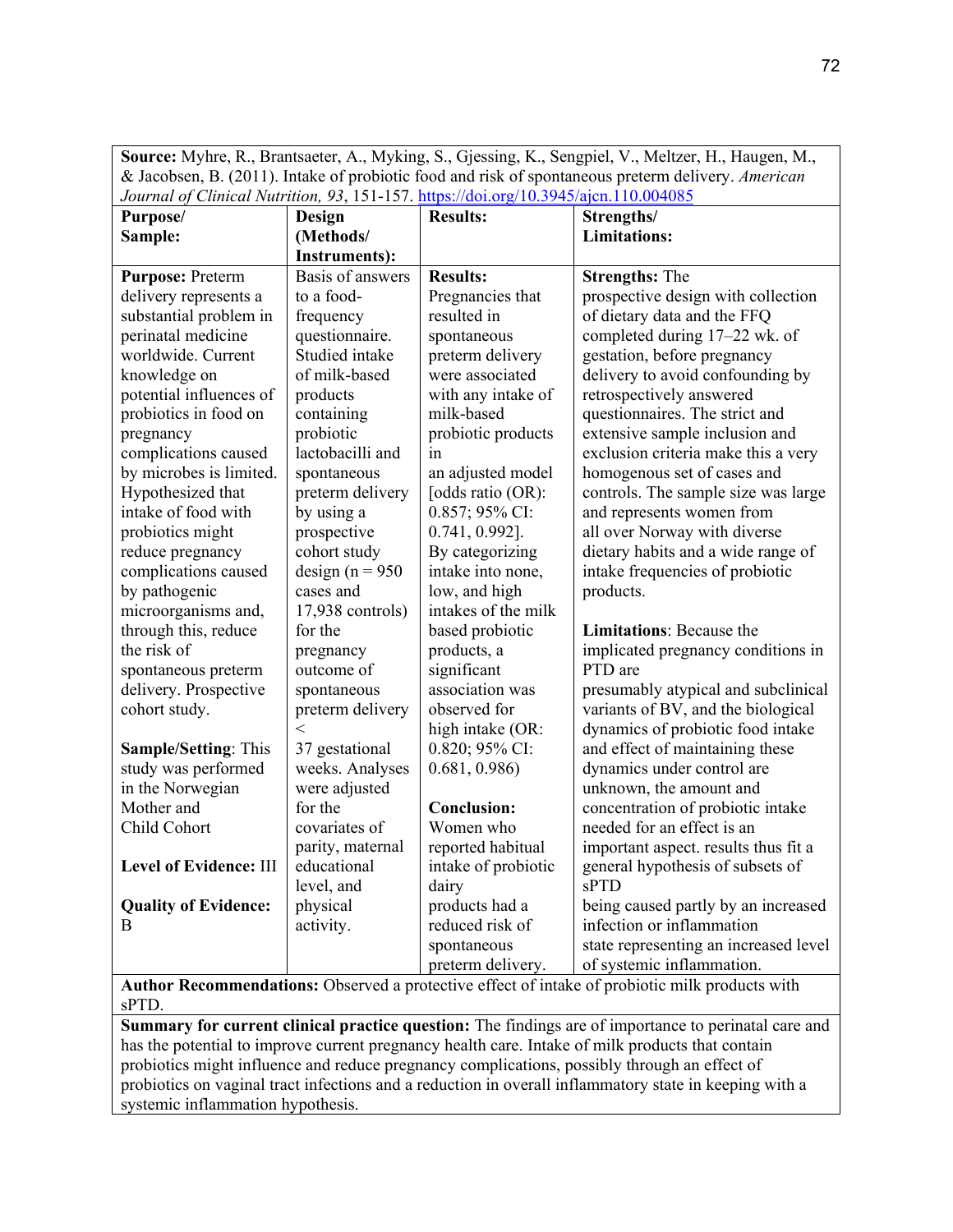| **Source:** Myhre, R., Brantsaeter, A., Myking, S., Gjessing, K., Sengpiel, V., Meltzer, H., Haugen, M., & Jacobsen, B. (2011). Intake of probiotic food and risk of spontaneous preterm delivery. *American Journal of Clinical Nutrition, 93*, 151-157. https://doi.org/10.3945/ajcn.110.004085 | | | |
|---|---|---|---|
| **Purpose/ Sample:** | **Design (Methods/ Instruments):** | **Results:** | **Strengths/ Limitations:** |
| **Purpose:** Preterm delivery represents a substantial problem in perinatal medicine worldwide. Current knowledge on potential influences of probiotics in food on pregnancy complications caused by microbes is limited. Hypothesized that intake of food with probiotics might reduce pregnancy complications caused by pathogenic microorganisms and, through this, reduce the risk of spontaneous preterm delivery. Prospective cohort study.<br><br>**Sample/Setting**: This study was performed in the Norwegian Mother and Child Cohort<br><br>**Level of Evidence:** III<br><br>**Quality of Evidence:** B | Basis of answers to a food-frequency questionnaire. Studied intake of milk-based products containing probiotic lactobacilli and spontaneous preterm delivery by using a prospective cohort study design (n = 950 cases and 17,938 controls) for the pregnancy outcome of spontaneous preterm delivery < 37 gestational weeks. Analyses were adjusted for the covariates of parity, maternal educational level, and physical activity. | **Results:** Pregnancies that resulted in spontaneous preterm delivery were associated with any intake of milk-based probiotic products in an adjusted model [odds ratio (OR): 0.857; 95% CI: 0.741, 0.992]. By categorizing intake into none, low, and high intakes of the milk based probiotic products, a significant association was observed for high intake (OR: 0.820; 95% CI: 0.681, 0.986)<br><br>**Conclusion:** Women who reported habitual intake of probiotic dairy products had a reduced risk of spontaneous preterm delivery. | **Strengths:** The prospective design with collection of dietary data and the FFQ completed during 17–22 wk. of gestation, before pregnancy delivery to avoid confounding by retrospectively answered questionnaires. The strict and extensive sample inclusion and exclusion criteria make this a very homogenous set of cases and controls. The sample size was large and represents women from all over Norway with diverse dietary habits and a wide range of intake frequencies of probiotic products.<br><br>**Limitations**: Because the implicated pregnancy conditions in PTD are presumably atypical and subclinical variants of BV, and the biological dynamics of probiotic food intake and effect of maintaining these dynamics under control are unknown, the amount and concentration of probiotic intake needed for an effect is an important aspect. results thus fit a general hypothesis of subsets of sPTD being caused partly by an increased infection or inflammation state representing an increased level of systemic inflammation. |
| **Author Recommendations:** Observed a protective effect of intake of probiotic milk products with sPTD. | | | |
| **Summary for current clinical practice question:** The findings are of importance to perinatal care and has the potential to improve current pregnancy health care. Intake of milk products that contain probiotics might influence and reduce pregnancy complications, possibly through an effect of probiotics on vaginal tract infections and a reduction in overall inflammatory state in keeping with a systemic inflammation hypothesis. | | | |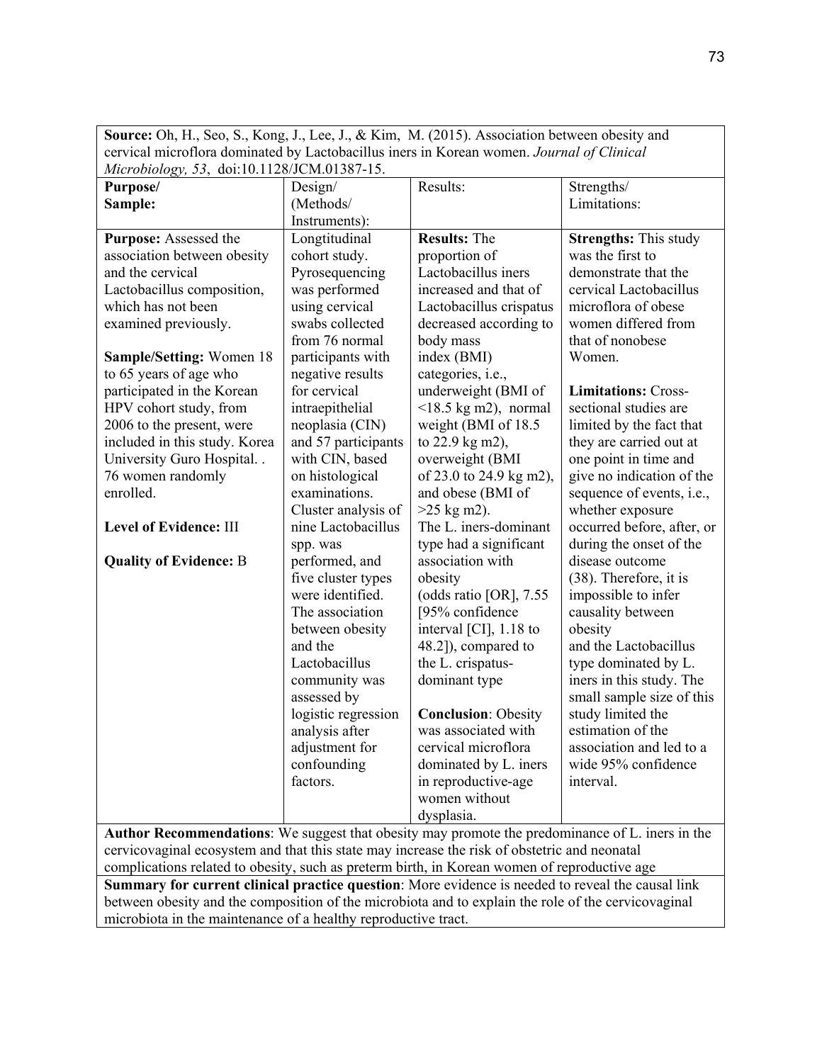**Source:** Oh, H., Seo, S., Kong, J., Lee, J., & Kim, M. (2015). Association between obesity and cervical microflora dominated by Lactobacillus iners in Korean women. *Journal of Clinical Microbiology, 53*, doi:10.1128/JCM.01387-15.

| Purpose/ Sample: | Design/ (Methods/ Instruments): | Results: | Strengths/ Limitations: |
|---|---|---|---|
| **Purpose:** Assessed the association between obesity and the cervical Lactobacillus composition, which has not been examined previously.<br><br>**Sample/Setting:** Women 18 to 65 years of age who participated in the Korean HPV cohort study, from 2006 to the present, were included in this study. Korea University Guro Hospital. . 76 women randomly enrolled.<br><br>**Level of Evidence:** III<br><br>**Quality of Evidence:** B | Longtitudinal cohort study. Pyrosequencing was performed using cervical swabs collected from 76 normal participants with negative results for cervical intraepithelial neoplasia (CIN) and 57 participants with CIN, based on histological examinations. Cluster analysis of nine Lactobacillus spp. was performed, and five cluster types were identified. The association between obesity and the Lactobacillus community was assessed by logistic regression analysis after adjustment for confounding factors. | **Results:** The proportion of Lactobacillus iners increased and that of Lactobacillus crispatus decreased according to body mass index (BMI) categories, i.e., underweight (BMI of <18.5 kg m2), normal weight (BMI of 18.5 to 22.9 kg m2), overweight (BMI of 23.0 to 24.9 kg m2), and obese (BMI of >25 kg m2). The L. iners-dominant type had a significant association with obesity (odds ratio [OR], 7.55 [95% confidence interval [CI], 1.18 to 48.2]), compared to the L. crispatus-dominant type<br><br>**Conclusion**: Obesity was associated with cervical microflora dominated by L. iners in reproductive-age women without dysplasia. | **Strengths:** This study was the first to demonstrate that the cervical Lactobacillus microflora of obese women differed from that of nonobese Women.<br><br>**Limitations:** Cross-sectional studies are limited by the fact that they are carried out at one point in time and give no indication of the sequence of events, i.e., whether exposure occurred before, after, or during the onset of the disease outcome (38). Therefore, it is impossible to infer causality between obesity and the Lactobacillus type dominated by L. iners in this study. The small sample size of this study limited the estimation of the association and led to a wide 95% confidence interval. |

**Author Recommendations**: We suggest that obesity may promote the predominance of L. iners in the cervicovaginal ecosystem and that this state may increase the risk of obstetric and neonatal complications related to obesity, such as preterm birth, in Korean women of reproductive age

**Summary for current clinical practice question**: More evidence is needed to reveal the causal link between obesity and the composition of the microbiota and to explain the role of the cervicovaginal microbiota in the maintenance of a healthy reproductive tract.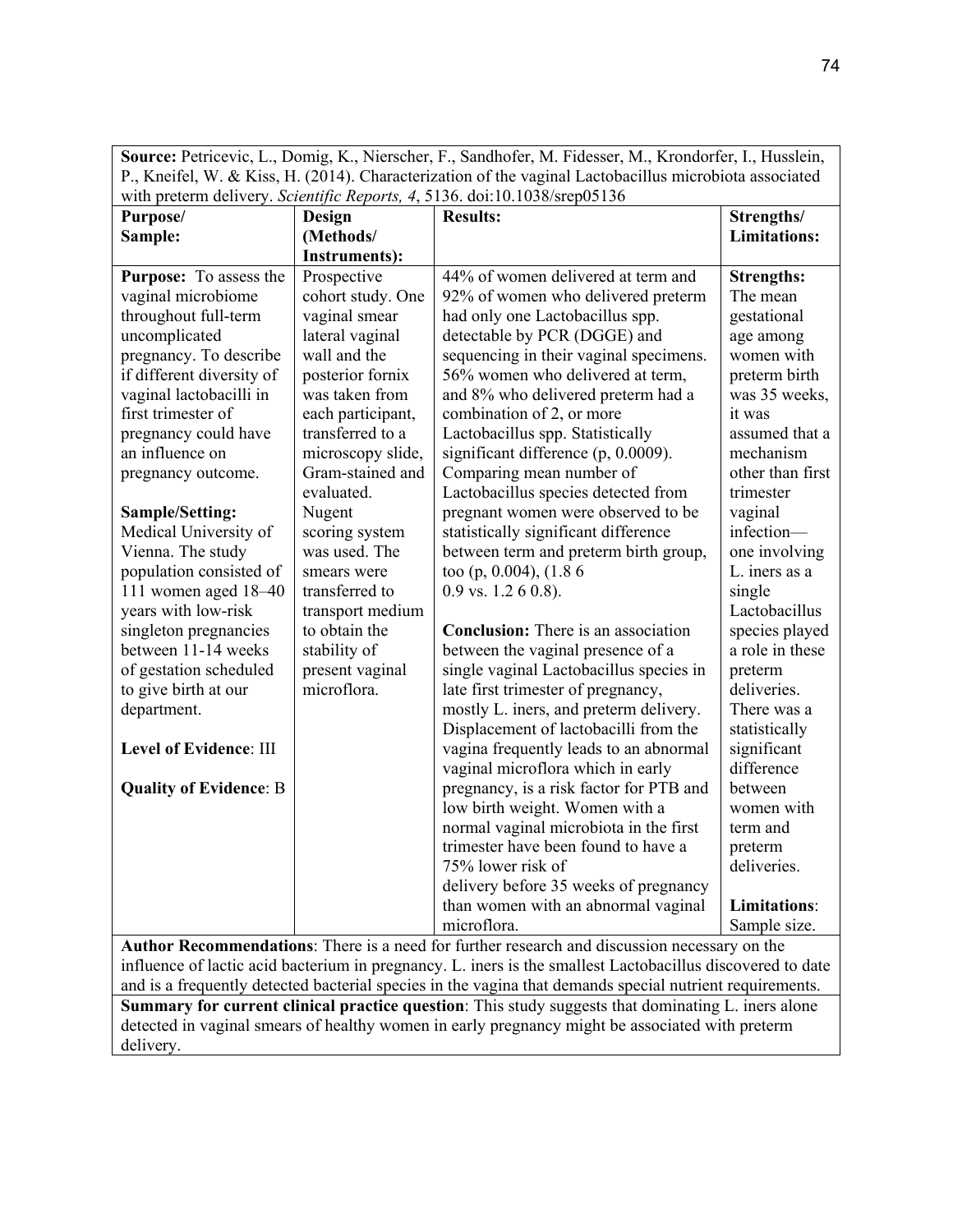| **Source:** Petricevic, L., Domig, K., Nierscher, F., Sandhofer, M. Fidesser, M., Krondorfer, I., Husslein, P., Kneifel, W. & Kiss, H. (2014). Characterization of the vaginal Lactobacillus microbiota associated with preterm delivery. *Scientific Reports, 4*, 5136. doi:10.1038/srep05136 | | | |
|---|---|---|---|
| **Purpose/ Sample:** | **Design (Methods/ Instruments):** | **Results:** | **Strengths/ Limitations:** |
| **Purpose:** To assess the vaginal microbiome throughout full-term uncomplicated pregnancy. To describe if different diversity of vaginal lactobacilli in first trimester of pregnancy could have an influence on pregnancy outcome.<br><br>**Sample/Setting:** Medical University of Vienna. The study population consisted of 111 women aged 18–40 years with low-risk singleton pregnancies between 11-14 weeks of gestation scheduled to give birth at our department.<br><br>**Level of Evidence**: III<br><br>**Quality of Evidence**: B | Prospective cohort study. One vaginal smear lateral vaginal wall and the posterior fornix was taken from each participant, transferred to a microscopy slide, Gram-stained and evaluated. Nugent scoring system was used. The smears were transferred to transport medium to obtain the stability of present vaginal microflora. | 44% of women delivered at term and 92% of women who delivered preterm had only one Lactobacillus spp. detectable by PCR (DGGE) and sequencing in their vaginal specimens. 56% women who delivered at term, and 8% who delivered preterm had a combination of 2, or more Lactobacillus spp. Statistically significant difference (p, 0.0009). Comparing mean number of Lactobacillus species detected from pregnant women were observed to be statistically significant difference between term and preterm birth group, too (p, 0.004), (1.8 6 0.9 vs. 1.2 6 0.8).<br><br>**Conclusion:** There is an association between the vaginal presence of a single vaginal Lactobacillus species in late first trimester of pregnancy, mostly L. iners, and preterm delivery. Displacement of lactobacilli from the vagina frequently leads to an abnormal vaginal microflora which in early pregnancy, is a risk factor for PTB and low birth weight. Women with a normal vaginal microbiota in the first trimester have been found to have a 75% lower risk of delivery before 35 weeks of pregnancy than women with an abnormal vaginal microflora. | **Strengths:** The mean gestational age among women with preterm birth was 35 weeks, it was assumed that a mechanism other than first trimester vaginal infection— one involving L. iners as a single Lactobacillus species played a role in these preterm deliveries. There was a statistically significant difference between women with term and preterm deliveries.<br><br>**Limitations**: Sample size. |
| **Author Recommendations**: There is a need for further research and discussion necessary on the influence of lactic acid bacterium in pregnancy. L. iners is the smallest Lactobacillus discovered to date and is a frequently detected bacterial species in the vagina that demands special nutrient requirements. | | | |
| **Summary for current clinical practice question**: This study suggests that dominating L. iners alone detected in vaginal smears of healthy women in early pregnancy might be associated with preterm delivery. | | | |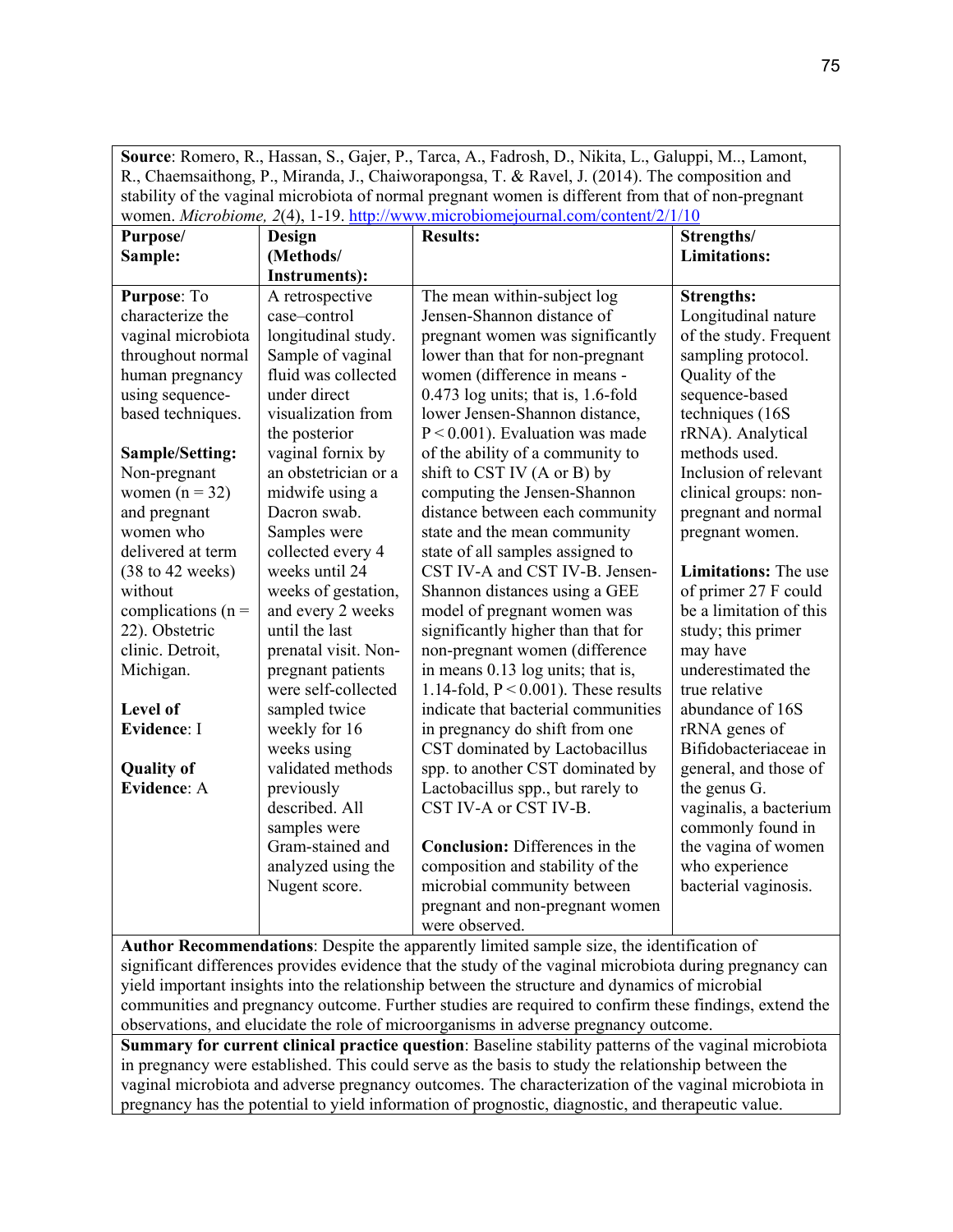| **Source**: Romero, R., Hassan, S., Gajer, P., Tarca, A., Fadrosh, D., Nikita, L., Galuppi, M.., Lamont, R., Chaemsaithong, P., Miranda, J., Chaiworapongsa, T. & Ravel, J. (2014). The composition and stability of the vaginal microbiota of normal pregnant women is different from that of non-pregnant women. *Microbiome, 2*(4), 1-19. http://www.microbiomejournal.com/content/2/1/10 | | | |
|---|---|---|---|
| **Purpose/ Sample:** | **Design (Methods/ Instruments):** | **Results:** | **Strengths/ Limitations:** |
| **Purpose**: To characterize the vaginal microbiota throughout normal human pregnancy using sequence-based techniques.<br><br>**Sample/Setting:** Non-pregnant women (n = 32) and pregnant women who delivered at term (38 to 42 weeks) without complications (n = 22). Obstetric clinic. Detroit, Michigan.<br><br>**Level of Evidence**: I<br><br>**Quality of Evidence**: A | A retrospective case–control longitudinal study. Sample of vaginal fluid was collected under direct visualization from the posterior vaginal fornix by an obstetrician or a midwife using a Dacron swab. Samples were collected every 4 weeks until 24 weeks of gestation, and every 2 weeks until the last prenatal visit. Non-pregnant patients were self-collected sampled twice weekly for 16 weeks using validated methods previously described. All samples were Gram-stained and analyzed using the Nugent score. | The mean within-subject log Jensen-Shannon distance of pregnant women was significantly lower than that for non-pregnant women (difference in means -0.473 log units; that is, 1.6-fold lower Jensen-Shannon distance, P < 0.001). Evaluation was made of the ability of a community to shift to CST IV (A or B) by computing the Jensen-Shannon distance between each community state and the mean community state of all samples assigned to CST IV-A and CST IV-B. Jensen-Shannon distances using a GEE model of pregnant women was significantly higher than that for non-pregnant women (difference in means 0.13 log units; that is, 1.14-fold, P < 0.001). These results indicate that bacterial communities in pregnancy do shift from one CST dominated by Lactobacillus spp. to another CST dominated by Lactobacillus spp., but rarely to CST IV-A or CST IV-B.<br><br>**Conclusion:** Differences in the composition and stability of the microbial community between pregnant and non-pregnant women were observed. | **Strengths:** Longitudinal nature of the study. Frequent sampling protocol. Quality of the sequence-based techniques (16S rRNA). Analytical methods used. Inclusion of relevant clinical groups: non-pregnant and normal pregnant women.<br><br>**Limitations:** The use of primer 27 F could be a limitation of this study; this primer may have underestimated the true relative abundance of 16S rRNA genes of Bifidobacteriaceae in general, and those of the genus G. vaginalis, a bacterium commonly found in the vagina of women who experience bacterial vaginosis. |
| **Author Recommendations**: Despite the apparently limited sample size, the identification of significant differences provides evidence that the study of the vaginal microbiota during pregnancy can yield important insights into the relationship between the structure and dynamics of microbial communities and pregnancy outcome. Further studies are required to confirm these findings, extend the observations, and elucidate the role of microorganisms in adverse pregnancy outcome. | | | |
| **Summary for current clinical practice question**: Baseline stability patterns of the vaginal microbiota in pregnancy were established. This could serve as the basis to study the relationship between the vaginal microbiota and adverse pregnancy outcomes. The characterization of the vaginal microbiota in pregnancy has the potential to yield information of prognostic, diagnostic, and therapeutic value. | | | |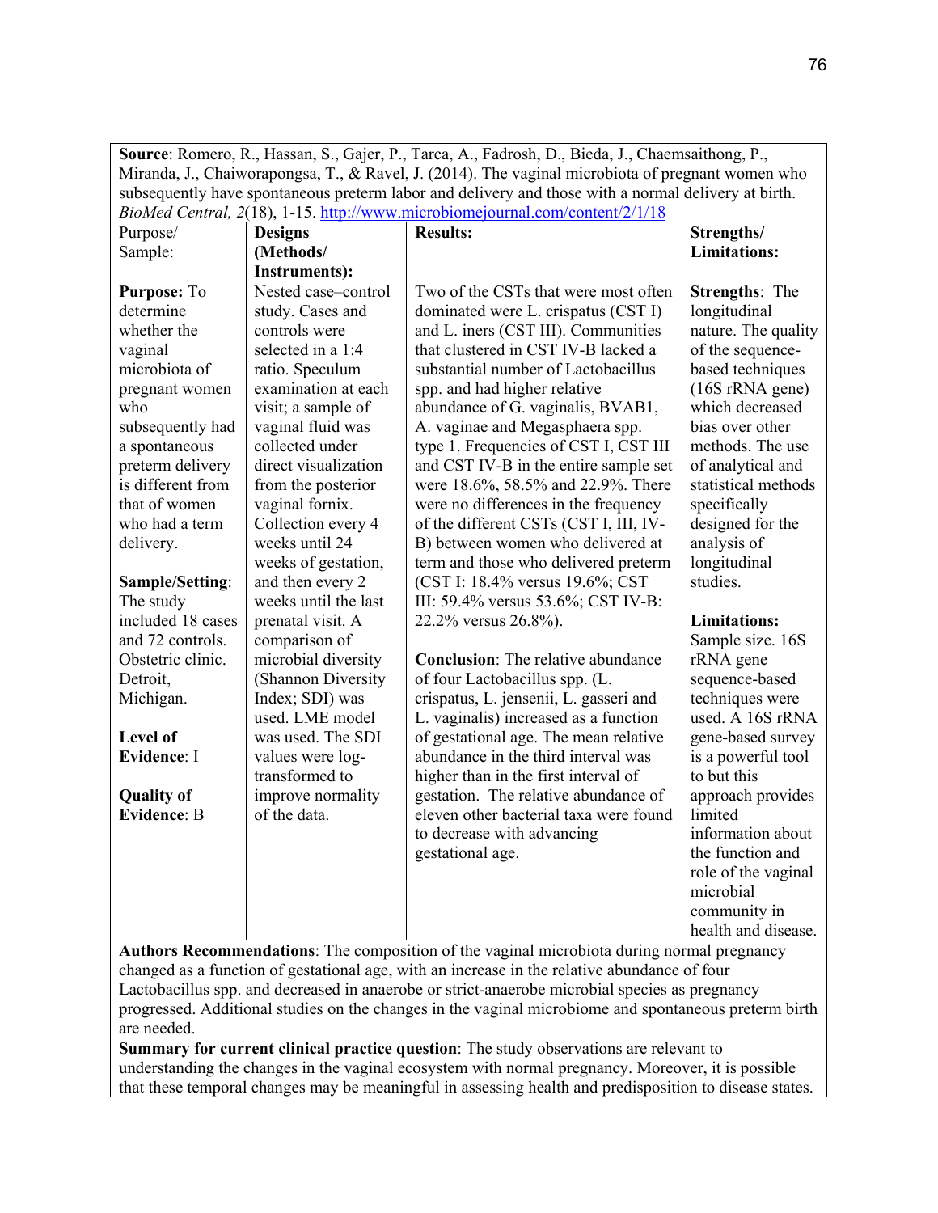**Source**: Romero, R., Hassan, S., Gajer, P., Tarca, A., Fadrosh, D., Bieda, J., Chaemsaithong, P., Miranda, J., Chaiworapongsa, T., & Ravel, J. (2014). The vaginal microbiota of pregnant women who subsequently have spontaneous preterm labor and delivery and those with a normal delivery at birth. *BioMed Central, 2*(18), 1-15. http://www.microbiomejournal.com/content/2/1/18

| Purpose/ Sample: | **Designs (Methods/ Instruments):** | **Results:** | **Strengths/ Limitations:** |
|---|---|---|---|
| **Purpose:** To determine whether the vaginal microbiota of pregnant women who subsequently had a spontaneous preterm delivery is different from that of women who had a term delivery.<br><br>**Sample/Setting**: The study included 18 cases and 72 controls. Obstetric clinic. Detroit, Michigan.<br><br>**Level of Evidence**: I<br><br>**Quality of Evidence**: B | Nested case–control study. Cases and controls were selected in a 1:4 ratio. Speculum examination at each visit; a sample of vaginal fluid was collected under direct visualization from the posterior vaginal fornix. Collection every 4 weeks until 24 weeks of gestation, and then every 2 weeks until the last prenatal visit. A comparison of microbial diversity (Shannon Diversity Index; SDI) was used. LME model was used. The SDI values were log-transformed to improve normality of the data. | Two of the CSTs that were most often dominated were L. crispatus (CST I) and L. iners (CST III). Communities that clustered in CST IV-B lacked a substantial number of Lactobacillus spp. and had higher relative abundance of G. vaginalis, BVAB1, A. vaginae and Megasphaera spp. type 1. Frequencies of CST I, CST III and CST IV-B in the entire sample set were 18.6%, 58.5% and 22.9%. There were no differences in the frequency of the different CSTs (CST I, III, IV-B) between women who delivered at term and those who delivered preterm (CST I: 18.4% versus 19.6%; CST III: 59.4% versus 53.6%; CST IV-B: 22.2% versus 26.8%).<br><br>**Conclusion**: The relative abundance of four Lactobacillus spp. (L. crispatus, L. jensenii, L. gasseri and L. vaginalis) increased as a function of gestational age. The mean relative abundance in the third interval was higher than in the first interval of gestation. The relative abundance of eleven other bacterial taxa were found to decrease with advancing gestational age. | **Strengths**: The longitudinal nature. The quality of the sequence-based techniques (16S rRNA gene) which decreased bias over other methods. The use of analytical and statistical methods specifically designed for the analysis of longitudinal studies.<br><br>**Limitations:** Sample size. 16S rRNA gene sequence-based techniques were used. A 16S rRNA gene-based survey is a powerful tool to but this approach provides limited information about the function and role of the vaginal microbial community in health and disease. |

**Authors Recommendations**: The composition of the vaginal microbiota during normal pregnancy changed as a function of gestational age, with an increase in the relative abundance of four Lactobacillus spp. and decreased in anaerobe or strict-anaerobe microbial species as pregnancy progressed. Additional studies on the changes in the vaginal microbiome and spontaneous preterm birth are needed.

**Summary for current clinical practice question**: The study observations are relevant to understanding the changes in the vaginal ecosystem with normal pregnancy. Moreover, it is possible that these temporal changes may be meaningful in assessing health and predisposition to disease states.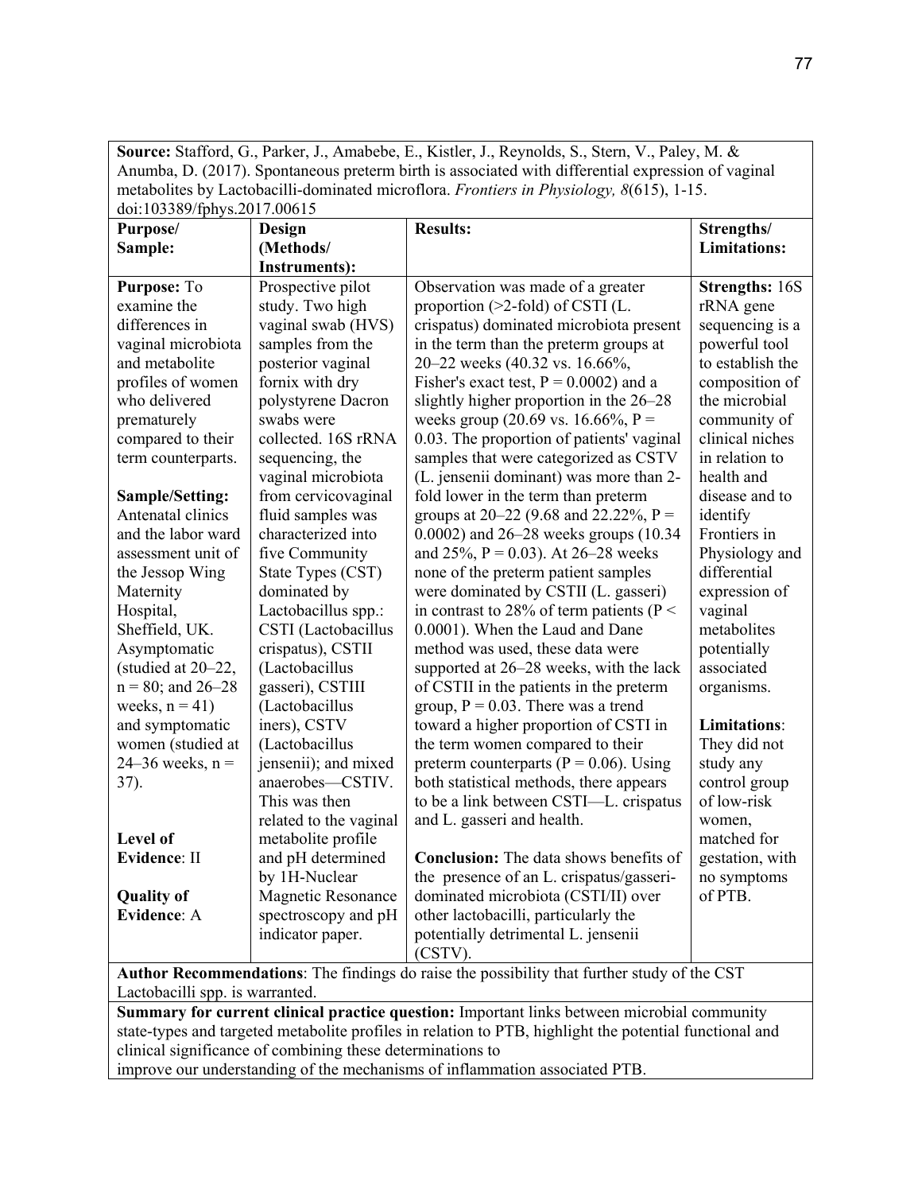| **Source:** Stafford, G., Parker, J., Amabebe, E., Kistler, J., Reynolds, S., Stern, V., Paley, M. & Anumba, D. (2017). Spontaneous preterm birth is associated with differential expression of vaginal metabolites by Lactobacilli-dominated microflora. *Frontiers in Physiology, 8*(615), 1-15. doi:103389/fphys.2017.00615 | | | |
|---|---|---|---|
| **Purpose/ Sample:** | **Design (Methods/ Instruments):** | **Results:** | **Strengths/ Limitations:** |
| **Purpose:** To examine the differences in vaginal microbiota and metabolite profiles of women who delivered prematurely compared to their term counterparts.<br><br>**Sample/Setting:** Antenatal clinics and the labor ward assessment unit of the Jessop Wing Maternity Hospital, Sheffield, UK. Asymptomatic (studied at 20–22, n = 80; and 26–28 weeks, n = 41) and symptomatic women (studied at 24–36 weeks, n = 37).<br><br>**Level of Evidence**: II<br><br>**Quality of Evidence**: A | Prospective pilot study. Two high vaginal swab (HVS) samples from the posterior vaginal fornix with dry polystyrene Dacron swabs were collected. 16S rRNA sequencing, the vaginal microbiota from cervicovaginal fluid samples was characterized into five Community State Types (CST) dominated by Lactobacillus spp.: CSTI (Lactobacillus crispatus), CSTII (Lactobacillus gasseri), CSTIII (Lactobacillus iners), CSTV (Lactobacillus jensenii); and mixed anaerobes—CSTIV. This was then related to the vaginal metabolite profile and pH determined by 1H-Nuclear Magnetic Resonance spectroscopy and pH indicator paper. | Observation was made of a greater proportion (>2-fold) of CSTI (L. crispatus) dominated microbiota present in the term than the preterm groups at 20–22 weeks (40.32 vs. 16.66%, Fisher's exact test, P = 0.0002) and a slightly higher proportion in the 26–28 weeks group (20.69 vs. 16.66%, P = 0.03. The proportion of patients' vaginal samples that were categorized as CSTV (L. jensenii dominant) was more than 2-fold lower in the term than preterm groups at 20–22 (9.68 and 22.22%, P = 0.0002) and 26–28 weeks groups (10.34 and 25%, P = 0.03). At 26–28 weeks none of the preterm patient samples were dominated by CSTII (L. gasseri) in contrast to 28% of term patients (P < 0.0001). When the Laud and Dane method was used, these data were supported at 26–28 weeks, with the lack of CSTII in the patients in the preterm group, P = 0.03. There was a trend toward a higher proportion of CSTI in the term women compared to their preterm counterparts (P = 0.06). Using both statistical methods, there appears to be a link between CSTI—L. crispatus and L. gasseri and health.<br><br>**Conclusion:** The data shows benefits of the presence of an L. crispatus/gasseri-dominated microbiota (CSTI/II) over other lactobacilli, particularly the potentially detrimental L. jensenii (CSTV). | **Strengths:** 16S rRNA gene sequencing is a powerful tool to establish the composition of the microbial community of clinical niches in relation to health and disease and to identify Frontiers in Physiology and differential expression of vaginal metabolites potentially associated organisms.<br><br>**Limitations**: They did not study any control group of low-risk women, matched for gestation, with no symptoms of PTB. |
| **Author Recommendations**: The findings do raise the possibility that further study of the CST Lactobacilli spp. is warranted. | | | |
| **Summary for current clinical practice question:** Important links between microbial community state-types and targeted metabolite profiles in relation to PTB, highlight the potential functional and clinical significance of combining these determinations to improve our understanding of the mechanisms of inflammation associated PTB. | | | |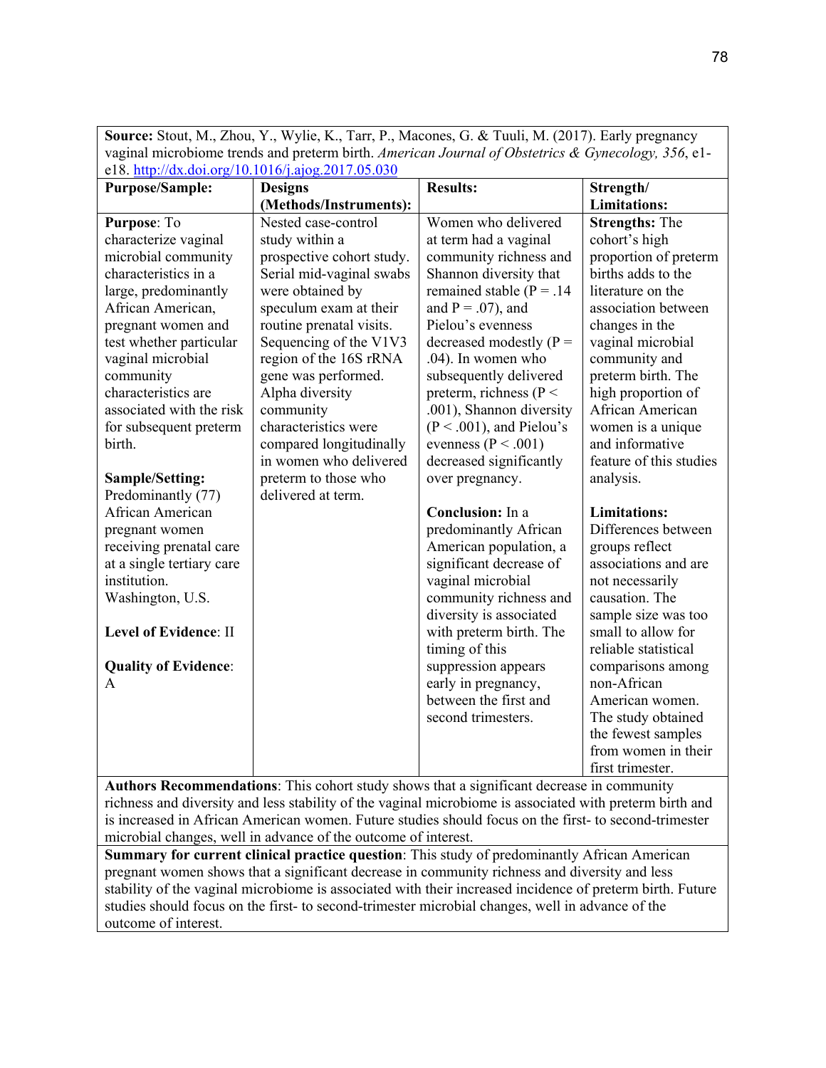**Source:** Stout, M., Zhou, Y., Wylie, K., Tarr, P., Macones, G. & Tuuli, M. (2017). Early pregnancy vaginal microbiome trends and preterm birth. *American Journal of Obstetrics & Gynecology, 356*, e1-e18. http://dx.doi.org/10.1016/j.ajog.2017.05.030

| Purpose/Sample: | Designs (Methods/Instruments): | Results: | Strength/ Limitations: |
|---|---|---|---|
| **Purpose**: To characterize vaginal microbial community characteristics in a large, predominantly African American, pregnant women and test whether particular vaginal microbial community characteristics are associated with the risk for subsequent preterm birth.<br><br>**Sample/Setting:** Predominantly (77) African American pregnant women receiving prenatal care at a single tertiary care institution. Washington, U.S.<br><br>**Level of Evidence**: II<br><br>**Quality of Evidence**: A | Nested case-control study within a prospective cohort study. Serial mid-vaginal swabs were obtained by speculum exam at their routine prenatal visits. Sequencing of the V1V3 region of the 16S rRNA gene was performed. Alpha diversity community characteristics were compared longitudinally in women who delivered preterm to those who delivered at term. | Women who delivered at term had a vaginal community richness and Shannon diversity that remained stable ($P = .14$ and $P = .07$), and Pielou's evenness decreased modestly ($P = .04$). In women who subsequently delivered preterm, richness ($P < .001$), Shannon diversity ($P < .001$), and Pielou's evenness ($P < .001$) decreased significantly over pregnancy.<br><br>**Conclusion:** In a predominantly African American population, a significant decrease of vaginal microbial community richness and diversity is associated with preterm birth. The timing of this suppression appears early in pregnancy, between the first and second trimesters. | **Strengths:** The cohort's high proportion of preterm births adds to the literature on the association between changes in the vaginal microbial community and preterm birth. The high proportion of African American women is a unique and informative feature of this studies analysis.<br><br>**Limitations:** Differences between groups reflect associations and are not necessarily causation. The sample size was too small to allow for reliable statistical comparisons among non-African American women. The study obtained the fewest samples from women in their first trimester. |

**Authors Recommendations**: This cohort study shows that a significant decrease in community richness and diversity and less stability of the vaginal microbiome is associated with preterm birth and is increased in African American women. Future studies should focus on the first- to second-trimester microbial changes, well in advance of the outcome of interest.

**Summary for current clinical practice question**: This study of predominantly African American pregnant women shows that a significant decrease in community richness and diversity and less stability of the vaginal microbiome is associated with their increased incidence of preterm birth. Future studies should focus on the first- to second-trimester microbial changes, well in advance of the outcome of interest.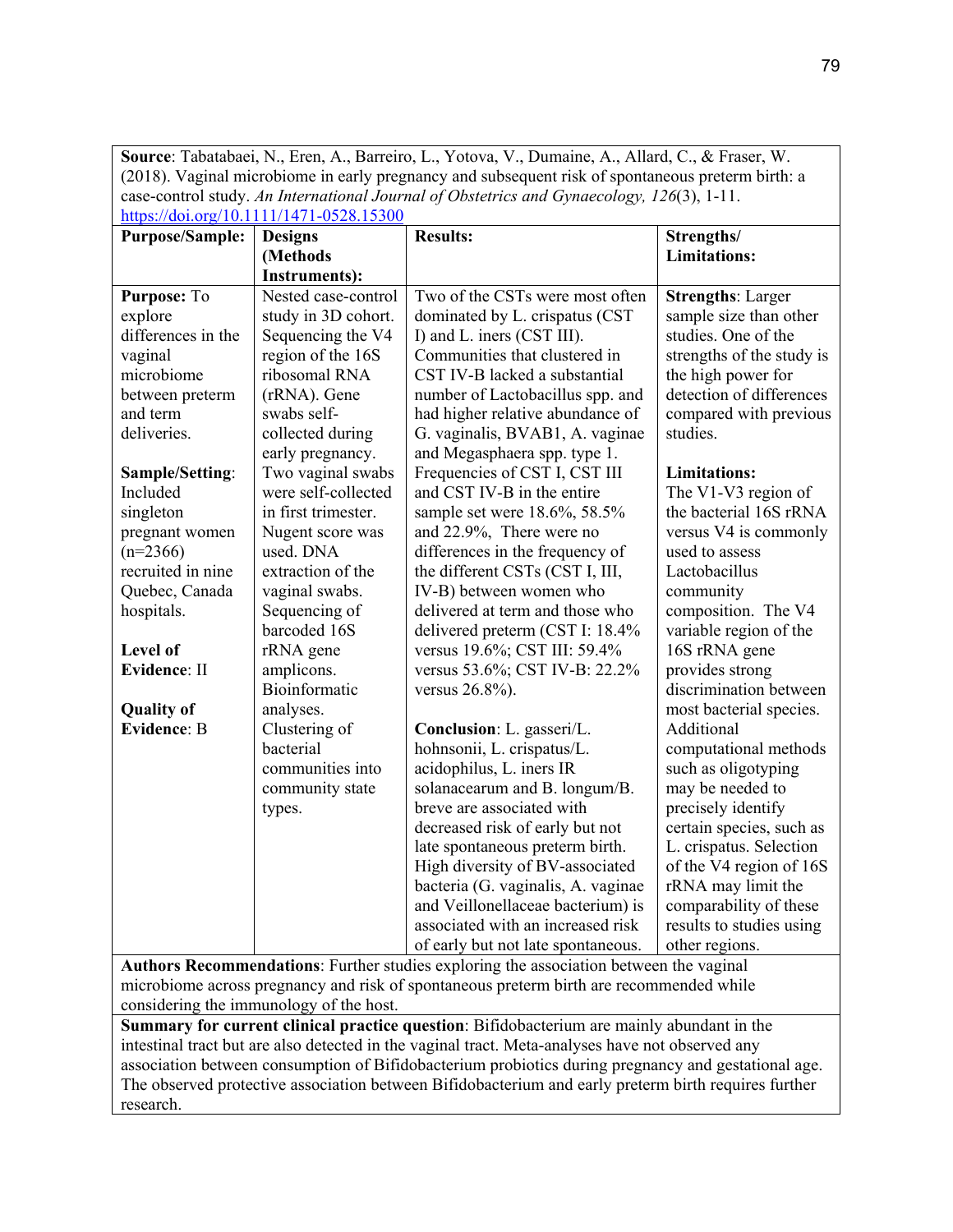| **Source**: Tabatabaei, N., Eren, A., Barreiro, L., Yotova, V., Dumaine, A., Allard, C., & Fraser, W. (2018). Vaginal microbiome in early pregnancy and subsequent risk of spontaneous preterm birth: a case-control study. *An International Journal of Obstetrics and Gynaecology, 126*(3), 1-11. https://doi.org/10.1111/1471-0528.15300 | | | |
|---|---|---|---|
| **Purpose/Sample:** | **Designs (Methods Instruments):** | **Results:** | **Strengths/ Limitations:** |
| **Purpose:** To explore differences in the vaginal microbiome between preterm and term deliveries.<br><br>**Sample/Setting**: Included singleton pregnant women (n=2366) recruited in nine Quebec, Canada hospitals.<br><br>**Level of Evidence**: II<br><br>**Quality of Evidence**: B | Nested case-control study in 3D cohort. Sequencing the V4 region of the 16S ribosomal RNA (rRNA). Gene swabs self-collected during early pregnancy. Two vaginal swabs were self-collected in first trimester. Nugent score was used. DNA extraction of the vaginal swabs. Sequencing of barcoded 16S rRNA gene amplicons. Bioinformatic analyses. Clustering of bacterial communities into community state types. | Two of the CSTs were most often dominated by L. crispatus (CST I) and L. iners (CST III). Communities that clustered in CST IV-B lacked a substantial number of Lactobacillus spp. and had higher relative abundance of G. vaginalis, BVAB1, A. vaginae and Megasphaera spp. type 1. Frequencies of CST I, CST III and CST IV-B in the entire sample set were 18.6%, 58.5% and 22.9%, There were no differences in the frequency of the different CSTs (CST I, III, IV-B) between women who delivered at term and those who delivered preterm (CST I: 18.4% versus 19.6%; CST III: 59.4% versus 53.6%; CST IV-B: 22.2% versus 26.8%).<br><br>**Conclusion**: L. gasseri/L. hohnsonii, L. crispatus/L. acidophilus, L. iners IR solanacearum and B. longum/B. breve are associated with decreased risk of early but not late spontaneous preterm birth. High diversity of BV-associated bacteria (G. vaginalis, A. vaginae and Veillonellaceae bacterium) is associated with an increased risk of early but not late spontaneous. | **Strengths**: Larger sample size than other studies. One of the strengths of the study is the high power for detection of differences compared with previous studies.<br><br>**Limitations:** The V1-V3 region of the bacterial 16S rRNA versus V4 is commonly used to assess Lactobacillus community composition. The V4 variable region of the 16S rRNA gene provides strong discrimination between most bacterial species. Additional computational methods such as oligotyping may be needed to precisely identify certain species, such as L. crispatus. Selection of the V4 region of 16S rRNA may limit the comparability of these results to studies using other regions. |
| **Authors Recommendations**: Further studies exploring the association between the vaginal microbiome across pregnancy and risk of spontaneous preterm birth are recommended while considering the immunology of the host. | | | |
| **Summary for current clinical practice question**: Bifidobacterium are mainly abundant in the intestinal tract but are also detected in the vaginal tract. Meta-analyses have not observed any association between consumption of Bifidobacterium probiotics during pregnancy and gestational age. The observed protective association between Bifidobacterium and early preterm birth requires further research. | | | |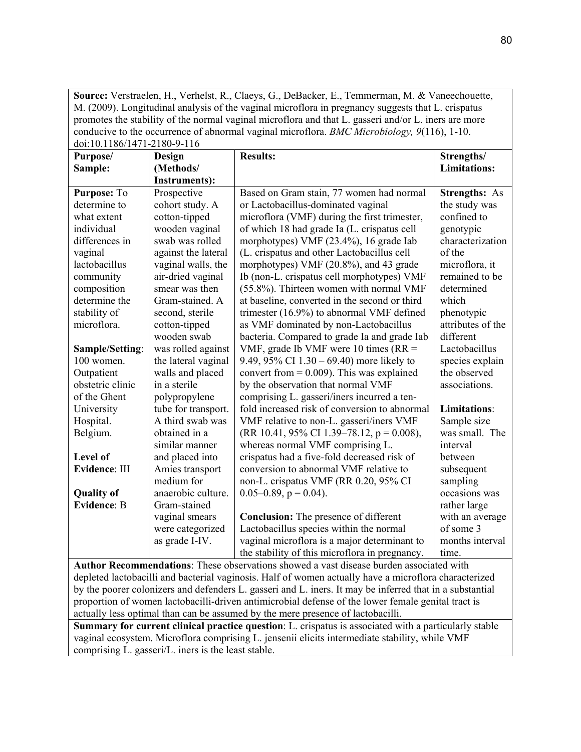**Source:** Verstraelen, H., Verhelst, R., Claeys, G., DeBacker, E., Temmerman, M. & Vaneechouette, M. (2009). Longitudinal analysis of the vaginal microflora in pregnancy suggests that L. crispatus promotes the stability of the normal vaginal microflora and that L. gasseri and/or L. iners are more conducive to the occurrence of abnormal vaginal microflora. *BMC Microbiology, 9*(116), 1-10. doi:10.1186/1471-2180-9-116

| Purpose/ Sample: | Design (Methods/ Instruments): | Results: | Strengths/ Limitations: |
|---|---|---|---|
| **Purpose:** To determine to what extent individual differences in vaginal lactobacillus community composition determine the stability of microflora.<br><br>**Sample/Setting**: 100 women. Outpatient obstetric clinic of the Ghent University Hospital. Belgium.<br><br>**Level of Evidence**: III<br><br>**Quality of Evidence**: B | Prospective cohort study. A cotton-tipped wooden vaginal swab was rolled against the lateral vaginal walls, the air-dried vaginal smear was then Gram-stained. A second, sterile cotton-tipped wooden swab was rolled against the lateral vaginal walls and placed in a sterile polypropylene tube for transport. A third swab was obtained in a similar manner and placed into Amies transport medium for anaerobic culture. Gram-stained vaginal smears were categorized as grade I-IV. | Based on Gram stain, 77 women had normal or Lactobacillus-dominated vaginal microflora (VMF) during the first trimester, of which 18 had grade Ia (L. crispatus cell morphotypes) VMF (23.4%), 16 grade Iab (L. crispatus and other Lactobacillus cell morphotypes) VMF (20.8%), and 43 grade Ib (non-L. crispatus cell morphotypes) VMF (55.8%). Thirteen women with normal VMF at baseline, converted in the second or third trimester (16.9%) to abnormal VMF defined as VMF dominated by non-Lactobacillus bacteria. Compared to grade Ia and grade Iab VMF, grade Ib VMF were 10 times (RR = 9.49, 95% CI 1.30 – 69.40) more likely to convert from = 0.009). This was explained by the observation that normal VMF comprising L. gasseri/iners incurred a ten-fold increased risk of conversion to abnormal VMF relative to non-L. gasseri/iners VMF (RR 10.41, 95% CI 1.39–78.12, p = 0.008), whereas normal VMF comprising L. crispatus had a five-fold decreased risk of conversion to abnormal VMF relative to non-L. crispatus VMF (RR 0.20, 95% CI 0.05–0.89, p = 0.04).<br><br>**Conclusion:** The presence of different Lactobacillus species within the normal vaginal microflora is a major determinant to the stability of this microflora in pregnancy. | **Strengths:** As the study was confined to genotypic characterization of the microflora, it remained to be determined which phenotypic attributes of the different Lactobacillus species explain the observed associations.<br><br>**Limitations**: Sample size was small. The interval between subsequent sampling occasions was rather large with an average of some 3 months interval time. |

**Author Recommendations**: These observations showed a vast disease burden associated with depleted lactobacilli and bacterial vaginosis. Half of women actually have a microflora characterized by the poorer colonizers and defenders L. gasseri and L. iners. It may be inferred that in a substantial proportion of women lactobacilli-driven antimicrobial defense of the lower female genital tract is actually less optimal than can be assumed by the mere presence of lactobacilli.

**Summary for current clinical practice question**: L. crispatus is associated with a particularly stable vaginal ecosystem. Microflora comprising L. jensenii elicits intermediate stability, while VMF comprising L. gasseri/L. iners is the least stable.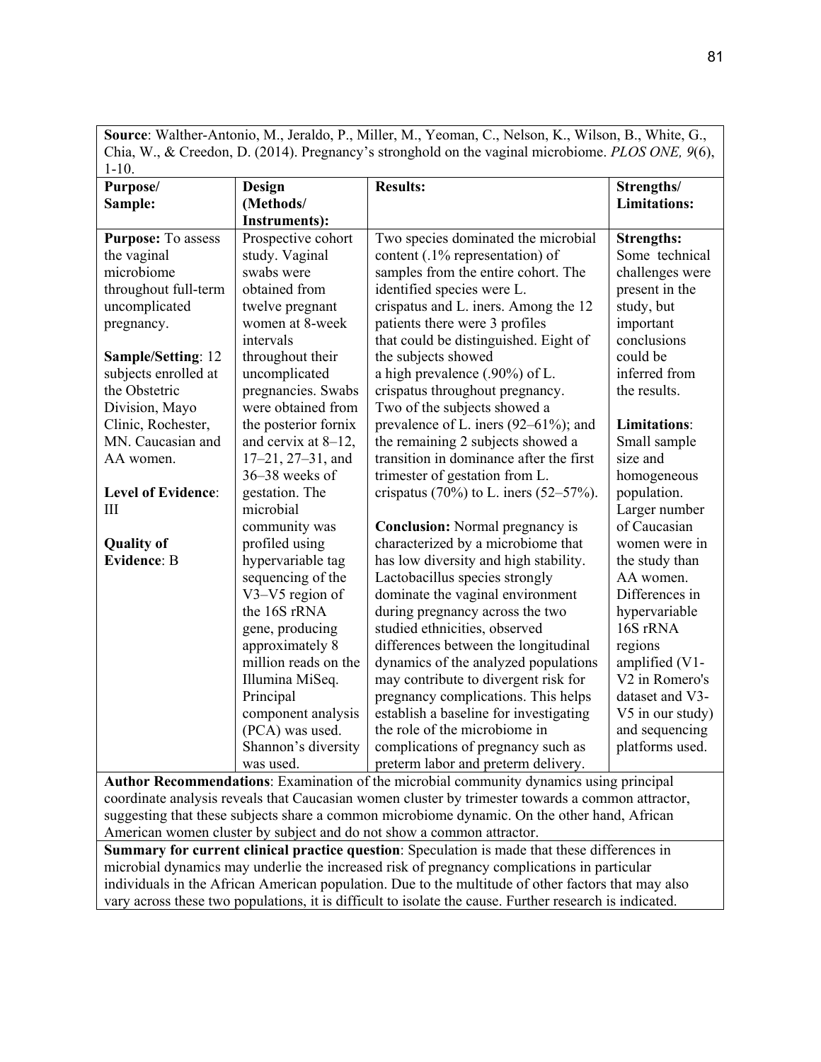| **Source**: Walther-Antonio, M., Jeraldo, P., Miller, M., Yeoman, C., Nelson, K., Wilson, B., White, G., Chia, W., & Creedon, D. (2014). Pregnancy's stronghold on the vaginal microbiome. *PLOS ONE, 9*(6), 1-10. | | | |
|---|---|---|---|
| **Purpose/ Sample:** | **Design (Methods/ Instruments):** | **Results:** | **Strengths/ Limitations:** |
| **Purpose:** To assess the vaginal microbiome throughout full-term uncomplicated pregnancy.<br><br>**Sample/Setting**: 12 subjects enrolled at the Obstetric Division, Mayo Clinic, Rochester, MN. Caucasian and AA women.<br><br>**Level of Evidence**: III<br><br>**Quality of Evidence**: B | Prospective cohort study. Vaginal swabs were obtained from twelve pregnant women at 8-week intervals throughout their uncomplicated pregnancies. Swabs were obtained from the posterior fornix and cervix at 8–12, 17–21, 27–31, and 36–38 weeks of gestation. The microbial community was profiled using hypervariable tag sequencing of the V3–V5 region of the 16S rRNA gene, producing approximately 8 million reads on the Illumina MiSeq. Principal component analysis (PCA) was used. Shannon's diversity was used. | Two species dominated the microbial content (.1% representation) of samples from the entire cohort. The identified species were L. crispatus and L. iners. Among the 12 patients there were 3 profiles that could be distinguished. Eight of the subjects showed a high prevalence (.90%) of L. crispatus throughout pregnancy. Two of the subjects showed a prevalence of L. iners (92–61%); and the remaining 2 subjects showed a transition in dominance after the first trimester of gestation from L. crispatus (70%) to L. iners (52–57%).<br><br>**Conclusion:** Normal pregnancy is characterized by a microbiome that has low diversity and high stability. Lactobacillus species strongly dominate the vaginal environment during pregnancy across the two studied ethnicities, observed differences between the longitudinal dynamics of the analyzed populations may contribute to divergent risk for pregnancy complications. This helps establish a baseline for investigating the role of the microbiome in complications of pregnancy such as preterm labor and preterm delivery. | **Strengths:** Some technical challenges were present in the study, but important conclusions could be inferred from the results.<br><br>**Limitations**: Small sample size and homogeneous population. Larger number of Caucasian women were in the study than AA women. Differences in hypervariable 16S rRNA regions amplified (V1-V2 in Romero's dataset and V3-V5 in our study) and sequencing platforms used. |
| **Author Recommendations**: Examination of the microbial community dynamics using principal coordinate analysis reveals that Caucasian women cluster by trimester towards a common attractor, suggesting that these subjects share a common microbiome dynamic. On the other hand, African American women cluster by subject and do not show a common attractor. | | | |
| **Summary for current clinical practice question**: Speculation is made that these differences in microbial dynamics may underlie the increased risk of pregnancy complications in particular individuals in the African American population. Due to the multitude of other factors that may also vary across these two populations, it is difficult to isolate the cause. Further research is indicated. | | | |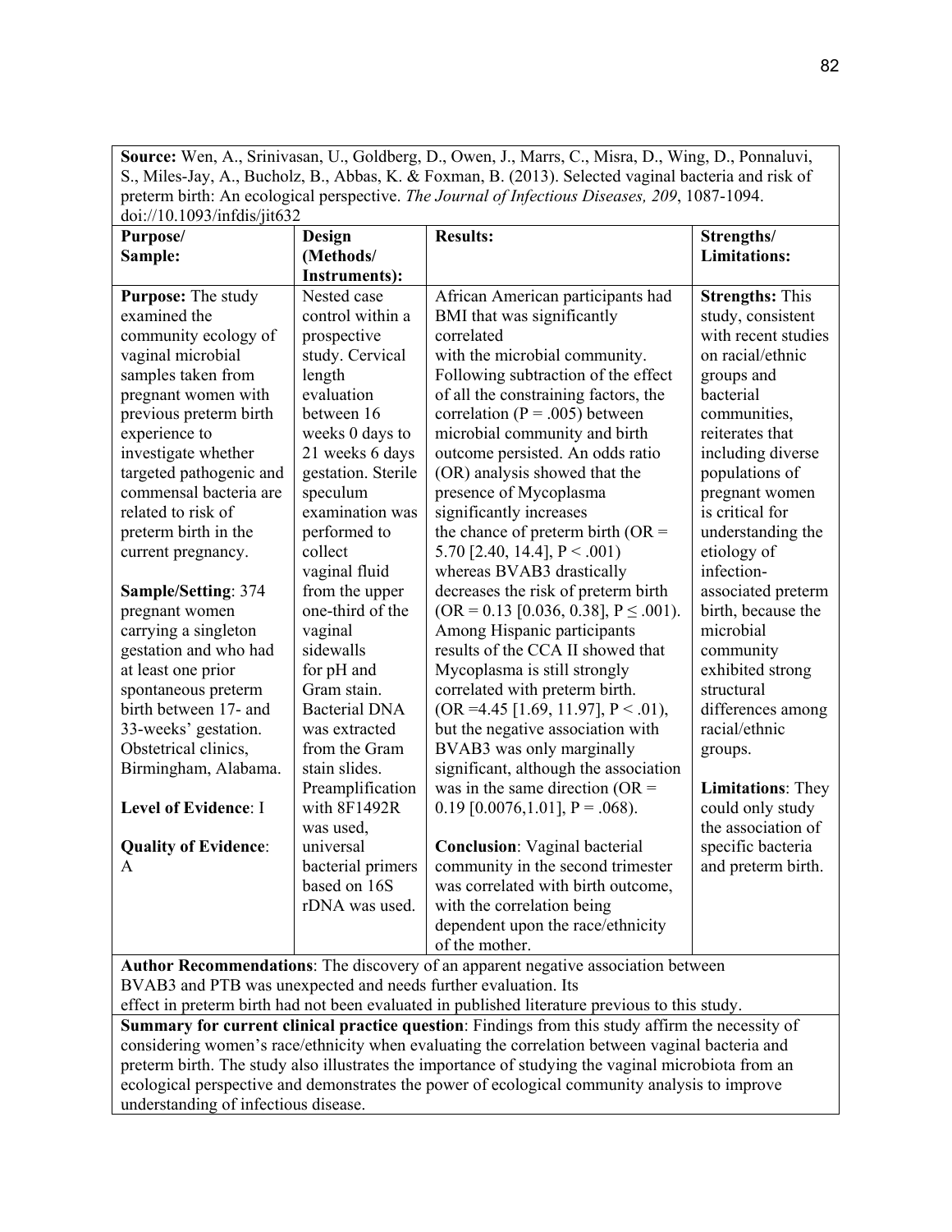| **Source:** Wen, A., Srinivasan, U., Goldberg, D., Owen, J., Marrs, C., Misra, D., Wing, D., Ponnaluvi, S., Miles-Jay, A., Bucholz, B., Abbas, K. & Foxman, B. (2013). Selected vaginal bacteria and risk of preterm birth: An ecological perspective. *The Journal of Infectious Diseases, 209*, 1087-1094. doi://10.1093/infdis/jit632 | | | |
|---|---|---|---|
| **Purpose/ Sample:** | **Design (Methods/ Instruments):** | **Results:** | **Strengths/ Limitations:** |
| **Purpose:** The study examined the community ecology of vaginal microbial samples taken from pregnant women with previous preterm birth experience to investigate whether targeted pathogenic and commensal bacteria are related to risk of preterm birth in the current pregnancy.<br><br>**Sample/Setting**: 374 pregnant women carrying a singleton gestation and who had at least one prior spontaneous preterm birth between 17- and 33-weeks' gestation. Obstetrical clinics, Birmingham, Alabama.<br><br>**Level of Evidence**: I<br><br>**Quality of Evidence**: A | Nested case control within a prospective study. Cervical length evaluation between 16 weeks 0 days to 21 weeks 6 days gestation. Sterile speculum examination was performed to collect vaginal fluid from the upper one-third of the vaginal sidewalls for pH and Gram stain. Bacterial DNA was extracted from the Gram stain slides. Preamplification with 8F1492R was used, universal bacterial primers based on 16S rDNA was used. | African American participants had BMI that was significantly correlated with the microbial community. Following subtraction of the effect of all the constraining factors, the correlation ($P = .005$) between microbial community and birth outcome persisted. An odds ratio (OR) analysis showed that the presence of Mycoplasma significantly increases the chance of preterm birth ($OR = 5.70$ [2.40, 14.4], $P < .001$) whereas BVAB3 drastically decreases the risk of preterm birth ($OR = 0.13$ [0.036, 0.38], $P \leq .001$). Among Hispanic participants results of the CCA II showed that Mycoplasma is still strongly correlated with preterm birth. ($OR = 4.45$ [1.69, 11.97], $P < .01$), but the negative association with BVAB3 was only marginally significant, although the association was in the same direction ($OR = 0.19$ [0.0076,1.01], $P = .068$).<br><br>**Conclusion**: Vaginal bacterial community in the second trimester was correlated with birth outcome, with the correlation being dependent upon the race/ethnicity of the mother. | **Strengths:** This study, consistent with recent studies on racial/ethnic groups and bacterial communities, reiterates that including diverse populations of pregnant women is critical for understanding the etiology of infection-associated preterm birth, because the microbial community exhibited strong structural differences among racial/ethnic groups.<br><br>**Limitations**: They could only study the association of specific bacteria and preterm birth. |
| **Author Recommendations**: The discovery of an apparent negative association between BVAB3 and PTB was unexpected and needs further evaluation. Its effect in preterm birth had not been evaluated in published literature previous to this study. | | | |
| **Summary for current clinical practice question**: Findings from this study affirm the necessity of considering women's race/ethnicity when evaluating the correlation between vaginal bacteria and preterm birth. The study also illustrates the importance of studying the vaginal microbiota from an ecological perspective and demonstrates the power of ecological community analysis to improve understanding of infectious disease. | | | |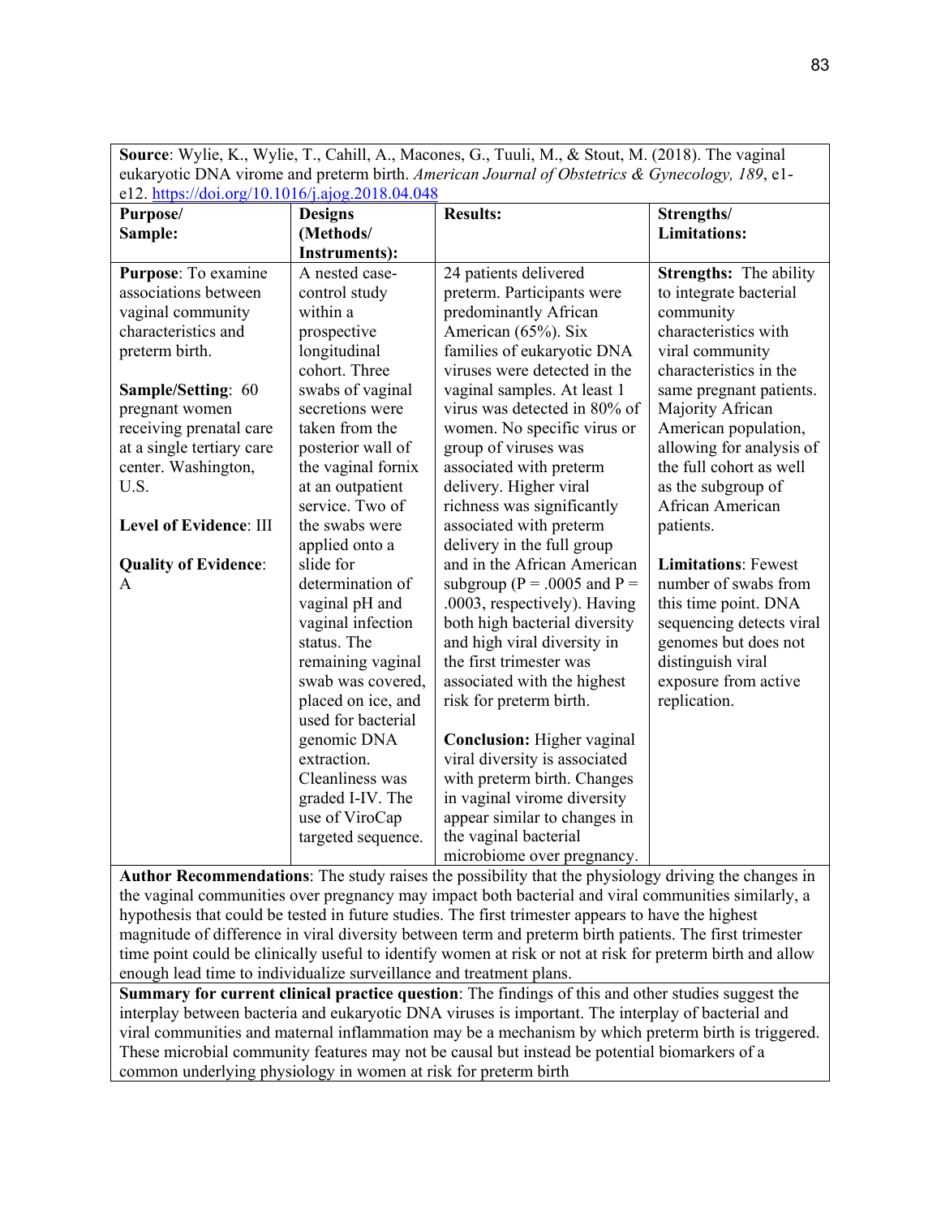**Source**: Wylie, K., Wylie, T., Cahill, A., Macones, G., Tuuli, M., & Stout, M. (2018). The vaginal eukaryotic DNA virome and preterm birth. *American Journal of Obstetrics & Gynecology, 189*, e1-e12. https://doi.org/10.1016/j.ajog.2018.04.048

| **Purpose/ Sample:** | **Designs (Methods/ Instruments):** | **Results:** | **Strengths/ Limitations:** |
|---|---|---|---|
| **Purpose**: To examine associations between vaginal community characteristics and preterm birth.<br><br>**Sample/Setting**: 60 pregnant women receiving prenatal care at a single tertiary care center. Washington, U.S.<br><br>**Level of Evidence**: III<br><br>**Quality of Evidence**: A | A nested case-control study within a prospective longitudinal cohort. Three swabs of vaginal secretions were taken from the posterior wall of the vaginal fornix at an outpatient service. Two of the swabs were applied onto a slide for determination of vaginal pH and vaginal infection status. The remaining vaginal swab was covered, placed on ice, and used for bacterial genomic DNA extraction. Cleanliness was graded I-IV. The use of ViroCap targeted sequence. | 24 patients delivered preterm. Participants were predominantly African American (65%). Six families of eukaryotic DNA viruses were detected in the vaginal samples. At least 1 virus was detected in 80% of women. No specific virus or group of viruses was associated with preterm delivery. Higher viral richness was significantly associated with preterm delivery in the full group and in the African American subgroup (P = .0005 and P = .0003, respectively). Having both high bacterial diversity and high viral diversity in the first trimester was associated with the highest risk for preterm birth.<br><br>**Conclusion:** Higher vaginal viral diversity is associated with preterm birth. Changes in vaginal virome diversity appear similar to changes in the vaginal bacterial microbiome over pregnancy. | **Strengths:** The ability to integrate bacterial community characteristics with viral community characteristics in the same pregnant patients. Majority African American population, allowing for analysis of the full cohort as well as the subgroup of African American patients.<br><br>**Limitations**: Fewest number of swabs from this time point. DNA sequencing detects viral genomes but does not distinguish viral exposure from active replication. |

**Author Recommendations**: The study raises the possibility that the physiology driving the changes in the vaginal communities over pregnancy may impact both bacterial and viral communities similarly, a hypothesis that could be tested in future studies. The first trimester appears to have the highest magnitude of difference in viral diversity between term and preterm birth patients. The first trimester time point could be clinically useful to identify women at risk or not at risk for preterm birth and allow enough lead time to individualize surveillance and treatment plans.

**Summary for current clinical practice question**: The findings of this and other studies suggest the interplay between bacteria and eukaryotic DNA viruses is important. The interplay of bacterial and viral communities and maternal inflammation may be a mechanism by which preterm birth is triggered. These microbial community features may not be causal but instead be potential biomarkers of a common underlying physiology in women at risk for preterm birth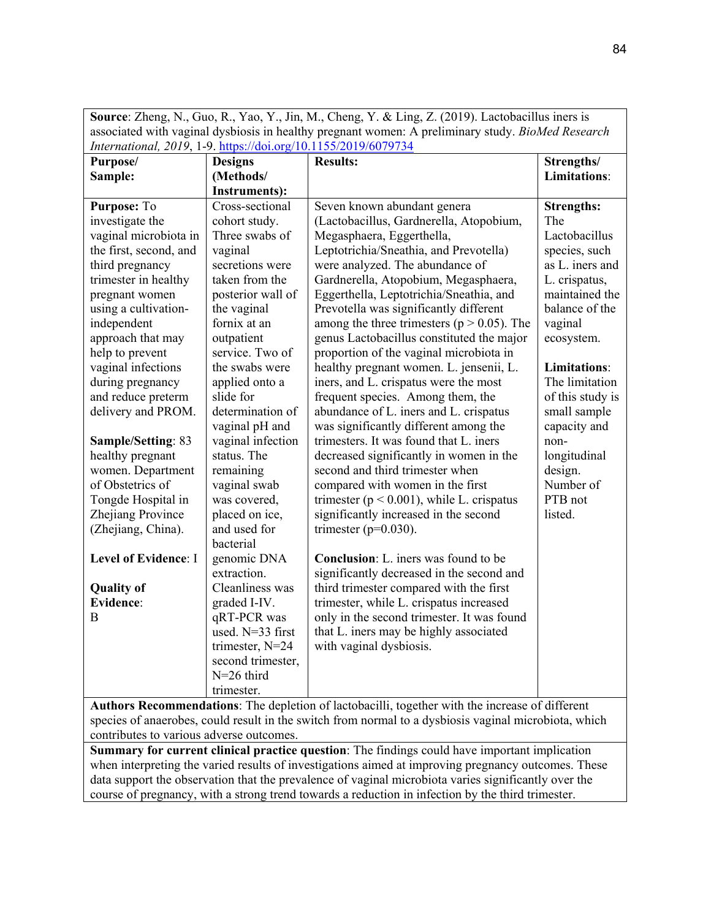| **Source**: Zheng, N., Guo, R., Yao, Y., Jin, M., Cheng, Y. & Ling, Z. (2019). Lactobacillus iners is associated with vaginal dysbiosis in healthy pregnant women: A preliminary study. *BioMed Research International, 2019*, 1-9. https://doi.org/10.1155/2019/6079734 | | | |
|---|---|---|---|
| **Purpose/ Sample:** | **Designs (Methods/ Instruments):** | **Results:** | **Strengths/ Limitations**: |
| **Purpose:** To investigate the vaginal microbiota in the first, second, and third pregnancy trimester in healthy pregnant women using a cultivation-independent approach that may help to prevent vaginal infections during pregnancy and reduce preterm delivery and PROM.<br><br>**Sample/Setting**: 83 healthy pregnant women. Department of Obstetrics of Tongde Hospital in Zhejiang Province (Zhejiang, China).<br><br>**Level of Evidence**: I<br><br>**Quality of Evidence**: B | Cross-sectional cohort study. Three swabs of vaginal secretions were taken from the posterior wall of the vaginal fornix at an outpatient service. Two of the swabs were applied onto a slide for determination of vaginal pH and vaginal infection status. The remaining vaginal swab was covered, placed on ice, and used for bacterial genomic DNA extraction. Cleanliness was graded I-IV. qRT-PCR was used. N=33 first trimester, N=24 second trimester, N=26 third trimester. | Seven known abundant genera (Lactobacillus, Gardnerella, Atopobium, Megasphaera, Eggerthella, Leptotrichia/Sneathia, and Prevotella) were analyzed. The abundance of Gardnerella, Atopobium, Megasphaera, Eggerthella, Leptotrichia/Sneathia, and Prevotella was significantly different among the three trimesters ($p > 0.05$). The genus Lactobacillus constituted the major proportion of the vaginal microbiota in healthy pregnant women. L. jensenii, L. iners, and L. crispatus were the most frequent species. Among them, the abundance of L. iners and L. crispatus was significantly different among the trimesters. It was found that L. iners decreased significantly in women in the second and third trimester when compared with women in the first trimester ($p < 0.001$), while L. crispatus significantly increased in the second trimester ($p=0.030$).<br><br>**Conclusion**: L. iners was found to be significantly decreased in the second and third trimester compared with the first trimester, while L. crispatus increased only in the second trimester. It was found that L. iners may be highly associated with vaginal dysbiosis. | **Strengths:** The Lactobacillus species, such as L. iners and L. crispatus, maintained the balance of the vaginal ecosystem.<br><br>**Limitations**: The limitation of this study is small sample capacity and non-longitudinal design. Number of PTB not listed. |
| **Authors Recommendations**: The depletion of lactobacilli, together with the increase of different species of anaerobes, could result in the switch from normal to a dysbiosis vaginal microbiota, which contributes to various adverse outcomes. | | | |
| **Summary for current clinical practice question**: The findings could have important implication when interpreting the varied results of investigations aimed at improving pregnancy outcomes. These data support the observation that the prevalence of vaginal microbiota varies significantly over the course of pregnancy, with a strong trend towards a reduction in infection by the third trimester. | | | |